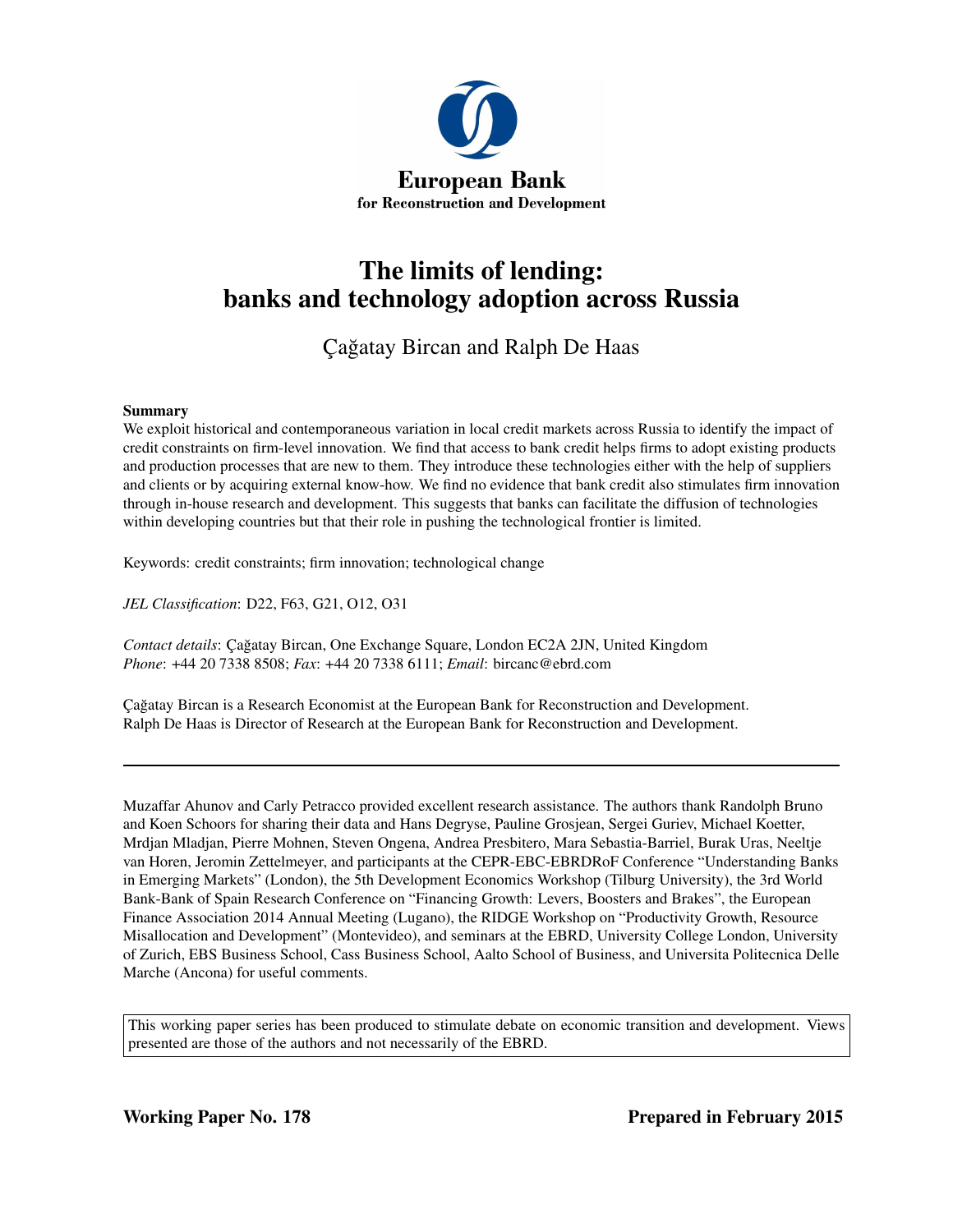European Bank
for Reconstruction and Development

# The limits of lending: banks and technology adoption across Russia

Çağatay Bircan and Ralph De Haas

**Summary**

We exploit historical and contemporaneous variation in local credit markets across Russia to identify the impact of credit constraints on firm-level innovation. We find that access to bank credit helps firms to adopt existing products and production processes that are new to them. They introduce these technologies either with the help of suppliers and clients or by acquiring external know-how. We find no evidence that bank credit also stimulates firm innovation through in-house research and development. This suggests that banks can facilitate the diffusion of technologies within developing countries but that their role in pushing the technological frontier is limited.

Keywords: credit constraints; firm innovation; technological change

*JEL Classification*: D22, F63, G21, O12, O31

*Contact details*: Çağatay Bircan, One Exchange Square, London EC2A 2JN, United Kingdom
*Phone*: +44 20 7338 8508; *Fax*: +44 20 7338 6111; *Email*: bircanc@ebrd.com

Çağatay Bircan is a Research Economist at the European Bank for Reconstruction and Development.
Ralph De Haas is Director of Research at the European Bank for Reconstruction and Development.

---

Muzaffar Ahunov and Carly Petracco provided excellent research assistance. The authors thank Randolph Bruno and Koen Schoors for sharing their data and Hans Degryse, Pauline Grosjean, Sergei Guriev, Michael Koetter, Mrdjan Mladjan, Pierre Mohnen, Steven Ongena, Andrea Presbitero, Mara Sebastia-Barriel, Burak Uras, Neeltje van Horen, Jeromin Zettelmeyer, and participants at the CEPR-EBC-EBRDRoF Conference "Understanding Banks in Emerging Markets" (London), the 5th Development Economics Workshop (Tilburg University), the 3rd World Bank-Bank of Spain Research Conference on "Financing Growth: Levers, Boosters and Brakes", the European Finance Association 2014 Annual Meeting (Lugano), the RIDGE Workshop on "Productivity Growth, Resource Misallocation and Development" (Montevideo), and seminars at the EBRD, University College London, University of Zurich, EBS Business School, Cass Business School, Aalto School of Business, and Universita Politecnica Delle Marche (Ancona) for useful comments.

This working paper series has been produced to stimulate debate on economic transition and development. Views presented are those of the authors and not necessarily of the EBRD.

**Working Paper No. 178** **Prepared in February 2015**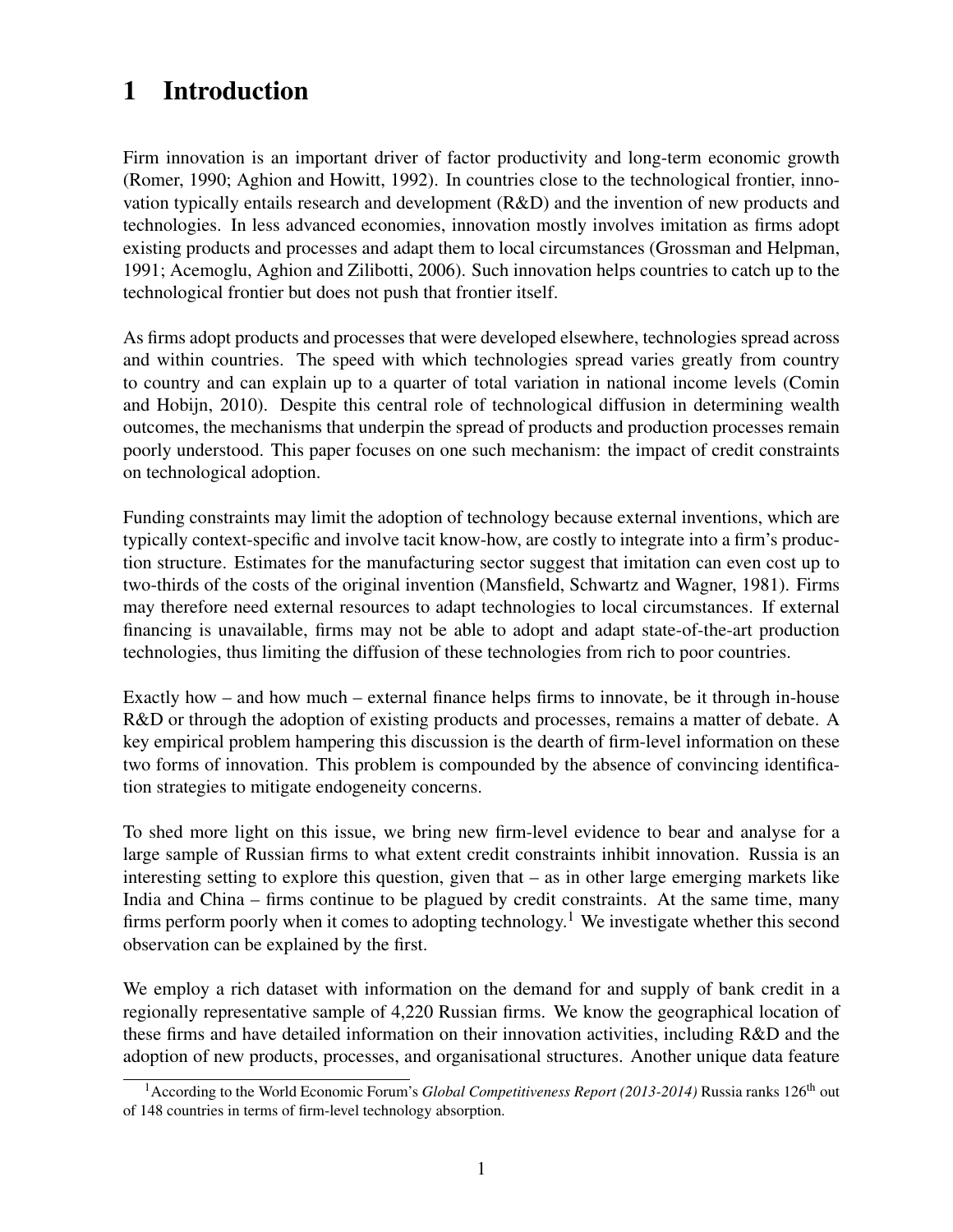# 1 Introduction

Firm innovation is an important driver of factor productivity and long-term economic growth (Romer, 1990; Aghion and Howitt, 1992). In countries close to the technological frontier, innovation typically entails research and development (R&D) and the invention of new products and technologies. In less advanced economies, innovation mostly involves imitation as firms adopt existing products and processes and adapt them to local circumstances (Grossman and Helpman, 1991; Acemoglu, Aghion and Zilibotti, 2006). Such innovation helps countries to catch up to the technological frontier but does not push that frontier itself.

As firms adopt products and processes that were developed elsewhere, technologies spread across and within countries. The speed with which technologies spread varies greatly from country to country and can explain up to a quarter of total variation in national income levels (Comin and Hobijn, 2010). Despite this central role of technological diffusion in determining wealth outcomes, the mechanisms that underpin the spread of products and production processes remain poorly understood. This paper focuses on one such mechanism: the impact of credit constraints on technological adoption.

Funding constraints may limit the adoption of technology because external inventions, which are typically context-specific and involve tacit know-how, are costly to integrate into a firm's production structure. Estimates for the manufacturing sector suggest that imitation can even cost up to two-thirds of the costs of the original invention (Mansfield, Schwartz and Wagner, 1981). Firms may therefore need external resources to adapt technologies to local circumstances. If external financing is unavailable, firms may not be able to adopt and adapt state-of-the-art production technologies, thus limiting the diffusion of these technologies from rich to poor countries.

Exactly how – and how much – external finance helps firms to innovate, be it through in-house R&D or through the adoption of existing products and processes, remains a matter of debate. A key empirical problem hampering this discussion is the dearth of firm-level information on these two forms of innovation. This problem is compounded by the absence of convincing identification strategies to mitigate endogeneity concerns.

To shed more light on this issue, we bring new firm-level evidence to bear and analyse for a large sample of Russian firms to what extent credit constraints inhibit innovation. Russia is an interesting setting to explore this question, given that – as in other large emerging markets like India and China – firms continue to be plagued by credit constraints. At the same time, many firms perform poorly when it comes to adopting technology.[1] We investigate whether this second observation can be explained by the first.

We employ a rich dataset with information on the demand for and supply of bank credit in a regionally representative sample of 4,220 Russian firms. We know the geographical location of these firms and have detailed information on their innovation activities, including R&D and the adoption of new products, processes, and organisational structures. Another unique data feature

[1] According to the World Economic Forum's *Global Competitiveness Report (2013-2014)* Russia ranks 126th out of 148 countries in terms of firm-level technology absorption.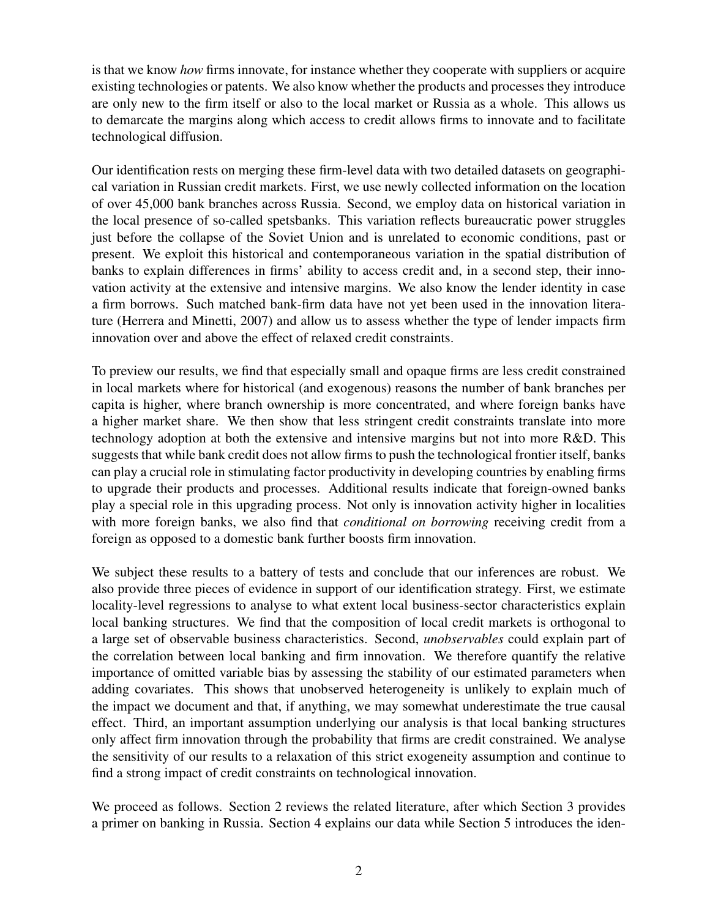is that we know *how* firms innovate, for instance whether they cooperate with suppliers or acquire existing technologies or patents. We also know whether the products and processes they introduce are only new to the firm itself or also to the local market or Russia as a whole. This allows us to demarcate the margins along which access to credit allows firms to innovate and to facilitate technological diffusion.

Our identification rests on merging these firm-level data with two detailed datasets on geographical variation in Russian credit markets. First, we use newly collected information on the location of over 45,000 bank branches across Russia. Second, we employ data on historical variation in the local presence of so-called spetsbanks. This variation reflects bureaucratic power struggles just before the collapse of the Soviet Union and is unrelated to economic conditions, past or present. We exploit this historical and contemporaneous variation in the spatial distribution of banks to explain differences in firms' ability to access credit and, in a second step, their innovation activity at the extensive and intensive margins. We also know the lender identity in case a firm borrows. Such matched bank-firm data have not yet been used in the innovation literature (Herrera and Minetti, 2007) and allow us to assess whether the type of lender impacts firm innovation over and above the effect of relaxed credit constraints.

To preview our results, we find that especially small and opaque firms are less credit constrained in local markets where for historical (and exogenous) reasons the number of bank branches per capita is higher, where branch ownership is more concentrated, and where foreign banks have a higher market share. We then show that less stringent credit constraints translate into more technology adoption at both the extensive and intensive margins but not into more R&D. This suggests that while bank credit does not allow firms to push the technological frontier itself, banks can play a crucial role in stimulating factor productivity in developing countries by enabling firms to upgrade their products and processes. Additional results indicate that foreign-owned banks play a special role in this upgrading process. Not only is innovation activity higher in localities with more foreign banks, we also find that *conditional on borrowing* receiving credit from a foreign as opposed to a domestic bank further boosts firm innovation.

We subject these results to a battery of tests and conclude that our inferences are robust. We also provide three pieces of evidence in support of our identification strategy. First, we estimate locality-level regressions to analyse to what extent local business-sector characteristics explain local banking structures. We find that the composition of local credit markets is orthogonal to a large set of observable business characteristics. Second, *unobservables* could explain part of the correlation between local banking and firm innovation. We therefore quantify the relative importance of omitted variable bias by assessing the stability of our estimated parameters when adding covariates. This shows that unobserved heterogeneity is unlikely to explain much of the impact we document and that, if anything, we may somewhat underestimate the true causal effect. Third, an important assumption underlying our analysis is that local banking structures only affect firm innovation through the probability that firms are credit constrained. We analyse the sensitivity of our results to a relaxation of this strict exogeneity assumption and continue to find a strong impact of credit constraints on technological innovation.

We proceed as follows. Section 2 reviews the related literature, after which Section 3 provides a primer on banking in Russia. Section 4 explains our data while Section 5 introduces the iden-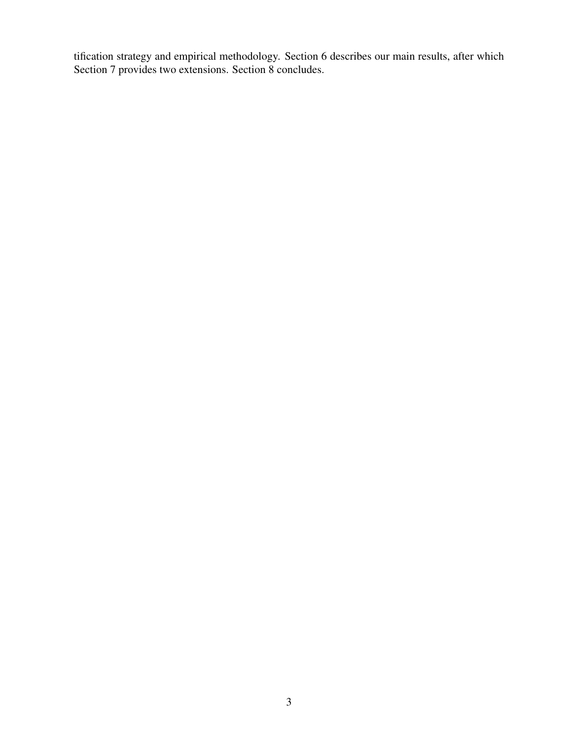tification strategy and empirical methodology. Section 6 describes our main results, after which Section 7 provides two extensions. Section 8 concludes.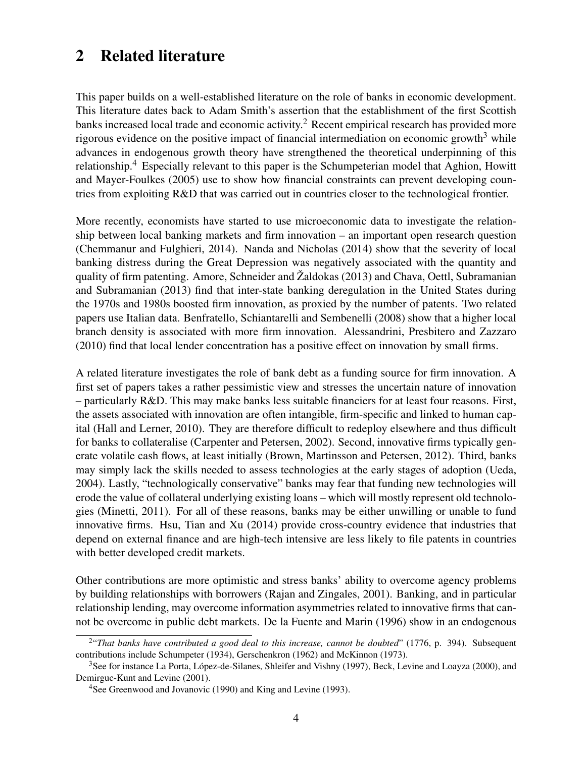## 2 Related literature

This paper builds on a well-established literature on the role of banks in economic development. This literature dates back to Adam Smith's assertion that the establishment of the first Scottish banks increased local trade and economic activity.[2] Recent empirical research has provided more rigorous evidence on the positive impact of financial intermediation on economic growth[3] while advances in endogenous growth theory have strengthened the theoretical underpinning of this relationship.[4] Especially relevant to this paper is the Schumpeterian model that Aghion, Howitt and Mayer-Foulkes (2005) use to show how financial constraints can prevent developing countries from exploiting R&D that was carried out in countries closer to the technological frontier.

More recently, economists have started to use microeconomic data to investigate the relationship between local banking markets and firm innovation – an important open research question (Chemmanur and Fulghieri, 2014). Nanda and Nicholas (2014) show that the severity of local banking distress during the Great Depression was negatively associated with the quantity and quality of firm patenting. Amore, Schneider and Žaldokas (2013) and Chava, Oettl, Subramanian and Subramanian (2013) find that inter-state banking deregulation in the United States during the 1970s and 1980s boosted firm innovation, as proxied by the number of patents. Two related papers use Italian data. Benfratello, Schiantarelli and Sembenelli (2008) show that a higher local branch density is associated with more firm innovation. Alessandrini, Presbitero and Zazzaro (2010) find that local lender concentration has a positive effect on innovation by small firms.

A related literature investigates the role of bank debt as a funding source for firm innovation. A first set of papers takes a rather pessimistic view and stresses the uncertain nature of innovation – particularly R&D. This may make banks less suitable financiers for at least four reasons. First, the assets associated with innovation are often intangible, firm-specific and linked to human capital (Hall and Lerner, 2010). They are therefore difficult to redeploy elsewhere and thus difficult for banks to collateralise (Carpenter and Petersen, 2002). Second, innovative firms typically generate volatile cash flows, at least initially (Brown, Martinsson and Petersen, 2012). Third, banks may simply lack the skills needed to assess technologies at the early stages of adoption (Ueda, 2004). Lastly, "technologically conservative" banks may fear that funding new technologies will erode the value of collateral underlying existing loans – which will mostly represent old technologies (Minetti, 2011). For all of these reasons, banks may be either unwilling or unable to fund innovative firms. Hsu, Tian and Xu (2014) provide cross-country evidence that industries that depend on external finance and are high-tech intensive are less likely to file patents in countries with better developed credit markets.

Other contributions are more optimistic and stress banks' ability to overcome agency problems by building relationships with borrowers (Rajan and Zingales, 2001). Banking, and in particular relationship lending, may overcome information asymmetries related to innovative firms that cannot be overcome in public debt markets. De la Fuente and Marin (1996) show in an endogenous

---

[2] "*That banks have contributed a good deal to this increase, cannot be doubted*" (1776, p. 394). Subsequent contributions include Schumpeter (1934), Gerschenkron (1962) and McKinnon (1973).

[3] See for instance La Porta, López-de-Silanes, Shleifer and Vishny (1997), Beck, Levine and Loayza (2000), and Demirguc-Kunt and Levine (2001).

[4] See Greenwood and Jovanovic (1990) and King and Levine (1993).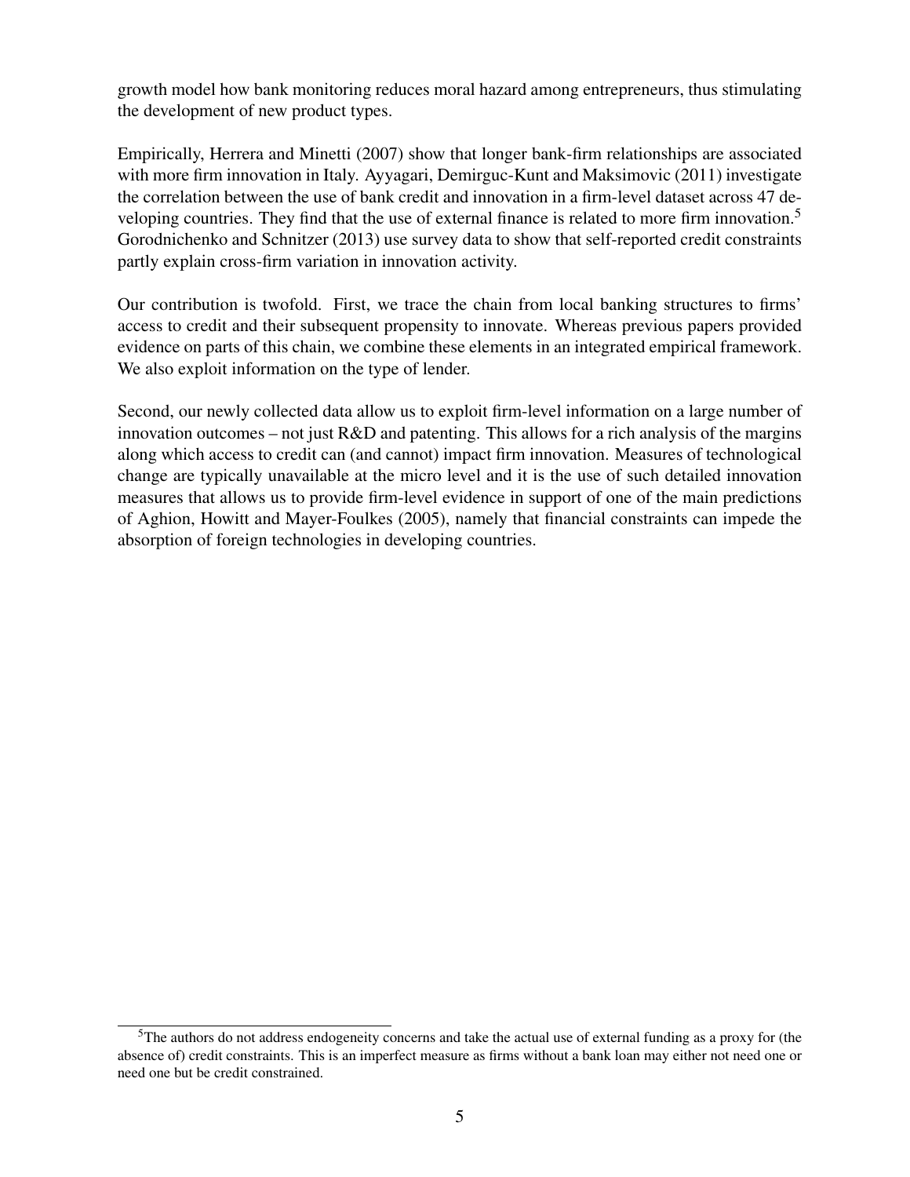growth model how bank monitoring reduces moral hazard among entrepreneurs, thus stimulating the development of new product types.

Empirically, Herrera and Minetti (2007) show that longer bank-firm relationships are associated with more firm innovation in Italy. Ayyagari, Demirguc-Kunt and Maksimovic (2011) investigate the correlation between the use of bank credit and innovation in a firm-level dataset across 47 developing countries. They find that the use of external finance is related to more firm innovation.[5] Gorodnichenko and Schnitzer (2013) use survey data to show that self-reported credit constraints partly explain cross-firm variation in innovation activity.

Our contribution is twofold. First, we trace the chain from local banking structures to firms' access to credit and their subsequent propensity to innovate. Whereas previous papers provided evidence on parts of this chain, we combine these elements in an integrated empirical framework. We also exploit information on the type of lender.

Second, our newly collected data allow us to exploit firm-level information on a large number of innovation outcomes – not just R&D and patenting. This allows for a rich analysis of the margins along which access to credit can (and cannot) impact firm innovation. Measures of technological change are typically unavailable at the micro level and it is the use of such detailed innovation measures that allows us to provide firm-level evidence in support of one of the main predictions of Aghion, Howitt and Mayer-Foulkes (2005), namely that financial constraints can impede the absorption of foreign technologies in developing countries.

[5] The authors do not address endogeneity concerns and take the actual use of external funding as a proxy for (the absence of) credit constraints. This is an imperfect measure as firms without a bank loan may either not need one or need one but be credit constrained.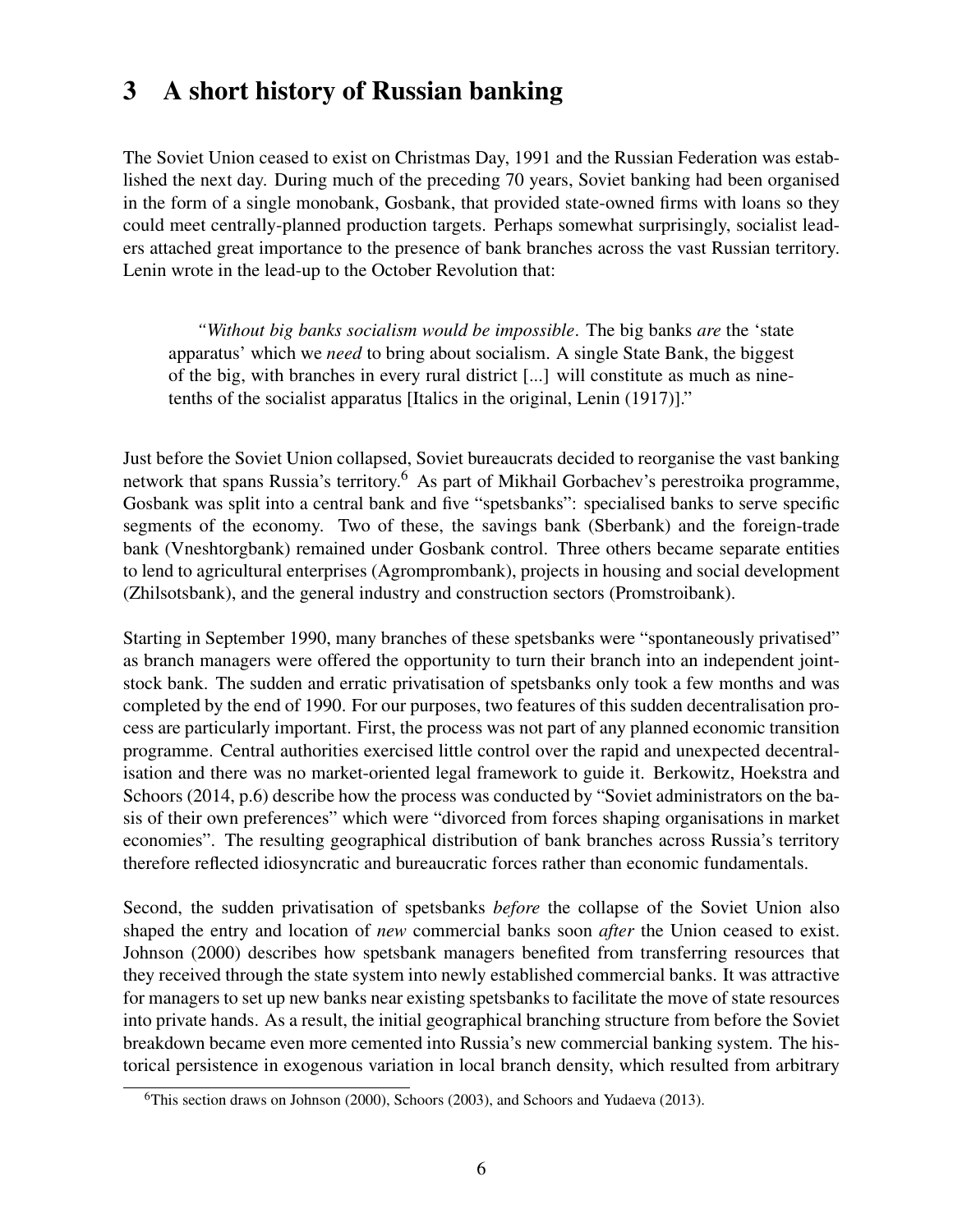# 3 A short history of Russian banking

The Soviet Union ceased to exist on Christmas Day, 1991 and the Russian Federation was established the next day. During much of the preceding 70 years, Soviet banking had been organised in the form of a single monobank, Gosbank, that provided state-owned firms with loans so they could meet centrally-planned production targets. Perhaps somewhat surprisingly, socialist leaders attached great importance to the presence of bank branches across the vast Russian territory. Lenin wrote in the lead-up to the October Revolution that:

> *"Without big banks socialism would be impossible*. The big banks *are* the 'state apparatus' which we *need* to bring about socialism. A single State Bank, the biggest of the big, with branches in every rural district [...] will constitute as much as nine-tenths of the socialist apparatus [Italics in the original, Lenin (1917)]."

Just before the Soviet Union collapsed, Soviet bureaucrats decided to reorganise the vast banking network that spans Russia's territory.[6] As part of Mikhail Gorbachev's perestroika programme, Gosbank was split into a central bank and five "spetsbanks": specialised banks to serve specific segments of the economy. Two of these, the savings bank (Sberbank) and the foreign-trade bank (Vneshtorgbank) remained under Gosbank control. Three others became separate entities to lend to agricultural enterprises (Agroprombank), projects in housing and social development (Zhilsotsbank), and the general industry and construction sectors (Promstroibank).

Starting in September 1990, many branches of these spetsbanks were "spontaneously privatised" as branch managers were offered the opportunity to turn their branch into an independent joint-stock bank. The sudden and erratic privatisation of spetsbanks only took a few months and was completed by the end of 1990. For our purposes, two features of this sudden decentralisation process are particularly important. First, the process was not part of any planned economic transition programme. Central authorities exercised little control over the rapid and unexpected decentralisation and there was no market-oriented legal framework to guide it. Berkowitz, Hoekstra and Schoors (2014, p.6) describe how the process was conducted by "Soviet administrators on the basis of their own preferences" which were "divorced from forces shaping organisations in market economies". The resulting geographical distribution of bank branches across Russia's territory therefore reflected idiosyncratic and bureaucratic forces rather than economic fundamentals.

Second, the sudden privatisation of spetsbanks *before* the collapse of the Soviet Union also shaped the entry and location of *new* commercial banks soon *after* the Union ceased to exist. Johnson (2000) describes how spetsbank managers benefited from transferring resources that they received through the state system into newly established commercial banks. It was attractive for managers to set up new banks near existing spetsbanks to facilitate the move of state resources into private hands. As a result, the initial geographical branching structure from before the Soviet breakdown became even more cemented into Russia's new commercial banking system. The historical persistence in exogenous variation in local branch density, which resulted from arbitrary

[6] This section draws on Johnson (2000), Schoors (2003), and Schoors and Yudaeva (2013).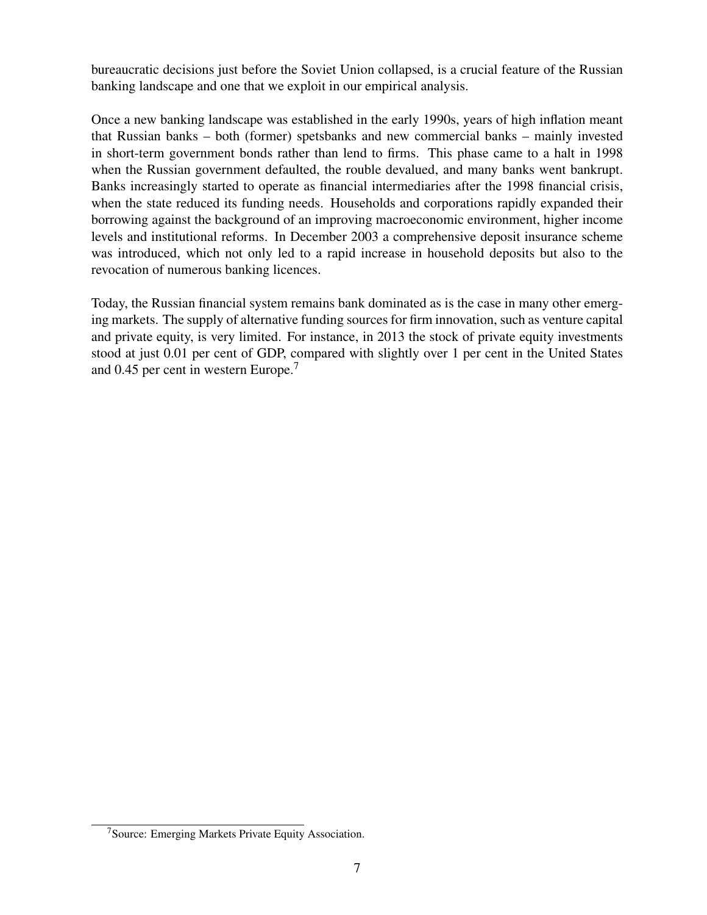bureaucratic decisions just before the Soviet Union collapsed, is a crucial feature of the Russian banking landscape and one that we exploit in our empirical analysis.

Once a new banking landscape was established in the early 1990s, years of high inflation meant that Russian banks – both (former) spetsbanks and new commercial banks – mainly invested in short-term government bonds rather than lend to firms. This phase came to a halt in 1998 when the Russian government defaulted, the rouble devalued, and many banks went bankrupt. Banks increasingly started to operate as financial intermediaries after the 1998 financial crisis, when the state reduced its funding needs. Households and corporations rapidly expanded their borrowing against the background of an improving macroeconomic environment, higher income levels and institutional reforms. In December 2003 a comprehensive deposit insurance scheme was introduced, which not only led to a rapid increase in household deposits but also to the revocation of numerous banking licences.

Today, the Russian financial system remains bank dominated as is the case in many other emerging markets. The supply of alternative funding sources for firm innovation, such as venture capital and private equity, is very limited. For instance, in 2013 the stock of private equity investments stood at just 0.01 per cent of GDP, compared with slightly over 1 per cent in the United States and 0.45 per cent in western Europe.[7]

[7] Source: Emerging Markets Private Equity Association.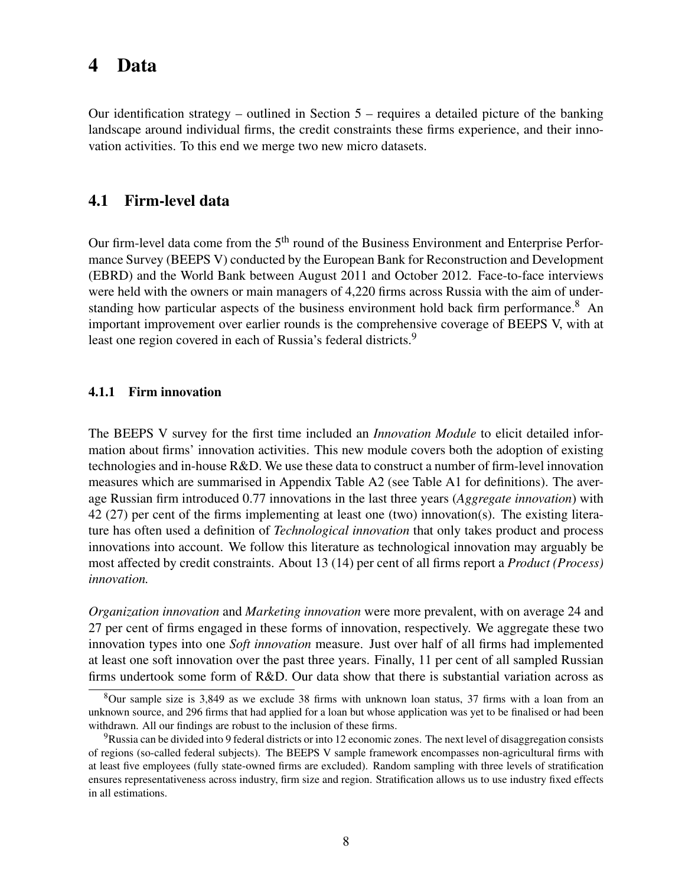# 4 Data

Our identification strategy – outlined in Section 5 – requires a detailed picture of the banking landscape around individual firms, the credit constraints these firms experience, and their innovation activities. To this end we merge two new micro datasets.

## 4.1 Firm-level data

Our firm-level data come from the 5th round of the Business Environment and Enterprise Performance Survey (BEEPS V) conducted by the European Bank for Reconstruction and Development (EBRD) and the World Bank between August 2011 and October 2012. Face-to-face interviews were held with the owners or main managers of 4,220 firms across Russia with the aim of understanding how particular aspects of the business environment hold back firm performance.[8] An important improvement over earlier rounds is the comprehensive coverage of BEEPS V, with at least one region covered in each of Russia's federal districts.[9]

### 4.1.1 Firm innovation

The BEEPS V survey for the first time included an *Innovation Module* to elicit detailed information about firms' innovation activities. This new module covers both the adoption of existing technologies and in-house R&D. We use these data to construct a number of firm-level innovation measures which are summarised in Appendix Table A2 (see Table A1 for definitions). The average Russian firm introduced 0.77 innovations in the last three years (*Aggregate innovation*) with 42 (27) per cent of the firms implementing at least one (two) innovation(s). The existing literature has often used a definition of *Technological innovation* that only takes product and process innovations into account. We follow this literature as technological innovation may arguably be most affected by credit constraints. About 13 (14) per cent of all firms report a *Product (Process) innovation.*

*Organization innovation* and *Marketing innovation* were more prevalent, with on average 24 and 27 per cent of firms engaged in these forms of innovation, respectively. We aggregate these two innovation types into one *Soft innovation* measure. Just over half of all firms had implemented at least one soft innovation over the past three years. Finally, 11 per cent of all sampled Russian firms undertook some form of R&D. Our data show that there is substantial variation across as

[8] Our sample size is 3,849 as we exclude 38 firms with unknown loan status, 37 firms with a loan from an unknown source, and 296 firms that had applied for a loan but whose application was yet to be finalised or had been withdrawn. All our findings are robust to the inclusion of these firms.

[9] Russia can be divided into 9 federal districts or into 12 economic zones. The next level of disaggregation consists of regions (so-called federal subjects). The BEEPS V sample framework encompasses non-agricultural firms with at least five employees (fully state-owned firms are excluded). Random sampling with three levels of stratification ensures representativeness across industry, firm size and region. Stratification allows us to use industry fixed effects in all estimations.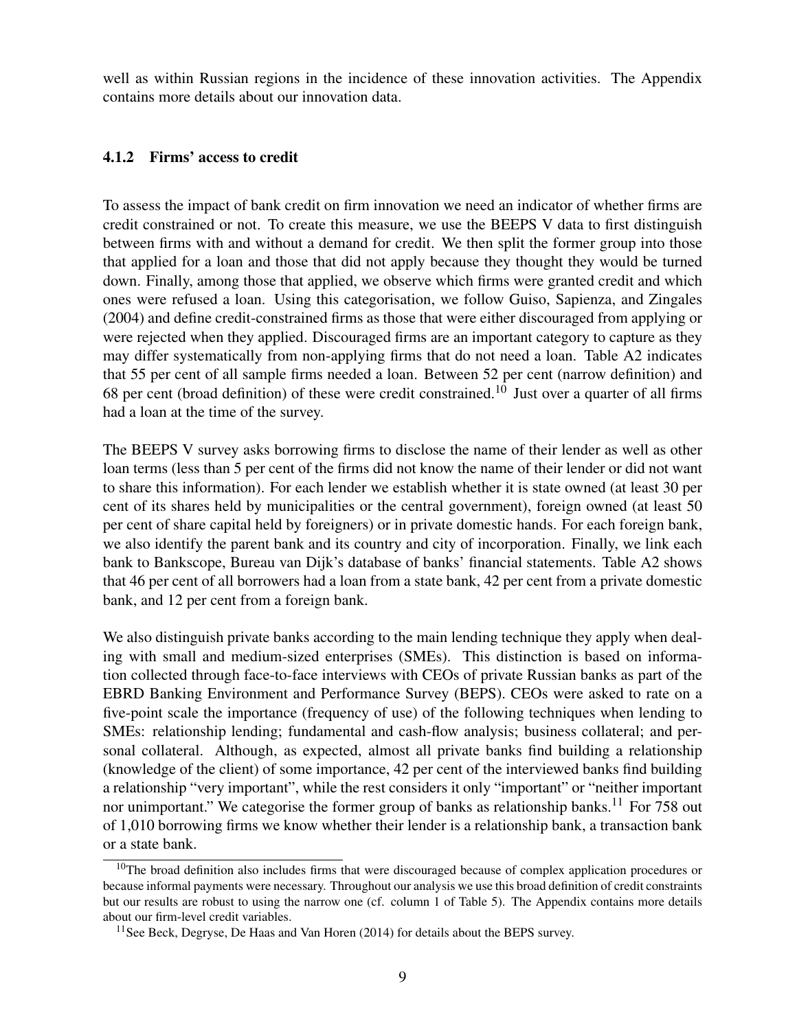well as within Russian regions in the incidence of these innovation activities. The Appendix contains more details about our innovation data.

#### 4.1.2 Firms' access to credit

To assess the impact of bank credit on firm innovation we need an indicator of whether firms are credit constrained or not. To create this measure, we use the BEEPS V data to first distinguish between firms with and without a demand for credit. We then split the former group into those that applied for a loan and those that did not apply because they thought they would be turned down. Finally, among those that applied, we observe which firms were granted credit and which ones were refused a loan. Using this categorisation, we follow Guiso, Sapienza, and Zingales (2004) and define credit-constrained firms as those that were either discouraged from applying or were rejected when they applied. Discouraged firms are an important category to capture as they may differ systematically from non-applying firms that do not need a loan. Table A2 indicates that 55 per cent of all sample firms needed a loan. Between 52 per cent (narrow definition) and 68 per cent (broad definition) of these were credit constrained.[10] Just over a quarter of all firms had a loan at the time of the survey.

The BEEPS V survey asks borrowing firms to disclose the name of their lender as well as other loan terms (less than 5 per cent of the firms did not know the name of their lender or did not want to share this information). For each lender we establish whether it is state owned (at least 30 per cent of its shares held by municipalities or the central government), foreign owned (at least 50 per cent of share capital held by foreigners) or in private domestic hands. For each foreign bank, we also identify the parent bank and its country and city of incorporation. Finally, we link each bank to Bankscope, Bureau van Dijk's database of banks' financial statements. Table A2 shows that 46 per cent of all borrowers had a loan from a state bank, 42 per cent from a private domestic bank, and 12 per cent from a foreign bank.

We also distinguish private banks according to the main lending technique they apply when dealing with small and medium-sized enterprises (SMEs). This distinction is based on information collected through face-to-face interviews with CEOs of private Russian banks as part of the EBRD Banking Environment and Performance Survey (BEPS). CEOs were asked to rate on a five-point scale the importance (frequency of use) of the following techniques when lending to SMEs: relationship lending; fundamental and cash-flow analysis; business collateral; and personal collateral. Although, as expected, almost all private banks find building a relationship (knowledge of the client) of some importance, 42 per cent of the interviewed banks find building a relationship "very important", while the rest considers it only "important" or "neither important nor unimportant." We categorise the former group of banks as relationship banks.[11] For 758 out of 1,010 borrowing firms we know whether their lender is a relationship bank, a transaction bank or a state bank.

[10] The broad definition also includes firms that were discouraged because of complex application procedures or because informal payments were necessary. Throughout our analysis we use this broad definition of credit constraints but our results are robust to using the narrow one (cf. column 1 of Table 5). The Appendix contains more details about our firm-level credit variables.

[11] See Beck, Degryse, De Haas and Van Horen (2014) for details about the BEPS survey.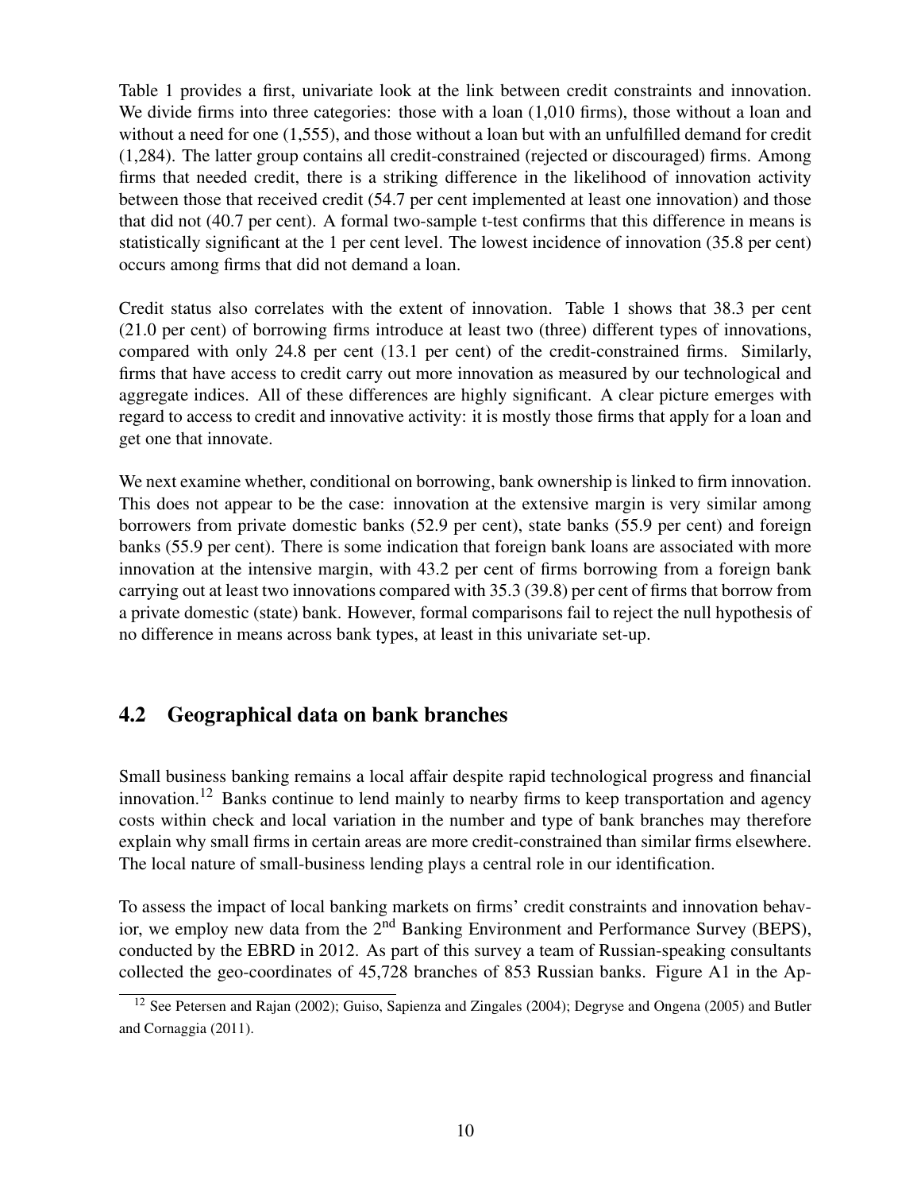Table 1 provides a first, univariate look at the link between credit constraints and innovation. We divide firms into three categories: those with a loan (1,010 firms), those without a loan and without a need for one (1,555), and those without a loan but with an unfulfilled demand for credit (1,284). The latter group contains all credit-constrained (rejected or discouraged) firms. Among firms that needed credit, there is a striking difference in the likelihood of innovation activity between those that received credit (54.7 per cent implemented at least one innovation) and those that did not (40.7 per cent). A formal two-sample t-test confirms that this difference in means is statistically significant at the 1 per cent level. The lowest incidence of innovation (35.8 per cent) occurs among firms that did not demand a loan.

Credit status also correlates with the extent of innovation. Table 1 shows that 38.3 per cent (21.0 per cent) of borrowing firms introduce at least two (three) different types of innovations, compared with only 24.8 per cent (13.1 per cent) of the credit-constrained firms. Similarly, firms that have access to credit carry out more innovation as measured by our technological and aggregate indices. All of these differences are highly significant. A clear picture emerges with regard to access to credit and innovative activity: it is mostly those firms that apply for a loan and get one that innovate.

We next examine whether, conditional on borrowing, bank ownership is linked to firm innovation. This does not appear to be the case: innovation at the extensive margin is very similar among borrowers from private domestic banks (52.9 per cent), state banks (55.9 per cent) and foreign banks (55.9 per cent). There is some indication that foreign bank loans are associated with more innovation at the intensive margin, with 43.2 per cent of firms borrowing from a foreign bank carrying out at least two innovations compared with 35.3 (39.8) per cent of firms that borrow from a private domestic (state) bank. However, formal comparisons fail to reject the null hypothesis of no difference in means across bank types, at least in this univariate set-up.

## 4.2 Geographical data on bank branches

Small business banking remains a local affair despite rapid technological progress and financial innovation.[12] Banks continue to lend mainly to nearby firms to keep transportation and agency costs within check and local variation in the number and type of bank branches may therefore explain why small firms in certain areas are more credit-constrained than similar firms elsewhere. The local nature of small-business lending plays a central role in our identification.

To assess the impact of local banking markets on firms' credit constraints and innovation behavior, we employ new data from the 2nd Banking Environment and Performance Survey (BEPS), conducted by the EBRD in 2012. As part of this survey a team of Russian-speaking consultants collected the geo-coordinates of 45,728 branches of 853 Russian banks. Figure A1 in the Ap-

[12] See Petersen and Rajan (2002); Guiso, Sapienza and Zingales (2004); Degryse and Ongena (2005) and Butler and Cornaggia (2011).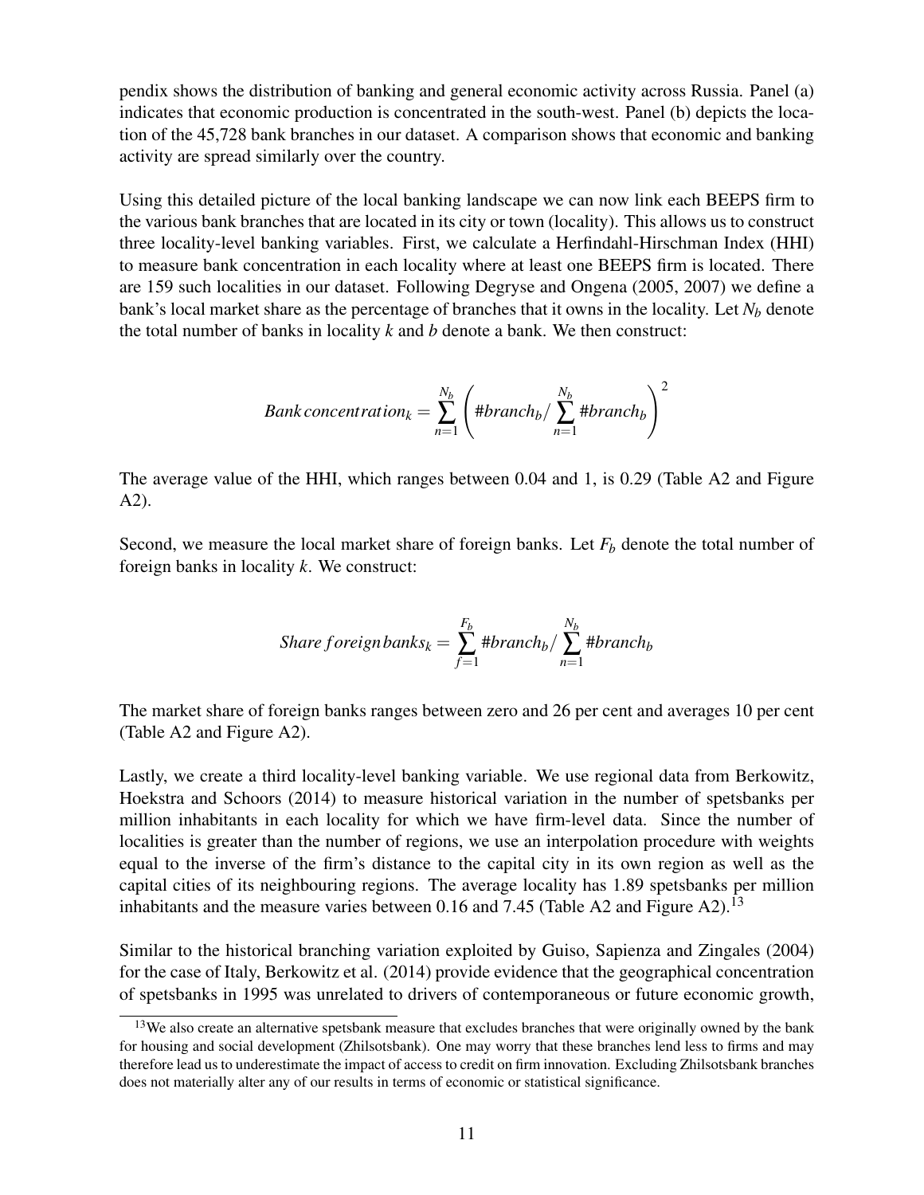pendix shows the distribution of banking and general economic activity across Russia. Panel (a) indicates that economic production is concentrated in the south-west. Panel (b) depicts the location of the 45,728 bank branches in our dataset. A comparison shows that economic and banking activity are spread similarly over the country.

Using this detailed picture of the local banking landscape we can now link each BEEPS firm to the various bank branches that are located in its city or town (locality). This allows us to construct three locality-level banking variables. First, we calculate a Herfindahl-Hirschman Index (HHI) to measure bank concentration in each locality where at least one BEEPS firm is located. There are 159 such localities in our dataset. Following Degryse and Ongena (2005, 2007) we define a bank's local market share as the percentage of branches that it owns in the locality. Let $N_b$ denote the total number of banks in locality $k$ and $b$ denote a bank. We then construct:

$$Bank\,concentration_k = \sum_{n=1}^{N_b} \left( \#branch_b / \sum_{n=1}^{N_b} \#branch_b \right)^2$$

The average value of the HHI, which ranges between 0.04 and 1, is 0.29 (Table A2 and Figure A2).

Second, we measure the local market share of foreign banks. Let $F_b$ denote the total number of foreign banks in locality $k$. We construct:

$$Share\,foreign\,banks_k = \sum_{f=1}^{F_b} \#branch_b / \sum_{n=1}^{N_b} \#branch_b$$

The market share of foreign banks ranges between zero and 26 per cent and averages 10 per cent (Table A2 and Figure A2).

Lastly, we create a third locality-level banking variable. We use regional data from Berkowitz, Hoekstra and Schoors (2014) to measure historical variation in the number of spetsbanks per million inhabitants in each locality for which we have firm-level data. Since the number of localities is greater than the number of regions, we use an interpolation procedure with weights equal to the inverse of the firm's distance to the capital city in its own region as well as the capital cities of its neighbouring regions. The average locality has 1.89 spetsbanks per million inhabitants and the measure varies between 0.16 and 7.45 (Table A2 and Figure A2).[13]

Similar to the historical branching variation exploited by Guiso, Sapienza and Zingales (2004) for the case of Italy, Berkowitz et al. (2014) provide evidence that the geographical concentration of spetsbanks in 1995 was unrelated to drivers of contemporaneous or future economic growth,

[13] We also create an alternative spetsbank measure that excludes branches that were originally owned by the bank for housing and social development (Zhilsotsbank). One may worry that these branches lend less to firms and may therefore lead us to underestimate the impact of access to credit on firm innovation. Excluding Zhilsotsbank branches does not materially alter any of our results in terms of economic or statistical significance.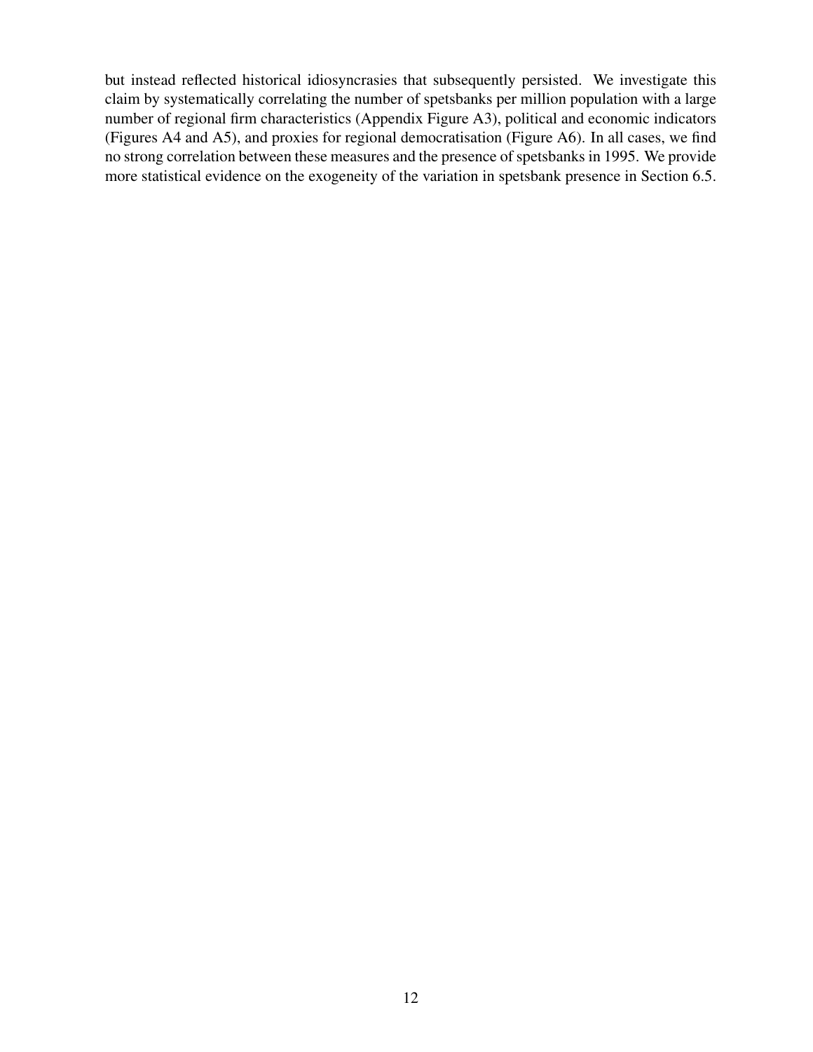but instead reflected historical idiosyncrasies that subsequently persisted. We investigate this claim by systematically correlating the number of spetsbanks per million population with a large number of regional firm characteristics (Appendix Figure A3), political and economic indicators (Figures A4 and A5), and proxies for regional democratisation (Figure A6). In all cases, we find no strong correlation between these measures and the presence of spetsbanks in 1995. We provide more statistical evidence on the exogeneity of the variation in spetsbank presence in Section 6.5.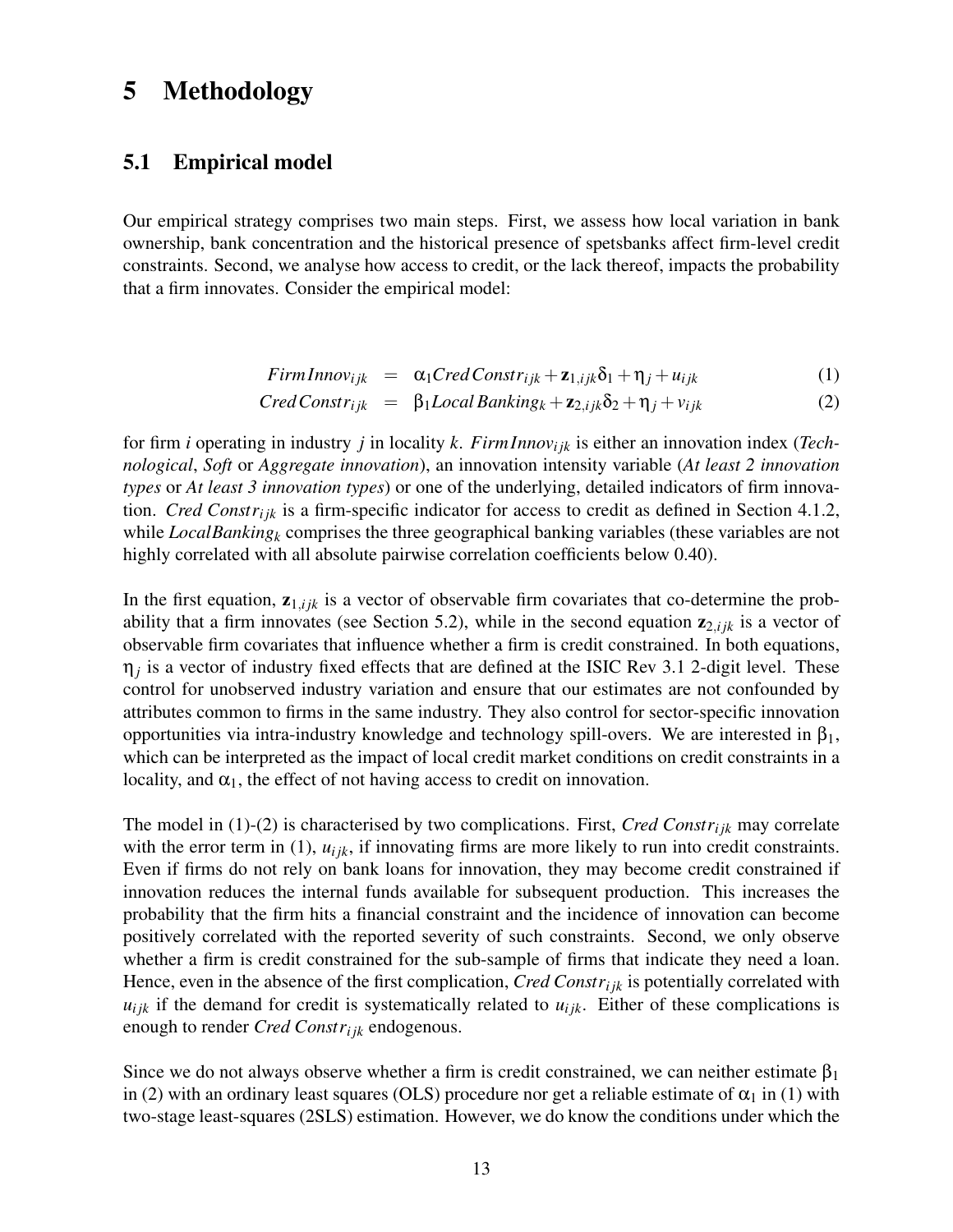# 5 Methodology

## 5.1 Empirical model

Our empirical strategy comprises two main steps. First, we assess how local variation in bank ownership, bank concentration and the historical presence of spetsbanks affect firm-level credit constraints. Second, we analyse how access to credit, or the lack thereof, impacts the probability that a firm innovates. Consider the empirical model:

$$FirmInnov_{ijk} = \alpha_1 Cred\,Constr_{ijk} + \mathbf{z}_{1,ijk}\delta_1 + \eta_j + u_{ijk} \quad (1)$$

$$Cred\,Constr_{ijk} = \beta_1 Local\,Banking_k + \mathbf{z}_{2,ijk}\delta_2 + \eta_j + v_{ijk} \quad (2)$$

for firm $i$ operating in industry $j$ in locality $k$. $FirmInnov_{ijk}$ is either an innovation index (*Technological*, *Soft* or *Aggregate innovation*), an innovation intensity variable (*At least 2 innovation types* or *At least 3 innovation types*) or one of the underlying, detailed indicators of firm innovation. $Cred\,Constr_{ijk}$ is a firm-specific indicator for access to credit as defined in Section 4.1.2, while $LocalBanking_k$ comprises the three geographical banking variables (these variables are not highly correlated with all absolute pairwise correlation coefficients below 0.40).

In the first equation, $\mathbf{z}_{1,ijk}$ is a vector of observable firm covariates that co-determine the probability that a firm innovates (see Section 5.2), while in the second equation $\mathbf{z}_{2,ijk}$ is a vector of observable firm covariates that influence whether a firm is credit constrained. In both equations, $\eta_j$ is a vector of industry fixed effects that are defined at the ISIC Rev 3.1 2-digit level. These control for unobserved industry variation and ensure that our estimates are not confounded by attributes common to firms in the same industry. They also control for sector-specific innovation opportunities via intra-industry knowledge and technology spill-overs. We are interested in $\beta_1$, which can be interpreted as the impact of local credit market conditions on credit constraints in a locality, and $\alpha_1$, the effect of not having access to credit on innovation.

The model in (1)-(2) is characterised by two complications. First, $Cred\,Constr_{ijk}$ may correlate with the error term in (1), $u_{ijk}$, if innovating firms are more likely to run into credit constraints. Even if firms do not rely on bank loans for innovation, they may become credit constrained if innovation reduces the internal funds available for subsequent production. This increases the probability that the firm hits a financial constraint and the incidence of innovation can become positively correlated with the reported severity of such constraints. Second, we only observe whether a firm is credit constrained for the sub-sample of firms that indicate they need a loan. Hence, even in the absence of the first complication, $Cred\,Constr_{ijk}$ is potentially correlated with $u_{ijk}$ if the demand for credit is systematically related to $u_{ijk}$. Either of these complications is enough to render $Cred\,Constr_{ijk}$ endogenous.

Since we do not always observe whether a firm is credit constrained, we can neither estimate $\beta_1$ in (2) with an ordinary least squares (OLS) procedure nor get a reliable estimate of $\alpha_1$ in (1) with two-stage least-squares (2SLS) estimation. However, we do know the conditions under which the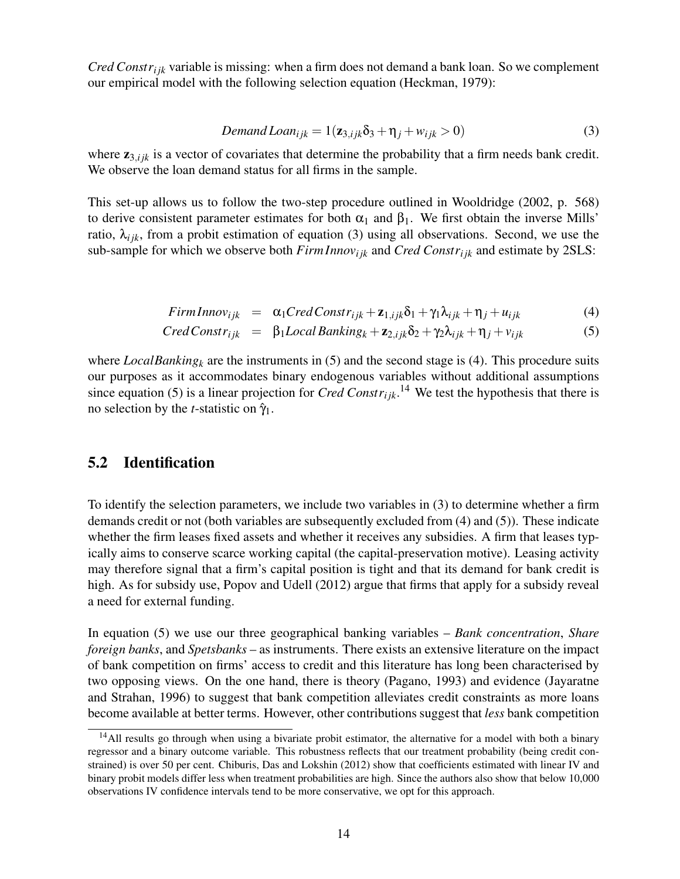$Cred\,Constr_{ijk}$ variable is missing: when a firm does not demand a bank loan. So we complement our empirical model with the following selection equation (Heckman, 1979):

$$Demand\,Loan_{ijk} = 1(\mathbf{z}_{3,ijk}\delta_3 + \eta_j + w_{ijk} > 0) \tag{3}$$

where $\mathbf{z}_{3,ijk}$ is a vector of covariates that determine the probability that a firm needs bank credit. We observe the loan demand status for all firms in the sample.

This set-up allows us to follow the two-step procedure outlined in Wooldridge (2002, p. 568) to derive consistent parameter estimates for both $\alpha_1$ and $\beta_1$. We first obtain the inverse Mills' ratio, $\lambda_{ijk}$, from a probit estimation of equation (3) using all observations. Second, we use the sub-sample for which we observe both $Firm\,Innov_{ijk}$ and $Cred\,Constr_{ijk}$ and estimate by 2SLS:

$$Firm\,Innov_{ijk} = \alpha_1 Cred\,Constr_{ijk} + \mathbf{z}_{1,ijk}\delta_1 + \gamma_1\lambda_{ijk} + \eta_j + u_{ijk} \tag{4}$$

$$Cred\,Constr_{ijk} = \beta_1 Local\,Banking_k + \mathbf{z}_{2,ijk}\delta_2 + \gamma_2\lambda_{ijk} + \eta_j + v_{ijk} \tag{5}$$

where $LocalBanking_k$ are the instruments in (5) and the second stage is (4). This procedure suits our purposes as it accommodates binary endogenous variables without additional assumptions since equation (5) is a linear projection for $Cred\,Constr_{ijk}$.[14] We test the hypothesis that there is no selection by the *t*-statistic on $\hat{\gamma}_1$.

## 5.2 Identification

To identify the selection parameters, we include two variables in (3) to determine whether a firm demands credit or not (both variables are subsequently excluded from (4) and (5)). These indicate whether the firm leases fixed assets and whether it receives any subsidies. A firm that leases typically aims to conserve scarce working capital (the capital-preservation motive). Leasing activity may therefore signal that a firm's capital position is tight and that its demand for bank credit is high. As for subsidy use, Popov and Udell (2012) argue that firms that apply for a subsidy reveal a need for external funding.

In equation (5) we use our three geographical banking variables – *Bank concentration*, *Share foreign banks*, and *Spetsbanks* – as instruments. There exists an extensive literature on the impact of bank competition on firms' access to credit and this literature has long been characterised by two opposing views. On the one hand, there is theory (Pagano, 1993) and evidence (Jayaratne and Strahan, 1996) to suggest that bank competition alleviates credit constraints as more loans become available at better terms. However, other contributions suggest that *less* bank competition

[14] All results go through when using a bivariate probit estimator, the alternative for a model with both a binary regressor and a binary outcome variable. This robustness reflects that our treatment probability (being credit constrained) is over 50 per cent. Chiburis, Das and Lokshin (2012) show that coefficients estimated with linear IV and binary probit models differ less when treatment probabilities are high. Since the authors also show that below 10,000 observations IV confidence intervals tend to be more conservative, we opt for this approach.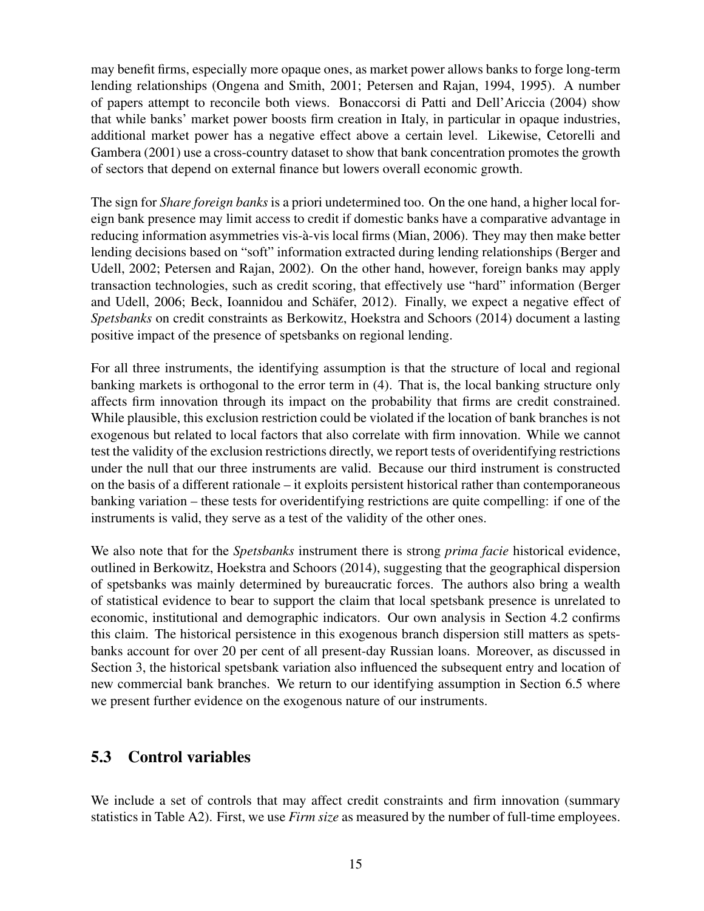may benefit firms, especially more opaque ones, as market power allows banks to forge long-term lending relationships (Ongena and Smith, 2001; Petersen and Rajan, 1994, 1995). A number of papers attempt to reconcile both views. Bonaccorsi di Patti and Dell'Ariccia (2004) show that while banks' market power boosts firm creation in Italy, in particular in opaque industries, additional market power has a negative effect above a certain level. Likewise, Cetorelli and Gambera (2001) use a cross-country dataset to show that bank concentration promotes the growth of sectors that depend on external finance but lowers overall economic growth.

The sign for *Share foreign banks* is a priori undetermined too. On the one hand, a higher local foreign bank presence may limit access to credit if domestic banks have a comparative advantage in reducing information asymmetries vis-à-vis local firms (Mian, 2006). They may then make better lending decisions based on "soft" information extracted during lending relationships (Berger and Udell, 2002; Petersen and Rajan, 2002). On the other hand, however, foreign banks may apply transaction technologies, such as credit scoring, that effectively use "hard" information (Berger and Udell, 2006; Beck, Ioannidou and Schäfer, 2012). Finally, we expect a negative effect of *Spetsbanks* on credit constraints as Berkowitz, Hoekstra and Schoors (2014) document a lasting positive impact of the presence of spetsbanks on regional lending.

For all three instruments, the identifying assumption is that the structure of local and regional banking markets is orthogonal to the error term in (4). That is, the local banking structure only affects firm innovation through its impact on the probability that firms are credit constrained. While plausible, this exclusion restriction could be violated if the location of bank branches is not exogenous but related to local factors that also correlate with firm innovation. While we cannot test the validity of the exclusion restrictions directly, we report tests of overidentifying restrictions under the null that our three instruments are valid. Because our third instrument is constructed on the basis of a different rationale – it exploits persistent historical rather than contemporaneous banking variation – these tests for overidentifying restrictions are quite compelling: if one of the instruments is valid, they serve as a test of the validity of the other ones.

We also note that for the *Spetsbanks* instrument there is strong *prima facie* historical evidence, outlined in Berkowitz, Hoekstra and Schoors (2014), suggesting that the geographical dispersion of spetsbanks was mainly determined by bureaucratic forces. The authors also bring a wealth of statistical evidence to bear to support the claim that local spetsbank presence is unrelated to economic, institutional and demographic indicators. Our own analysis in Section 4.2 confirms this claim. The historical persistence in this exogenous branch dispersion still matters as spetsbanks account for over 20 per cent of all present-day Russian loans. Moreover, as discussed in Section 3, the historical spetsbank variation also influenced the subsequent entry and location of new commercial bank branches. We return to our identifying assumption in Section 6.5 where we present further evidence on the exogenous nature of our instruments.

## 5.3 Control variables

We include a set of controls that may affect credit constraints and firm innovation (summary statistics in Table A2). First, we use *Firm size* as measured by the number of full-time employees.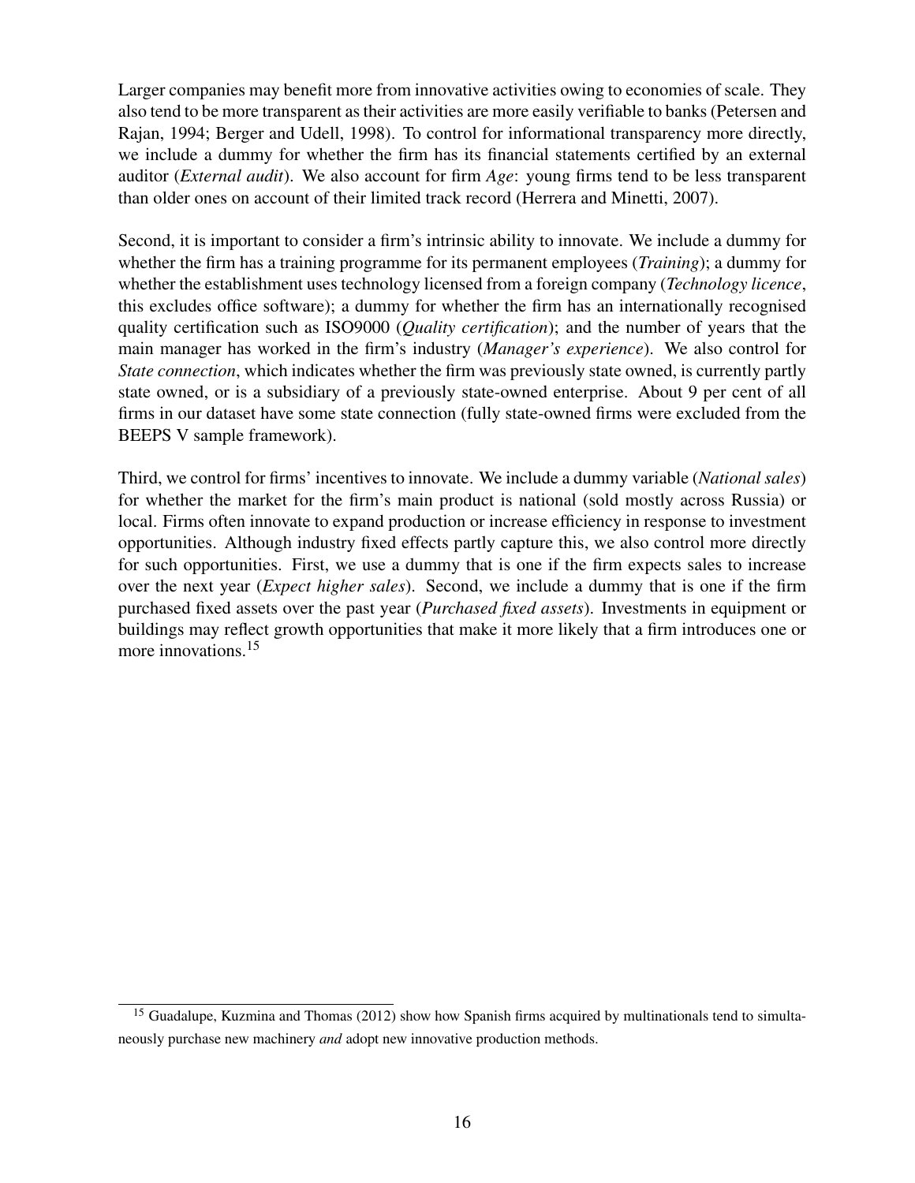Larger companies may benefit more from innovative activities owing to economies of scale. They also tend to be more transparent as their activities are more easily verifiable to banks (Petersen and Rajan, 1994; Berger and Udell, 1998). To control for informational transparency more directly, we include a dummy for whether the firm has its financial statements certified by an external auditor (*External audit*). We also account for firm *Age*: young firms tend to be less transparent than older ones on account of their limited track record (Herrera and Minetti, 2007).

Second, it is important to consider a firm's intrinsic ability to innovate. We include a dummy for whether the firm has a training programme for its permanent employees (*Training*); a dummy for whether the establishment uses technology licensed from a foreign company (*Technology licence*, this excludes office software); a dummy for whether the firm has an internationally recognised quality certification such as ISO9000 (*Quality certification*); and the number of years that the main manager has worked in the firm's industry (*Manager's experience*). We also control for *State connection*, which indicates whether the firm was previously state owned, is currently partly state owned, or is a subsidiary of a previously state-owned enterprise. About 9 per cent of all firms in our dataset have some state connection (fully state-owned firms were excluded from the BEEPS V sample framework).

Third, we control for firms' incentives to innovate. We include a dummy variable (*National sales*) for whether the market for the firm's main product is national (sold mostly across Russia) or local. Firms often innovate to expand production or increase efficiency in response to investment opportunities. Although industry fixed effects partly capture this, we also control more directly for such opportunities. First, we use a dummy that is one if the firm expects sales to increase over the next year (*Expect higher sales*). Second, we include a dummy that is one if the firm purchased fixed assets over the past year (*Purchased fixed assets*). Investments in equipment or buildings may reflect growth opportunities that make it more likely that a firm introduces one or more innovations.[15]

[15] Guadalupe, Kuzmina and Thomas (2012) show how Spanish firms acquired by multinationals tend to simultaneously purchase new machinery *and* adopt new innovative production methods.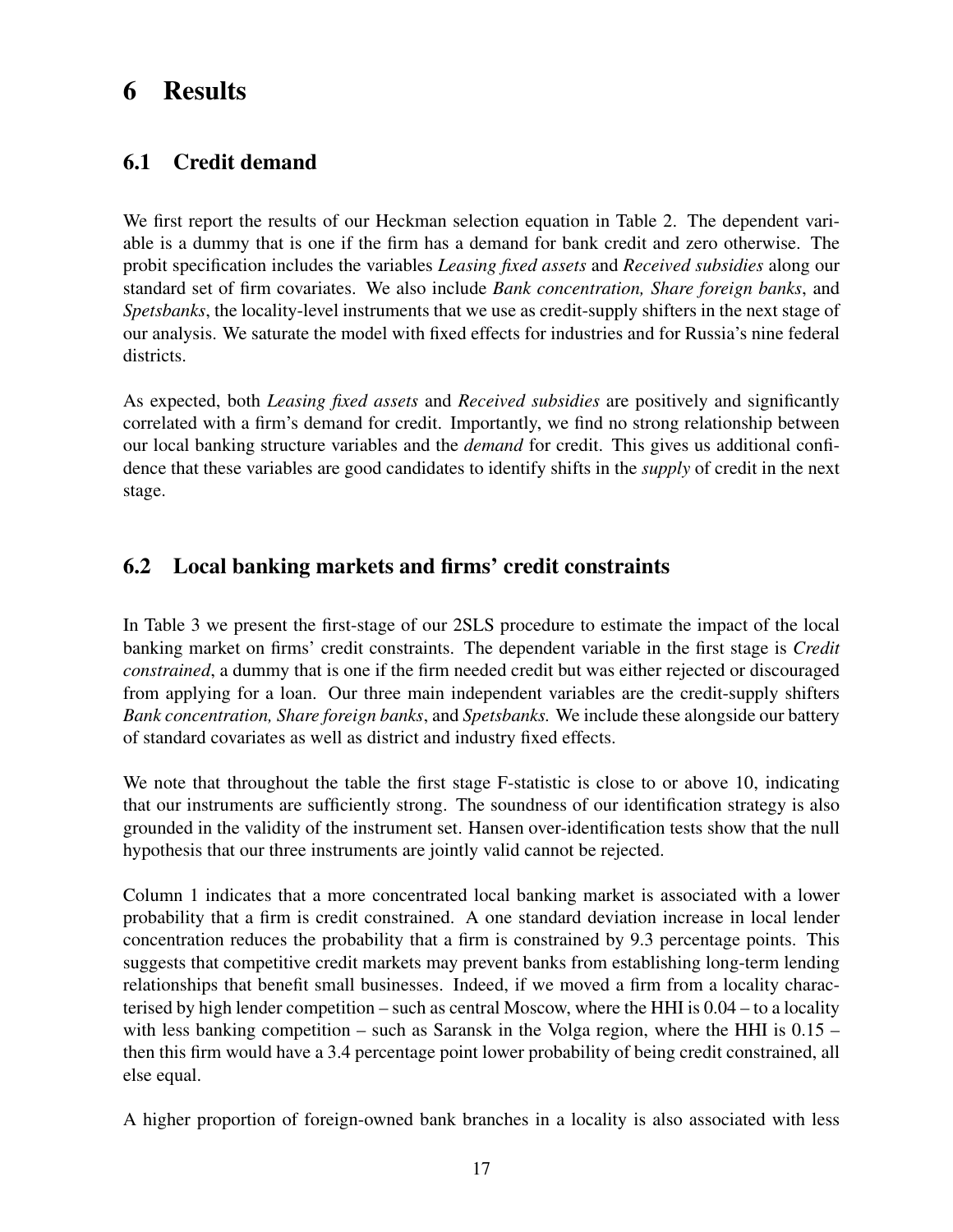# 6 Results

## 6.1 Credit demand

We first report the results of our Heckman selection equation in Table 2. The dependent variable is a dummy that is one if the firm has a demand for bank credit and zero otherwise. The probit specification includes the variables *Leasing fixed assets* and *Received subsidies* along our standard set of firm covariates. We also include *Bank concentration, Share foreign banks*, and *Spetsbanks*, the locality-level instruments that we use as credit-supply shifters in the next stage of our analysis. We saturate the model with fixed effects for industries and for Russia's nine federal districts.

As expected, both *Leasing fixed assets* and *Received subsidies* are positively and significantly correlated with a firm's demand for credit. Importantly, we find no strong relationship between our local banking structure variables and the *demand* for credit. This gives us additional confidence that these variables are good candidates to identify shifts in the *supply* of credit in the next stage.

## 6.2 Local banking markets and firms' credit constraints

In Table 3 we present the first-stage of our 2SLS procedure to estimate the impact of the local banking market on firms' credit constraints. The dependent variable in the first stage is *Credit constrained*, a dummy that is one if the firm needed credit but was either rejected or discouraged from applying for a loan. Our three main independent variables are the credit-supply shifters *Bank concentration, Share foreign banks*, and *Spetsbanks.* We include these alongside our battery of standard covariates as well as district and industry fixed effects.

We note that throughout the table the first stage F-statistic is close to or above 10, indicating that our instruments are sufficiently strong. The soundness of our identification strategy is also grounded in the validity of the instrument set. Hansen over-identification tests show that the null hypothesis that our three instruments are jointly valid cannot be rejected.

Column 1 indicates that a more concentrated local banking market is associated with a lower probability that a firm is credit constrained. A one standard deviation increase in local lender concentration reduces the probability that a firm is constrained by 9.3 percentage points. This suggests that competitive credit markets may prevent banks from establishing long-term lending relationships that benefit small businesses. Indeed, if we moved a firm from a locality characterised by high lender competition – such as central Moscow, where the HHI is 0.04 – to a locality with less banking competition – such as Saransk in the Volga region, where the HHI is 0.15 – then this firm would have a 3.4 percentage point lower probability of being credit constrained, all else equal.

A higher proportion of foreign-owned bank branches in a locality is also associated with less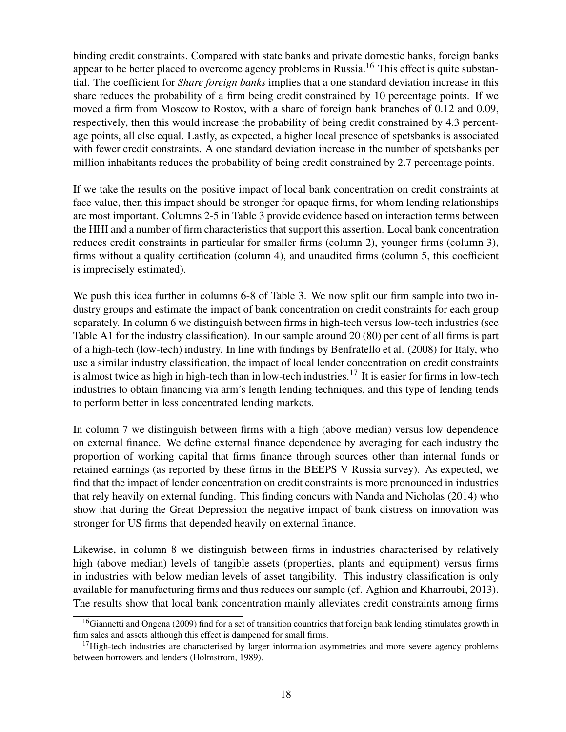binding credit constraints. Compared with state banks and private domestic banks, foreign banks appear to be better placed to overcome agency problems in Russia.[16] This effect is quite substantial. The coefficient for *Share foreign banks* implies that a one standard deviation increase in this share reduces the probability of a firm being credit constrained by 10 percentage points. If we moved a firm from Moscow to Rostov, with a share of foreign bank branches of 0.12 and 0.09, respectively, then this would increase the probability of being credit constrained by 4.3 percentage points, all else equal. Lastly, as expected, a higher local presence of spetsbanks is associated with fewer credit constraints. A one standard deviation increase in the number of spetsbanks per million inhabitants reduces the probability of being credit constrained by 2.7 percentage points.

If we take the results on the positive impact of local bank concentration on credit constraints at face value, then this impact should be stronger for opaque firms, for whom lending relationships are most important. Columns 2-5 in Table 3 provide evidence based on interaction terms between the HHI and a number of firm characteristics that support this assertion. Local bank concentration reduces credit constraints in particular for smaller firms (column 2), younger firms (column 3), firms without a quality certification (column 4), and unaudited firms (column 5, this coefficient is imprecisely estimated).

We push this idea further in columns 6-8 of Table 3. We now split our firm sample into two industry groups and estimate the impact of bank concentration on credit constraints for each group separately. In column 6 we distinguish between firms in high-tech versus low-tech industries (see Table A1 for the industry classification). In our sample around 20 (80) per cent of all firms is part of a high-tech (low-tech) industry. In line with findings by Benfratello et al. (2008) for Italy, who use a similar industry classification, the impact of local lender concentration on credit constraints is almost twice as high in high-tech than in low-tech industries.[17] It is easier for firms in low-tech industries to obtain financing via arm's length lending techniques, and this type of lending tends to perform better in less concentrated lending markets.

In column 7 we distinguish between firms with a high (above median) versus low dependence on external finance. We define external finance dependence by averaging for each industry the proportion of working capital that firms finance through sources other than internal funds or retained earnings (as reported by these firms in the BEEPS V Russia survey). As expected, we find that the impact of lender concentration on credit constraints is more pronounced in industries that rely heavily on external funding. This finding concurs with Nanda and Nicholas (2014) who show that during the Great Depression the negative impact of bank distress on innovation was stronger for US firms that depended heavily on external finance.

Likewise, in column 8 we distinguish between firms in industries characterised by relatively high (above median) levels of tangible assets (properties, plants and equipment) versus firms in industries with below median levels of asset tangibility. This industry classification is only available for manufacturing firms and thus reduces our sample (cf. Aghion and Kharroubi, 2013). The results show that local bank concentration mainly alleviates credit constraints among firms

[16] Giannetti and Ongena (2009) find for a set of transition countries that foreign bank lending stimulates growth in firm sales and assets although this effect is dampened for small firms.

[17] High-tech industries are characterised by larger information asymmetries and more severe agency problems between borrowers and lenders (Holmstrom, 1989).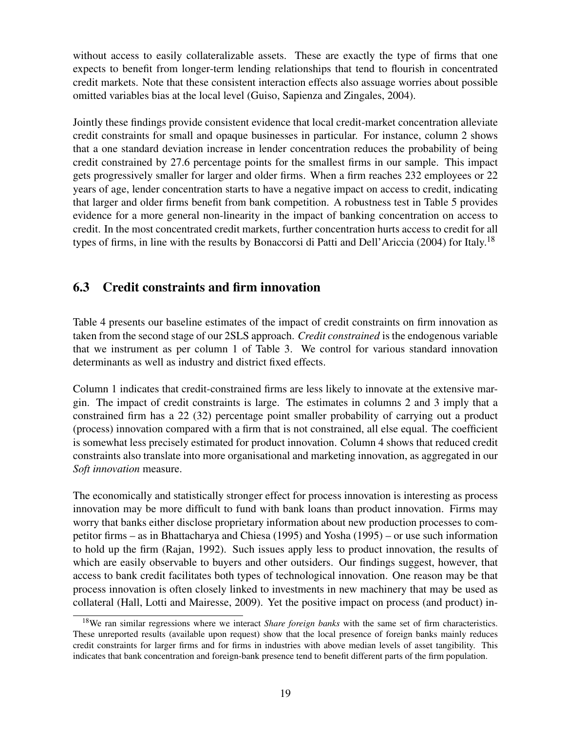without access to easily collateralizable assets. These are exactly the type of firms that one expects to benefit from longer-term lending relationships that tend to flourish in concentrated credit markets. Note that these consistent interaction effects also assuage worries about possible omitted variables bias at the local level (Guiso, Sapienza and Zingales, 2004).

Jointly these findings provide consistent evidence that local credit-market concentration alleviate credit constraints for small and opaque businesses in particular. For instance, column 2 shows that a one standard deviation increase in lender concentration reduces the probability of being credit constrained by 27.6 percentage points for the smallest firms in our sample. This impact gets progressively smaller for larger and older firms. When a firm reaches 232 employees or 22 years of age, lender concentration starts to have a negative impact on access to credit, indicating that larger and older firms benefit from bank competition. A robustness test in Table 5 provides evidence for a more general non-linearity in the impact of banking concentration on access to credit. In the most concentrated credit markets, further concentration hurts access to credit for all types of firms, in line with the results by Bonaccorsi di Patti and Dell'Ariccia (2004) for Italy.[18]

## 6.3 Credit constraints and firm innovation

Table 4 presents our baseline estimates of the impact of credit constraints on firm innovation as taken from the second stage of our 2SLS approach. *Credit constrained* is the endogenous variable that we instrument as per column 1 of Table 3. We control for various standard innovation determinants as well as industry and district fixed effects.

Column 1 indicates that credit-constrained firms are less likely to innovate at the extensive margin. The impact of credit constraints is large. The estimates in columns 2 and 3 imply that a constrained firm has a 22 (32) percentage point smaller probability of carrying out a product (process) innovation compared with a firm that is not constrained, all else equal. The coefficient is somewhat less precisely estimated for product innovation. Column 4 shows that reduced credit constraints also translate into more organisational and marketing innovation, as aggregated in our *Soft innovation* measure.

The economically and statistically stronger effect for process innovation is interesting as process innovation may be more difficult to fund with bank loans than product innovation. Firms may worry that banks either disclose proprietary information about new production processes to competitor firms – as in Bhattacharya and Chiesa (1995) and Yosha (1995) – or use such information to hold up the firm (Rajan, 1992). Such issues apply less to product innovation, the results of which are easily observable to buyers and other outsiders. Our findings suggest, however, that access to bank credit facilitates both types of technological innovation. One reason may be that process innovation is often closely linked to investments in new machinery that may be used as collateral (Hall, Lotti and Mairesse, 2009). Yet the positive impact on process (and product) in-

[18] We ran similar regressions where we interact *Share foreign banks* with the same set of firm characteristics. These unreported results (available upon request) show that the local presence of foreign banks mainly reduces credit constraints for larger firms and for firms in industries with above median levels of asset tangibility. This indicates that bank concentration and foreign-bank presence tend to benefit different parts of the firm population.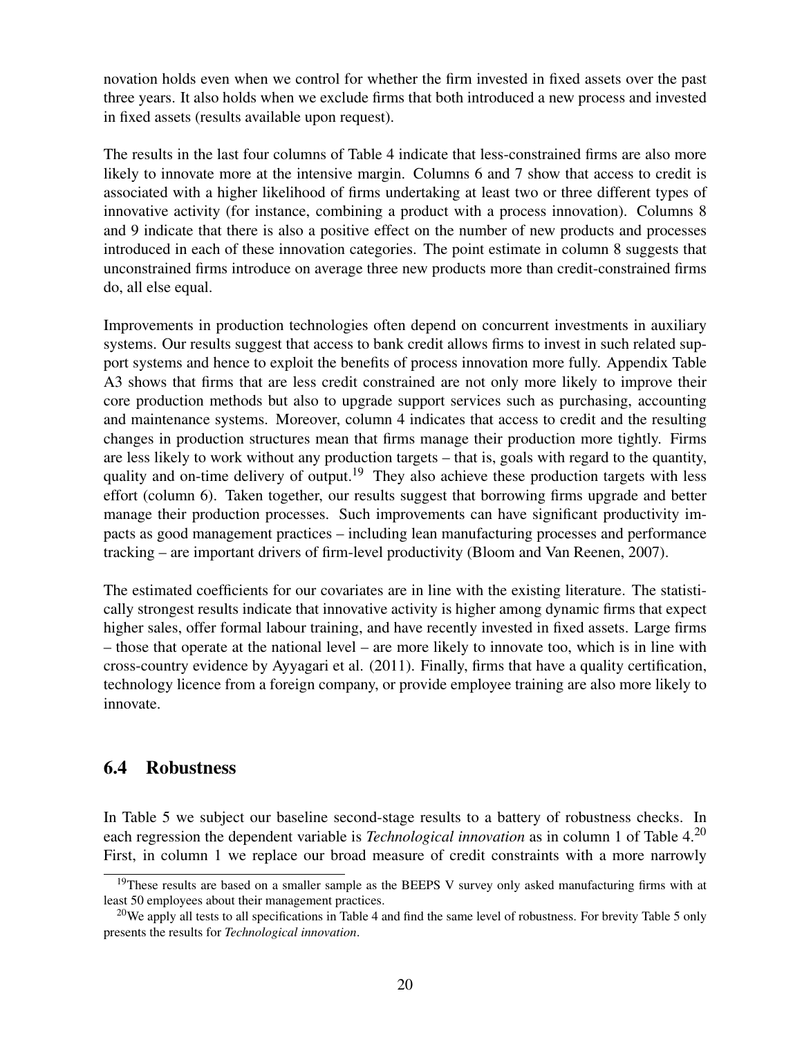novation holds even when we control for whether the firm invested in fixed assets over the past three years. It also holds when we exclude firms that both introduced a new process and invested in fixed assets (results available upon request).

The results in the last four columns of Table 4 indicate that less-constrained firms are also more likely to innovate more at the intensive margin. Columns 6 and 7 show that access to credit is associated with a higher likelihood of firms undertaking at least two or three different types of innovative activity (for instance, combining a product with a process innovation). Columns 8 and 9 indicate that there is also a positive effect on the number of new products and processes introduced in each of these innovation categories. The point estimate in column 8 suggests that unconstrained firms introduce on average three new products more than credit-constrained firms do, all else equal.

Improvements in production technologies often depend on concurrent investments in auxiliary systems. Our results suggest that access to bank credit allows firms to invest in such related support systems and hence to exploit the benefits of process innovation more fully. Appendix Table A3 shows that firms that are less credit constrained are not only more likely to improve their core production methods but also to upgrade support services such as purchasing, accounting and maintenance systems. Moreover, column 4 indicates that access to credit and the resulting changes in production structures mean that firms manage their production more tightly. Firms are less likely to work without any production targets – that is, goals with regard to the quantity, quality and on-time delivery of output.[19] They also achieve these production targets with less effort (column 6). Taken together, our results suggest that borrowing firms upgrade and better manage their production processes. Such improvements can have significant productivity impacts as good management practices – including lean manufacturing processes and performance tracking – are important drivers of firm-level productivity (Bloom and Van Reenen, 2007).

The estimated coefficients for our covariates are in line with the existing literature. The statistically strongest results indicate that innovative activity is higher among dynamic firms that expect higher sales, offer formal labour training, and have recently invested in fixed assets. Large firms – those that operate at the national level – are more likely to innovate too, which is in line with cross-country evidence by Ayyagari et al. (2011). Finally, firms that have a quality certification, technology licence from a foreign company, or provide employee training are also more likely to innovate.

## 6.4 Robustness

In Table 5 we subject our baseline second-stage results to a battery of robustness checks. In each regression the dependent variable is *Technological innovation* as in column 1 of Table 4.[20] First, in column 1 we replace our broad measure of credit constraints with a more narrowly

[19] These results are based on a smaller sample as the BEEPS V survey only asked manufacturing firms with at least 50 employees about their management practices.

[20] We apply all tests to all specifications in Table 4 and find the same level of robustness. For brevity Table 5 only presents the results for *Technological innovation*.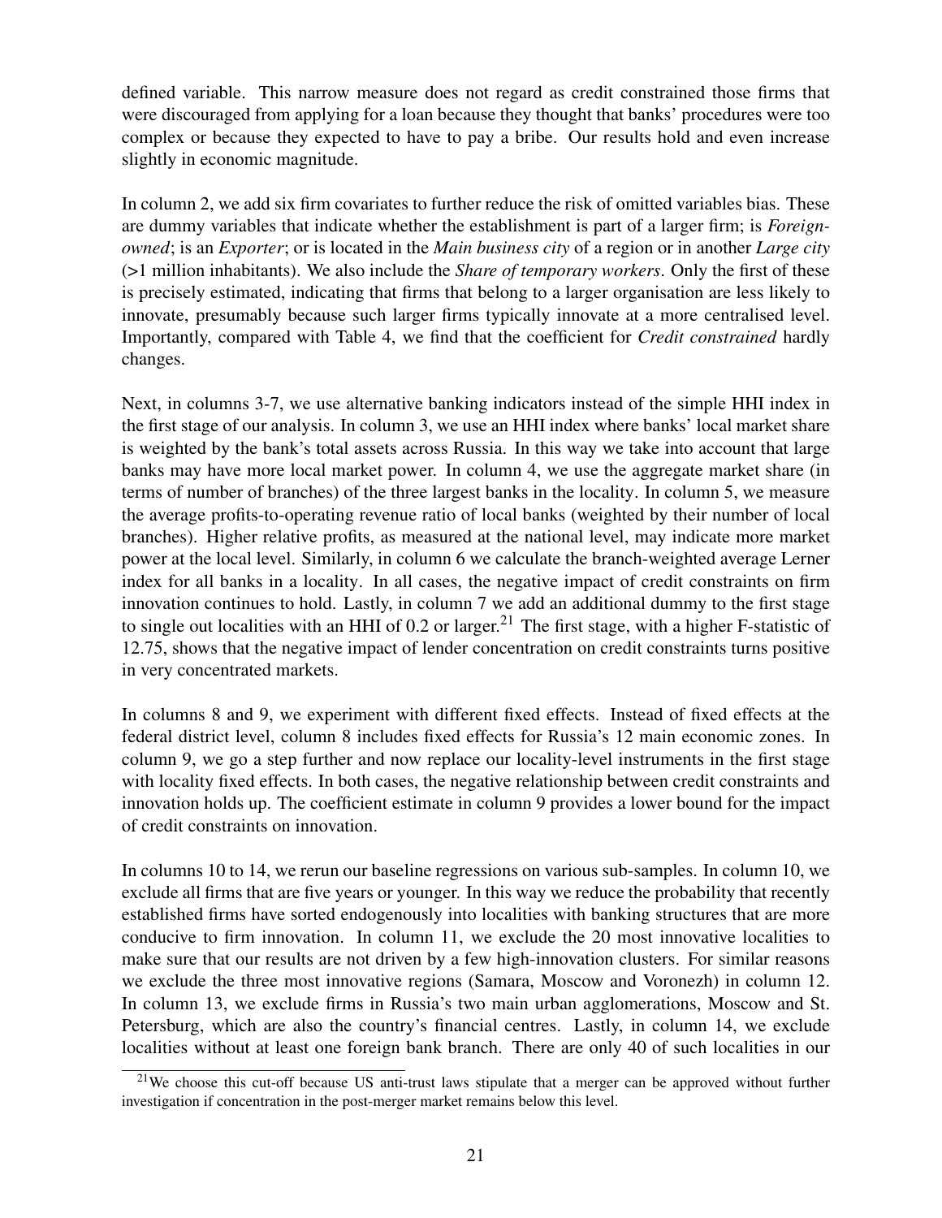defined variable. This narrow measure does not regard as credit constrained those firms that were discouraged from applying for a loan because they thought that banks' procedures were too complex or because they expected to have to pay a bribe. Our results hold and even increase slightly in economic magnitude.

In column 2, we add six firm covariates to further reduce the risk of omitted variables bias. These are dummy variables that indicate whether the establishment is part of a larger firm; is *Foreign-owned*; is an *Exporter*; or is located in the *Main business city* of a region or in another *Large city* (>1 million inhabitants). We also include the *Share of temporary workers*. Only the first of these is precisely estimated, indicating that firms that belong to a larger organisation are less likely to innovate, presumably because such larger firms typically innovate at a more centralised level. Importantly, compared with Table 4, we find that the coefficient for *Credit constrained* hardly changes.

Next, in columns 3-7, we use alternative banking indicators instead of the simple HHI index in the first stage of our analysis. In column 3, we use an HHI index where banks' local market share is weighted by the bank's total assets across Russia. In this way we take into account that large banks may have more local market power. In column 4, we use the aggregate market share (in terms of number of branches) of the three largest banks in the locality. In column 5, we measure the average profits-to-operating revenue ratio of local banks (weighted by their number of local branches). Higher relative profits, as measured at the national level, may indicate more market power at the local level. Similarly, in column 6 we calculate the branch-weighted average Lerner index for all banks in a locality. In all cases, the negative impact of credit constraints on firm innovation continues to hold. Lastly, in column 7 we add an additional dummy to the first stage to single out localities with an HHI of 0.2 or larger.[21] The first stage, with a higher F-statistic of 12.75, shows that the negative impact of lender concentration on credit constraints turns positive in very concentrated markets.

In columns 8 and 9, we experiment with different fixed effects. Instead of fixed effects at the federal district level, column 8 includes fixed effects for Russia's 12 main economic zones. In column 9, we go a step further and now replace our locality-level instruments in the first stage with locality fixed effects. In both cases, the negative relationship between credit constraints and innovation holds up. The coefficient estimate in column 9 provides a lower bound for the impact of credit constraints on innovation.

In columns 10 to 14, we rerun our baseline regressions on various sub-samples. In column 10, we exclude all firms that are five years or younger. In this way we reduce the probability that recently established firms have sorted endogenously into localities with banking structures that are more conducive to firm innovation. In column 11, we exclude the 20 most innovative localities to make sure that our results are not driven by a few high-innovation clusters. For similar reasons we exclude the three most innovative regions (Samara, Moscow and Voronezh) in column 12. In column 13, we exclude firms in Russia's two main urban agglomerations, Moscow and St. Petersburg, which are also the country's financial centres. Lastly, in column 14, we exclude localities without at least one foreign bank branch. There are only 40 of such localities in our

[21] We choose this cut-off because US anti-trust laws stipulate that a merger can be approved without further investigation if concentration in the post-merger market remains below this level.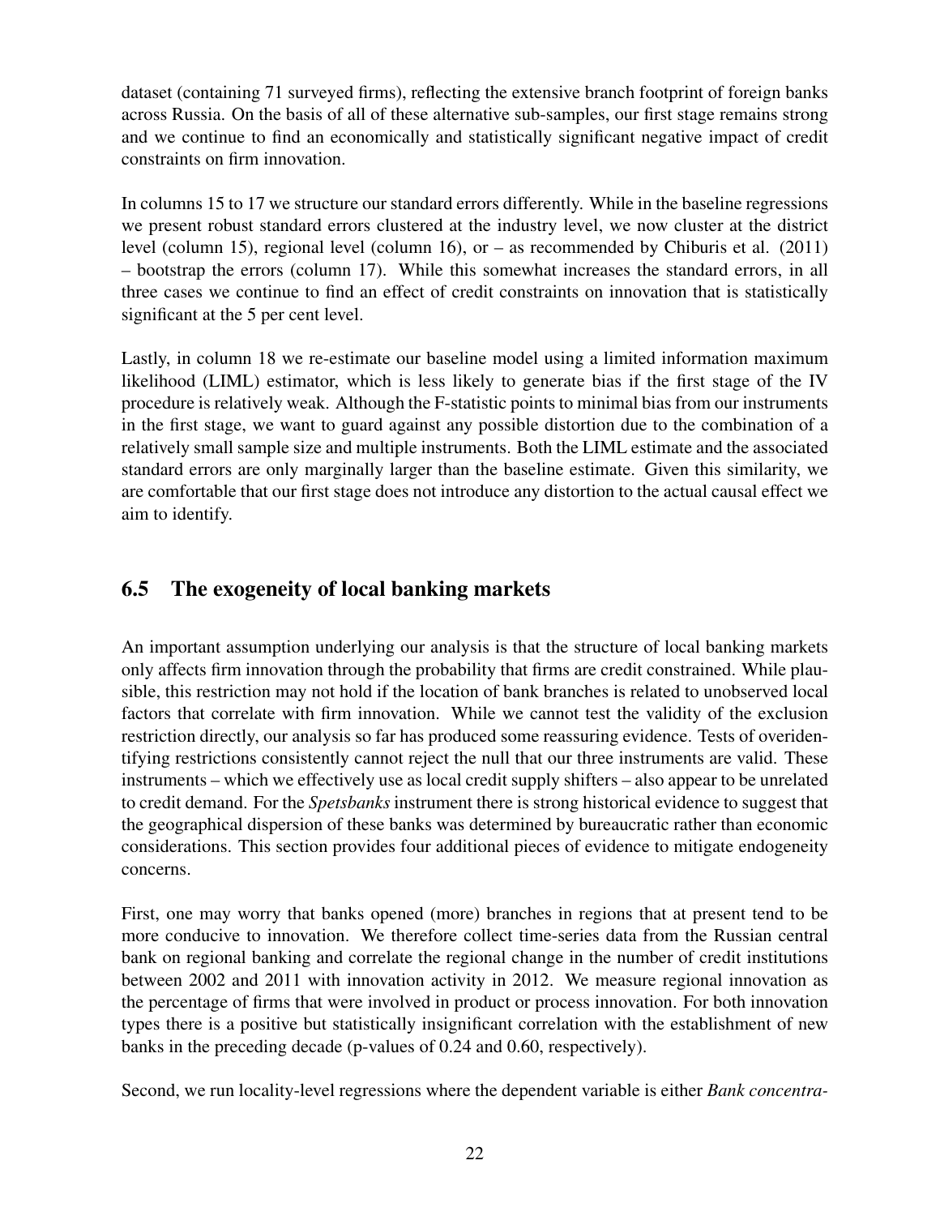dataset (containing 71 surveyed firms), reflecting the extensive branch footprint of foreign banks across Russia. On the basis of all of these alternative sub-samples, our first stage remains strong and we continue to find an economically and statistically significant negative impact of credit constraints on firm innovation.

In columns 15 to 17 we structure our standard errors differently. While in the baseline regressions we present robust standard errors clustered at the industry level, we now cluster at the district level (column 15), regional level (column 16), or – as recommended by Chiburis et al. (2011) – bootstrap the errors (column 17). While this somewhat increases the standard errors, in all three cases we continue to find an effect of credit constraints on innovation that is statistically significant at the 5 per cent level.

Lastly, in column 18 we re-estimate our baseline model using a limited information maximum likelihood (LIML) estimator, which is less likely to generate bias if the first stage of the IV procedure is relatively weak. Although the F-statistic points to minimal bias from our instruments in the first stage, we want to guard against any possible distortion due to the combination of a relatively small sample size and multiple instruments. Both the LIML estimate and the associated standard errors are only marginally larger than the baseline estimate. Given this similarity, we are comfortable that our first stage does not introduce any distortion to the actual causal effect we aim to identify.

## 6.5 The exogeneity of local banking markets

An important assumption underlying our analysis is that the structure of local banking markets only affects firm innovation through the probability that firms are credit constrained. While plausible, this restriction may not hold if the location of bank branches is related to unobserved local factors that correlate with firm innovation. While we cannot test the validity of the exclusion restriction directly, our analysis so far has produced some reassuring evidence. Tests of overidentifying restrictions consistently cannot reject the null that our three instruments are valid. These instruments – which we effectively use as local credit supply shifters – also appear to be unrelated to credit demand. For the *Spetsbanks* instrument there is strong historical evidence to suggest that the geographical dispersion of these banks was determined by bureaucratic rather than economic considerations. This section provides four additional pieces of evidence to mitigate endogeneity concerns.

First, one may worry that banks opened (more) branches in regions that at present tend to be more conducive to innovation. We therefore collect time-series data from the Russian central bank on regional banking and correlate the regional change in the number of credit institutions between 2002 and 2011 with innovation activity in 2012. We measure regional innovation as the percentage of firms that were involved in product or process innovation. For both innovation types there is a positive but statistically insignificant correlation with the establishment of new banks in the preceding decade (p-values of 0.24 and 0.60, respectively).

Second, we run locality-level regressions where the dependent variable is either *Bank concentra-*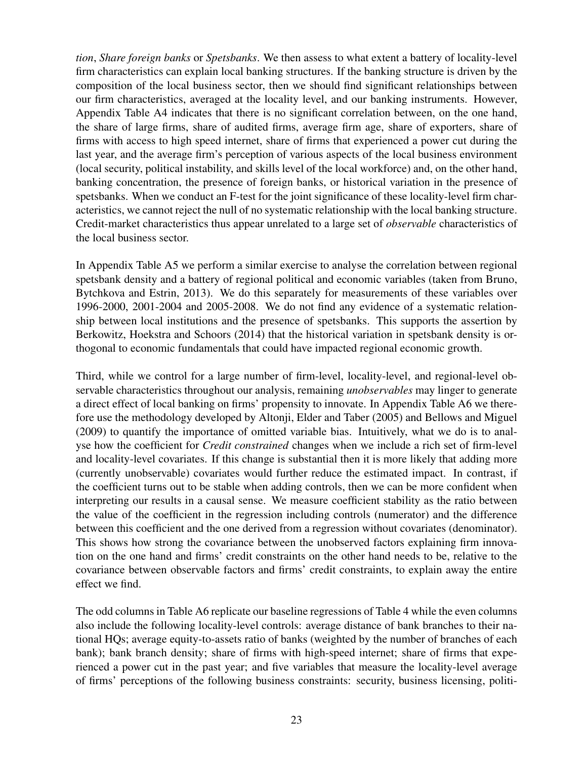*tion*, *Share foreign banks* or *Spetsbanks*. We then assess to what extent a battery of locality-level firm characteristics can explain local banking structures. If the banking structure is driven by the composition of the local business sector, then we should find significant relationships between our firm characteristics, averaged at the locality level, and our banking instruments. However, Appendix Table A4 indicates that there is no significant correlation between, on the one hand, the share of large firms, share of audited firms, average firm age, share of exporters, share of firms with access to high speed internet, share of firms that experienced a power cut during the last year, and the average firm's perception of various aspects of the local business environment (local security, political instability, and skills level of the local workforce) and, on the other hand, banking concentration, the presence of foreign banks, or historical variation in the presence of spetsbanks. When we conduct an F-test for the joint significance of these locality-level firm characteristics, we cannot reject the null of no systematic relationship with the local banking structure. Credit-market characteristics thus appear unrelated to a large set of *observable* characteristics of the local business sector.

In Appendix Table A5 we perform a similar exercise to analyse the correlation between regional spetsbank density and a battery of regional political and economic variables (taken from Bruno, Bytchkova and Estrin, 2013). We do this separately for measurements of these variables over 1996-2000, 2001-2004 and 2005-2008. We do not find any evidence of a systematic relationship between local institutions and the presence of spetsbanks. This supports the assertion by Berkowitz, Hoekstra and Schoors (2014) that the historical variation in spetsbank density is orthogonal to economic fundamentals that could have impacted regional economic growth.

Third, while we control for a large number of firm-level, locality-level, and regional-level observable characteristics throughout our analysis, remaining *unobservables* may linger to generate a direct effect of local banking on firms' propensity to innovate. In Appendix Table A6 we therefore use the methodology developed by Altonji, Elder and Taber (2005) and Bellows and Miguel (2009) to quantify the importance of omitted variable bias. Intuitively, what we do is to analyse how the coefficient for *Credit constrained* changes when we include a rich set of firm-level and locality-level covariates. If this change is substantial then it is more likely that adding more (currently unobservable) covariates would further reduce the estimated impact. In contrast, if the coefficient turns out to be stable when adding controls, then we can be more confident when interpreting our results in a causal sense. We measure coefficient stability as the ratio between the value of the coefficient in the regression including controls (numerator) and the difference between this coefficient and the one derived from a regression without covariates (denominator). This shows how strong the covariance between the unobserved factors explaining firm innovation on the one hand and firms' credit constraints on the other hand needs to be, relative to the covariance between observable factors and firms' credit constraints, to explain away the entire effect we find.

The odd columns in Table A6 replicate our baseline regressions of Table 4 while the even columns also include the following locality-level controls: average distance of bank branches to their national HQs; average equity-to-assets ratio of banks (weighted by the number of branches of each bank); bank branch density; share of firms with high-speed internet; share of firms that experienced a power cut in the past year; and five variables that measure the locality-level average of firms' perceptions of the following business constraints: security, business licensing, politi-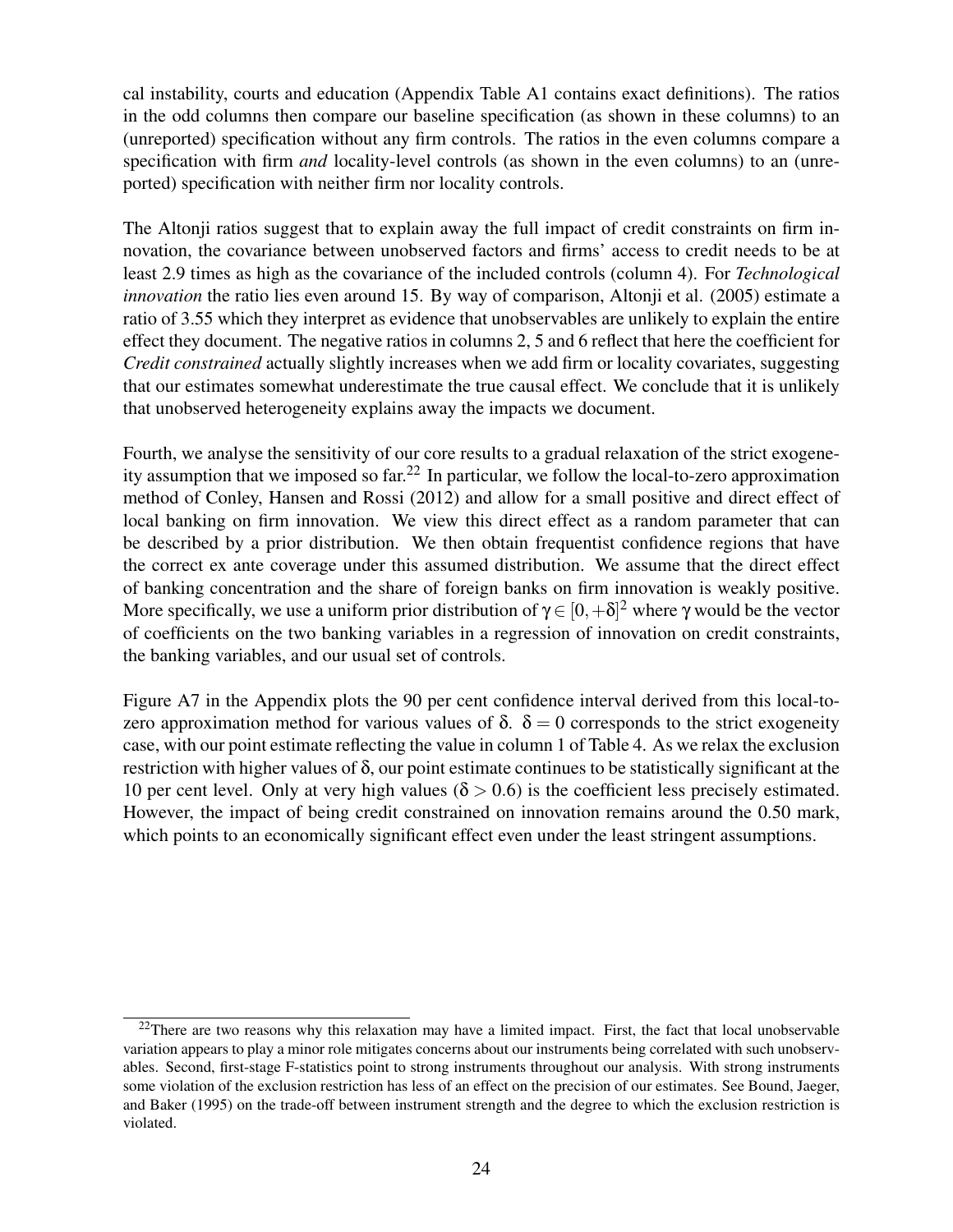cal instability, courts and education (Appendix Table A1 contains exact definitions). The ratios in the odd columns then compare our baseline specification (as shown in these columns) to an (unreported) specification without any firm controls. The ratios in the even columns compare a specification with firm *and* locality-level controls (as shown in the even columns) to an (unreported) specification with neither firm nor locality controls.

The Altonji ratios suggest that to explain away the full impact of credit constraints on firm innovation, the covariance between unobserved factors and firms' access to credit needs to be at least 2.9 times as high as the covariance of the included controls (column 4). For *Technological innovation* the ratio lies even around 15. By way of comparison, Altonji et al. (2005) estimate a ratio of 3.55 which they interpret as evidence that unobservables are unlikely to explain the entire effect they document. The negative ratios in columns 2, 5 and 6 reflect that here the coefficient for *Credit constrained* actually slightly increases when we add firm or locality covariates, suggesting that our estimates somewhat underestimate the true causal effect. We conclude that it is unlikely that unobserved heterogeneity explains away the impacts we document.

Fourth, we analyse the sensitivity of our core results to a gradual relaxation of the strict exogeneity assumption that we imposed so far.[22] In particular, we follow the local-to-zero approximation method of Conley, Hansen and Rossi (2012) and allow for a small positive and direct effect of local banking on firm innovation. We view this direct effect as a random parameter that can be described by a prior distribution. We then obtain frequentist confidence regions that have the correct ex ante coverage under this assumed distribution. We assume that the direct effect of banking concentration and the share of foreign banks on firm innovation is weakly positive. More specifically, we use a uniform prior distribution of $\gamma \in [0, +\delta]^2$ where $\gamma$ would be the vector of coefficients on the two banking variables in a regression of innovation on credit constraints, the banking variables, and our usual set of controls.

Figure A7 in the Appendix plots the 90 per cent confidence interval derived from this local-to-zero approximation method for various values of $\delta$. $\delta = 0$ corresponds to the strict exogeneity case, with our point estimate reflecting the value in column 1 of Table 4. As we relax the exclusion restriction with higher values of $\delta$, our point estimate continues to be statistically significant at the 10 per cent level. Only at very high values ($\delta > 0.6$) is the coefficient less precisely estimated. However, the impact of being credit constrained on innovation remains around the 0.50 mark, which points to an economically significant effect even under the least stringent assumptions.

[22] There are two reasons why this relaxation may have a limited impact. First, the fact that local unobservable variation appears to play a minor role mitigates concerns about our instruments being correlated with such unobservables. Second, first-stage F-statistics point to strong instruments throughout our analysis. With strong instruments some violation of the exclusion restriction has less of an effect on the precision of our estimates. See Bound, Jaeger, and Baker (1995) on the trade-off between instrument strength and the degree to which the exclusion restriction is violated.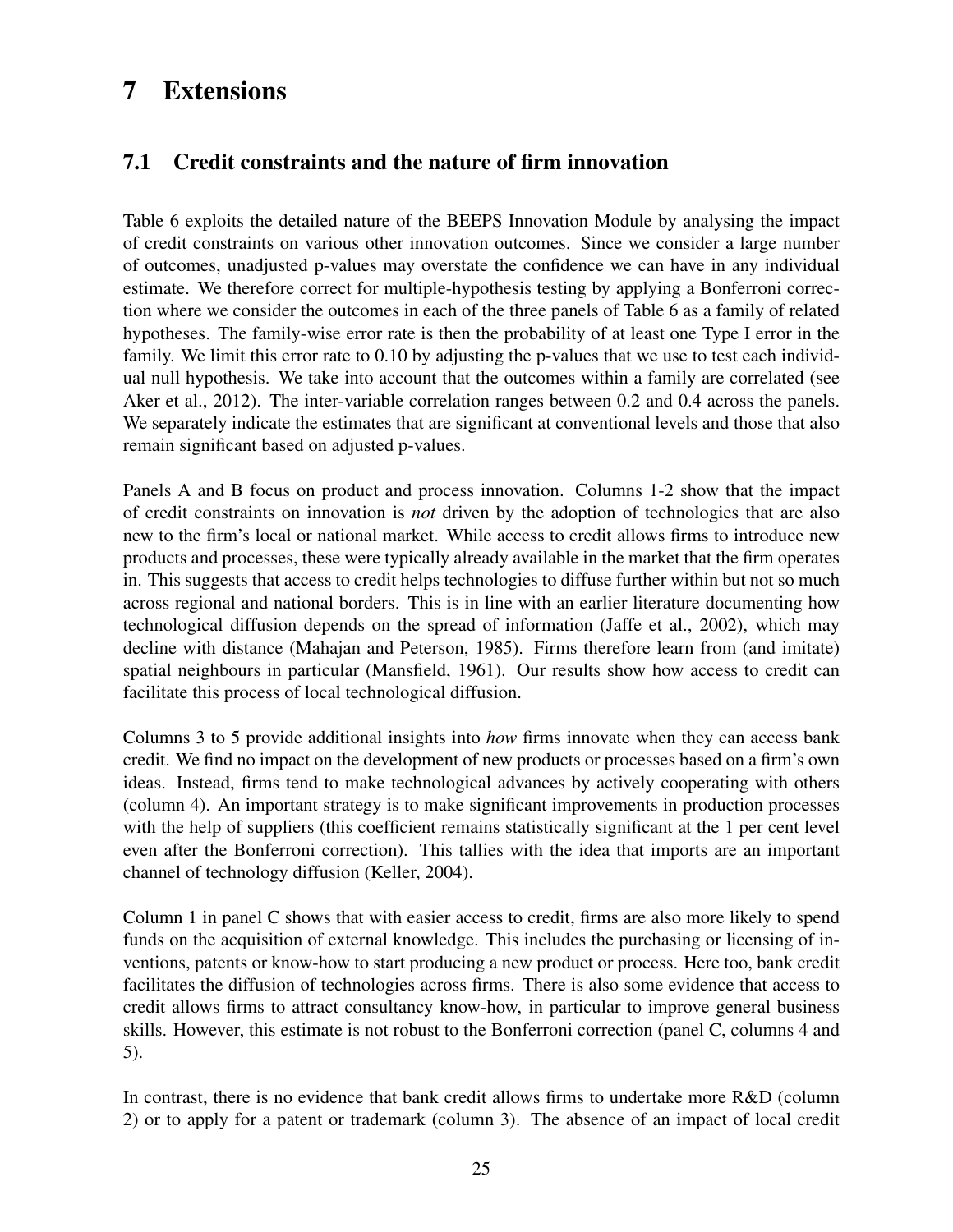# 7 Extensions

## 7.1 Credit constraints and the nature of firm innovation

Table 6 exploits the detailed nature of the BEEPS Innovation Module by analysing the impact of credit constraints on various other innovation outcomes. Since we consider a large number of outcomes, unadjusted p-values may overstate the confidence we can have in any individual estimate. We therefore correct for multiple-hypothesis testing by applying a Bonferroni correction where we consider the outcomes in each of the three panels of Table 6 as a family of related hypotheses. The family-wise error rate is then the probability of at least one Type I error in the family. We limit this error rate to 0.10 by adjusting the p-values that we use to test each individual null hypothesis. We take into account that the outcomes within a family are correlated (see Aker et al., 2012). The inter-variable correlation ranges between 0.2 and 0.4 across the panels. We separately indicate the estimates that are significant at conventional levels and those that also remain significant based on adjusted p-values.

Panels A and B focus on product and process innovation. Columns 1-2 show that the impact of credit constraints on innovation is *not* driven by the adoption of technologies that are also new to the firm's local or national market. While access to credit allows firms to introduce new products and processes, these were typically already available in the market that the firm operates in. This suggests that access to credit helps technologies to diffuse further within but not so much across regional and national borders. This is in line with an earlier literature documenting how technological diffusion depends on the spread of information (Jaffe et al., 2002), which may decline with distance (Mahajan and Peterson, 1985). Firms therefore learn from (and imitate) spatial neighbours in particular (Mansfield, 1961). Our results show how access to credit can facilitate this process of local technological diffusion.

Columns 3 to 5 provide additional insights into *how* firms innovate when they can access bank credit. We find no impact on the development of new products or processes based on a firm's own ideas. Instead, firms tend to make technological advances by actively cooperating with others (column 4). An important strategy is to make significant improvements in production processes with the help of suppliers (this coefficient remains statistically significant at the 1 per cent level even after the Bonferroni correction). This tallies with the idea that imports are an important channel of technology diffusion (Keller, 2004).

Column 1 in panel C shows that with easier access to credit, firms are also more likely to spend funds on the acquisition of external knowledge. This includes the purchasing or licensing of inventions, patents or know-how to start producing a new product or process. Here too, bank credit facilitates the diffusion of technologies across firms. There is also some evidence that access to credit allows firms to attract consultancy know-how, in particular to improve general business skills. However, this estimate is not robust to the Bonferroni correction (panel C, columns 4 and 5).

In contrast, there is no evidence that bank credit allows firms to undertake more R&D (column 2) or to apply for a patent or trademark (column 3). The absence of an impact of local credit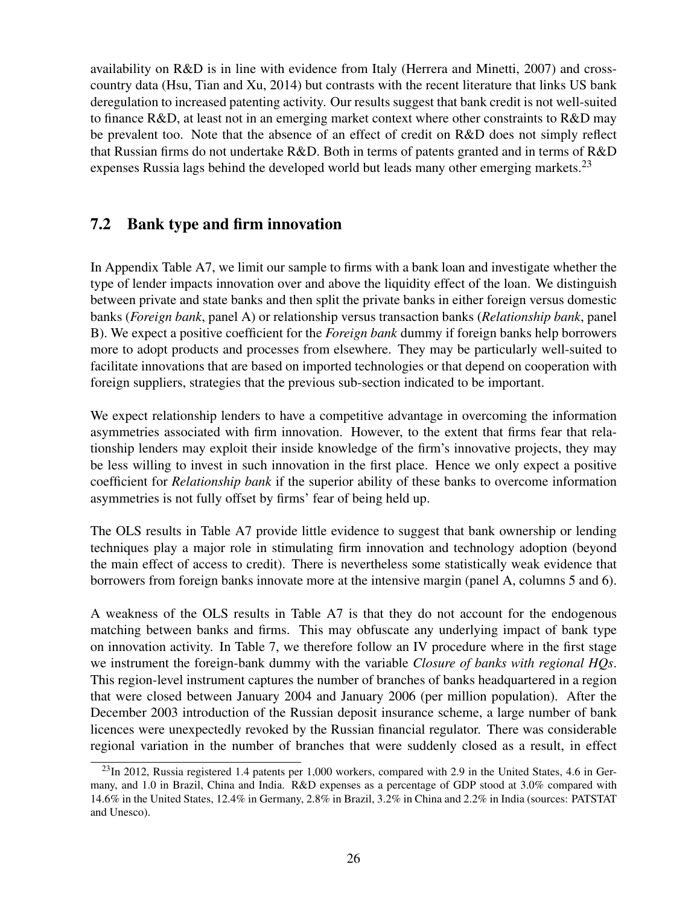availability on R&D is in line with evidence from Italy (Herrera and Minetti, 2007) and cross-country data (Hsu, Tian and Xu, 2014) but contrasts with the recent literature that links US bank deregulation to increased patenting activity. Our results suggest that bank credit is not well-suited to finance R&D, at least not in an emerging market context where other constraints to R&D may be prevalent too. Note that the absence of an effect of credit on R&D does not simply reflect that Russian firms do not undertake R&D. Both in terms of patents granted and in terms of R&D expenses Russia lags behind the developed world but leads many other emerging markets.[23]

## 7.2 Bank type and firm innovation

In Appendix Table A7, we limit our sample to firms with a bank loan and investigate whether the type of lender impacts innovation over and above the liquidity effect of the loan. We distinguish between private and state banks and then split the private banks in either foreign versus domestic banks (*Foreign bank*, panel A) or relationship versus transaction banks (*Relationship bank*, panel B). We expect a positive coefficient for the *Foreign bank* dummy if foreign banks help borrowers more to adopt products and processes from elsewhere. They may be particularly well-suited to facilitate innovations that are based on imported technologies or that depend on cooperation with foreign suppliers, strategies that the previous sub-section indicated to be important.

We expect relationship lenders to have a competitive advantage in overcoming the information asymmetries associated with firm innovation. However, to the extent that firms fear that relationship lenders may exploit their inside knowledge of the firm's innovative projects, they may be less willing to invest in such innovation in the first place. Hence we only expect a positive coefficient for *Relationship bank* if the superior ability of these banks to overcome information asymmetries is not fully offset by firms' fear of being held up.

The OLS results in Table A7 provide little evidence to suggest that bank ownership or lending techniques play a major role in stimulating firm innovation and technology adoption (beyond the main effect of access to credit). There is nevertheless some statistically weak evidence that borrowers from foreign banks innovate more at the intensive margin (panel A, columns 5 and 6).

A weakness of the OLS results in Table A7 is that they do not account for the endogenous matching between banks and firms. This may obfuscate any underlying impact of bank type on innovation activity. In Table 7, we therefore follow an IV procedure where in the first stage we instrument the foreign-bank dummy with the variable *Closure of banks with regional HQs*. This region-level instrument captures the number of branches of banks headquartered in a region that were closed between January 2004 and January 2006 (per million population). After the December 2003 introduction of the Russian deposit insurance scheme, a large number of bank licences were unexpectedly revoked by the Russian financial regulator. There was considerable regional variation in the number of branches that were suddenly closed as a result, in effect

[23] In 2012, Russia registered 1.4 patents per 1,000 workers, compared with 2.9 in the United States, 4.6 in Germany, and 1.0 in Brazil, China and India. R&D expenses as a percentage of GDP stood at 3.0% compared with 14.6% in the United States, 12.4% in Germany, 2.8% in Brazil, 3.2% in China and 2.2% in India (sources: PATSTAT and Unesco).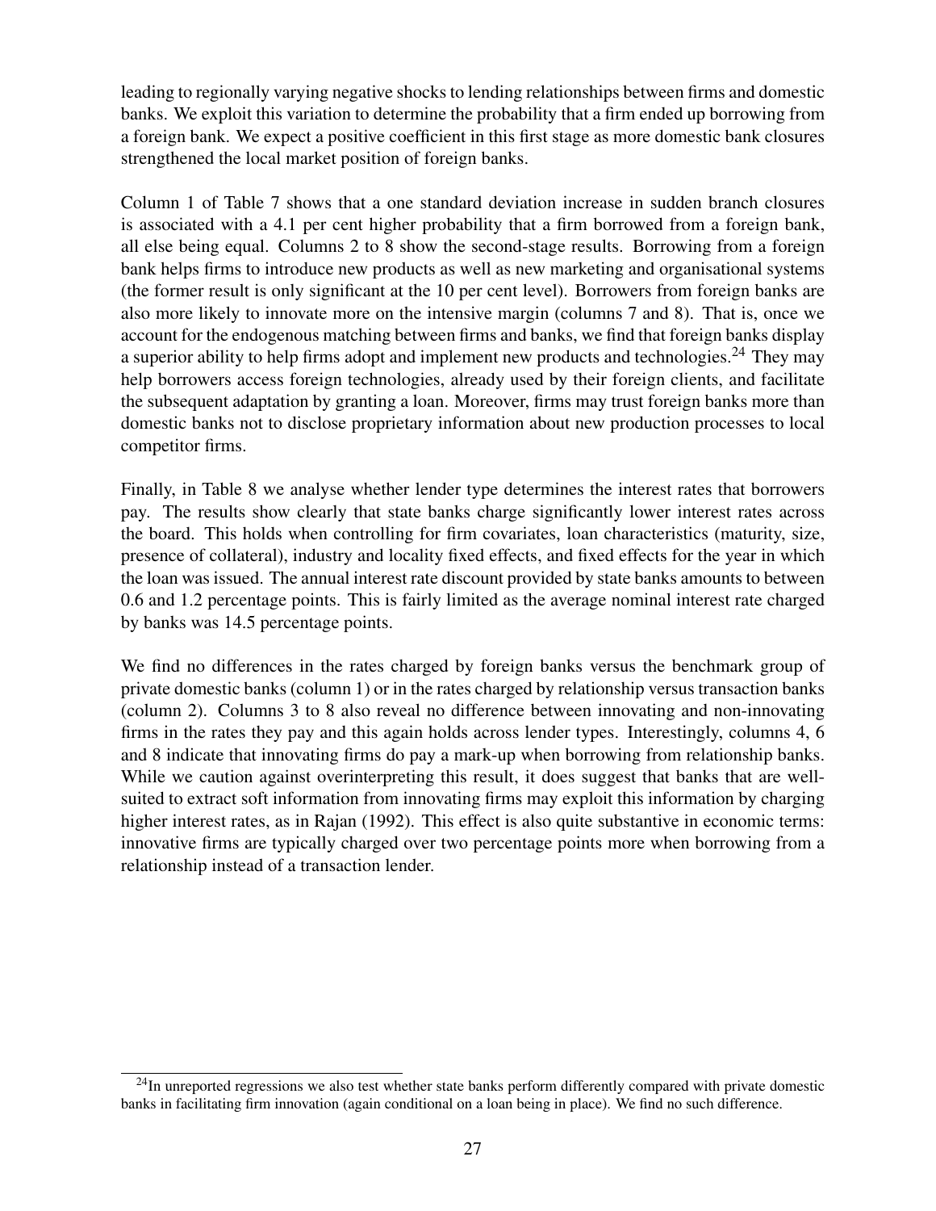leading to regionally varying negative shocks to lending relationships between firms and domestic banks. We exploit this variation to determine the probability that a firm ended up borrowing from a foreign bank. We expect a positive coefficient in this first stage as more domestic bank closures strengthened the local market position of foreign banks.

Column 1 of Table 7 shows that a one standard deviation increase in sudden branch closures is associated with a 4.1 per cent higher probability that a firm borrowed from a foreign bank, all else being equal. Columns 2 to 8 show the second-stage results. Borrowing from a foreign bank helps firms to introduce new products as well as new marketing and organisational systems (the former result is only significant at the 10 per cent level). Borrowers from foreign banks are also more likely to innovate more on the intensive margin (columns 7 and 8). That is, once we account for the endogenous matching between firms and banks, we find that foreign banks display a superior ability to help firms adopt and implement new products and technologies.[24] They may help borrowers access foreign technologies, already used by their foreign clients, and facilitate the subsequent adaptation by granting a loan. Moreover, firms may trust foreign banks more than domestic banks not to disclose proprietary information about new production processes to local competitor firms.

Finally, in Table 8 we analyse whether lender type determines the interest rates that borrowers pay. The results show clearly that state banks charge significantly lower interest rates across the board. This holds when controlling for firm covariates, loan characteristics (maturity, size, presence of collateral), industry and locality fixed effects, and fixed effects for the year in which the loan was issued. The annual interest rate discount provided by state banks amounts to between 0.6 and 1.2 percentage points. This is fairly limited as the average nominal interest rate charged by banks was 14.5 percentage points.

We find no differences in the rates charged by foreign banks versus the benchmark group of private domestic banks (column 1) or in the rates charged by relationship versus transaction banks (column 2). Columns 3 to 8 also reveal no difference between innovating and non-innovating firms in the rates they pay and this again holds across lender types. Interestingly, columns 4, 6 and 8 indicate that innovating firms do pay a mark-up when borrowing from relationship banks. While we caution against overinterpreting this result, it does suggest that banks that are well-suited to extract soft information from innovating firms may exploit this information by charging higher interest rates, as in Rajan (1992). This effect is also quite substantive in economic terms: innovative firms are typically charged over two percentage points more when borrowing from a relationship instead of a transaction lender.

[24] In unreported regressions we also test whether state banks perform differently compared with private domestic banks in facilitating firm innovation (again conditional on a loan being in place). We find no such difference.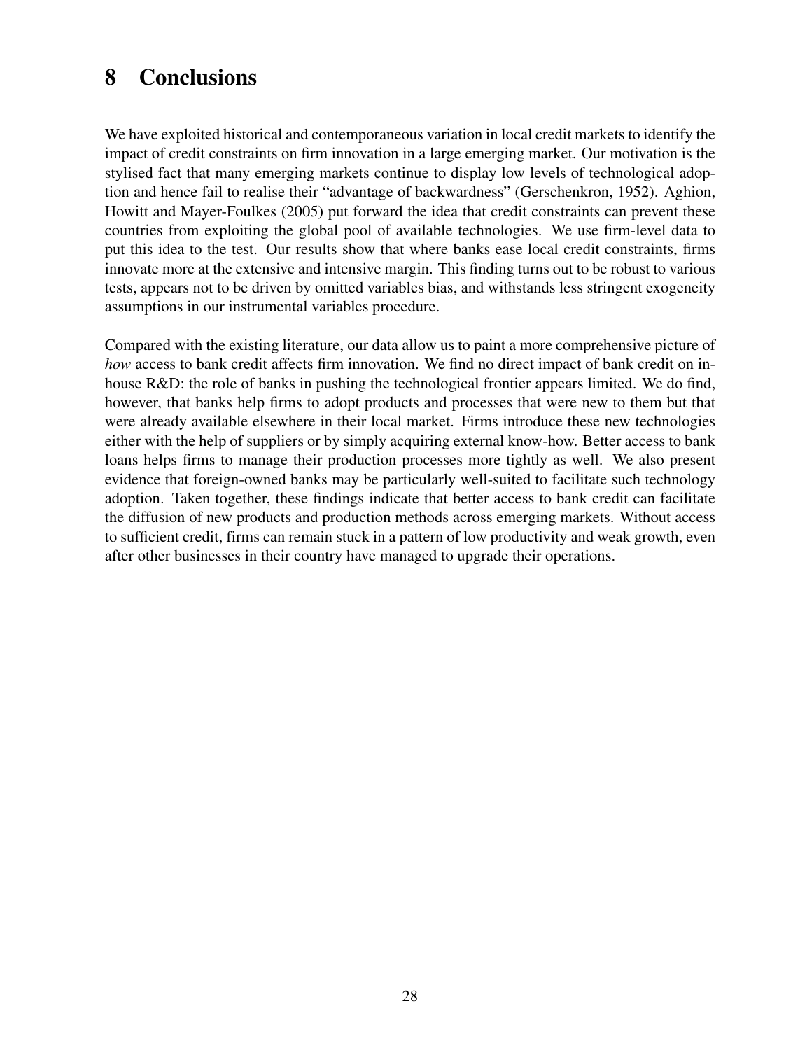# 8 Conclusions

We have exploited historical and contemporaneous variation in local credit markets to identify the impact of credit constraints on firm innovation in a large emerging market. Our motivation is the stylised fact that many emerging markets continue to display low levels of technological adoption and hence fail to realise their "advantage of backwardness" (Gerschenkron, 1952). Aghion, Howitt and Mayer-Foulkes (2005) put forward the idea that credit constraints can prevent these countries from exploiting the global pool of available technologies. We use firm-level data to put this idea to the test. Our results show that where banks ease local credit constraints, firms innovate more at the extensive and intensive margin. This finding turns out to be robust to various tests, appears not to be driven by omitted variables bias, and withstands less stringent exogeneity assumptions in our instrumental variables procedure.

Compared with the existing literature, our data allow us to paint a more comprehensive picture of *how* access to bank credit affects firm innovation. We find no direct impact of bank credit on in-house R&D: the role of banks in pushing the technological frontier appears limited. We do find, however, that banks help firms to adopt products and processes that were new to them but that were already available elsewhere in their local market. Firms introduce these new technologies either with the help of suppliers or by simply acquiring external know-how. Better access to bank loans helps firms to manage their production processes more tightly as well. We also present evidence that foreign-owned banks may be particularly well-suited to facilitate such technology adoption. Taken together, these findings indicate that better access to bank credit can facilitate the diffusion of new products and production methods across emerging markets. Without access to sufficient credit, firms can remain stuck in a pattern of low productivity and weak growth, even after other businesses in their country have managed to upgrade their operations.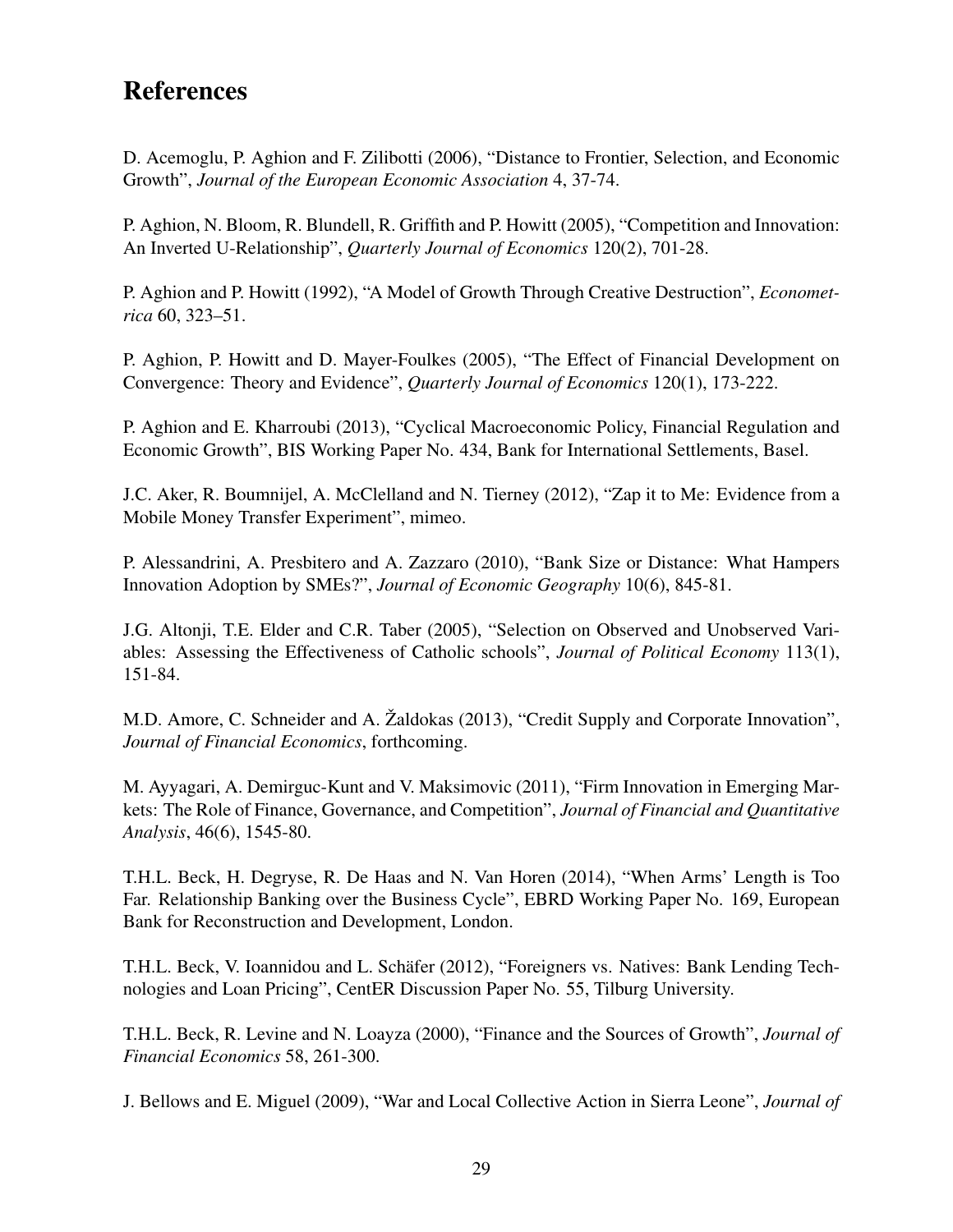## References

D. Acemoglu, P. Aghion and F. Zilibotti (2006), "Distance to Frontier, Selection, and Economic Growth", *Journal of the European Economic Association* 4, 37-74.

P. Aghion, N. Bloom, R. Blundell, R. Griffith and P. Howitt (2005), "Competition and Innovation: An Inverted U-Relationship", *Quarterly Journal of Economics* 120(2), 701-28.

P. Aghion and P. Howitt (1992), "A Model of Growth Through Creative Destruction", *Econometrica* 60, 323–51.

P. Aghion, P. Howitt and D. Mayer-Foulkes (2005), "The Effect of Financial Development on Convergence: Theory and Evidence", *Quarterly Journal of Economics* 120(1), 173-222.

P. Aghion and E. Kharroubi (2013), "Cyclical Macroeconomic Policy, Financial Regulation and Economic Growth", BIS Working Paper No. 434, Bank for International Settlements, Basel.

J.C. Aker, R. Boumnijel, A. McClelland and N. Tierney (2012), "Zap it to Me: Evidence from a Mobile Money Transfer Experiment", mimeo.

P. Alessandrini, A. Presbitero and A. Zazzaro (2010), "Bank Size or Distance: What Hampers Innovation Adoption by SMEs?", *Journal of Economic Geography* 10(6), 845-81.

J.G. Altonji, T.E. Elder and C.R. Taber (2005), "Selection on Observed and Unobserved Variables: Assessing the Effectiveness of Catholic schools", *Journal of Political Economy* 113(1), 151-84.

M.D. Amore, C. Schneider and A. Žaldokas (2013), "Credit Supply and Corporate Innovation", *Journal of Financial Economics*, forthcoming.

M. Ayyagari, A. Demirguc-Kunt and V. Maksimovic (2011), "Firm Innovation in Emerging Markets: The Role of Finance, Governance, and Competition", *Journal of Financial and Quantitative Analysis*, 46(6), 1545-80.

T.H.L. Beck, H. Degryse, R. De Haas and N. Van Horen (2014), "When Arms' Length is Too Far. Relationship Banking over the Business Cycle", EBRD Working Paper No. 169, European Bank for Reconstruction and Development, London.

T.H.L. Beck, V. Ioannidou and L. Schäfer (2012), "Foreigners vs. Natives: Bank Lending Technologies and Loan Pricing", CentER Discussion Paper No. 55, Tilburg University.

T.H.L. Beck, R. Levine and N. Loayza (2000), "Finance and the Sources of Growth", *Journal of Financial Economics* 58, 261-300.

J. Bellows and E. Miguel (2009), "War and Local Collective Action in Sierra Leone", *Journal of*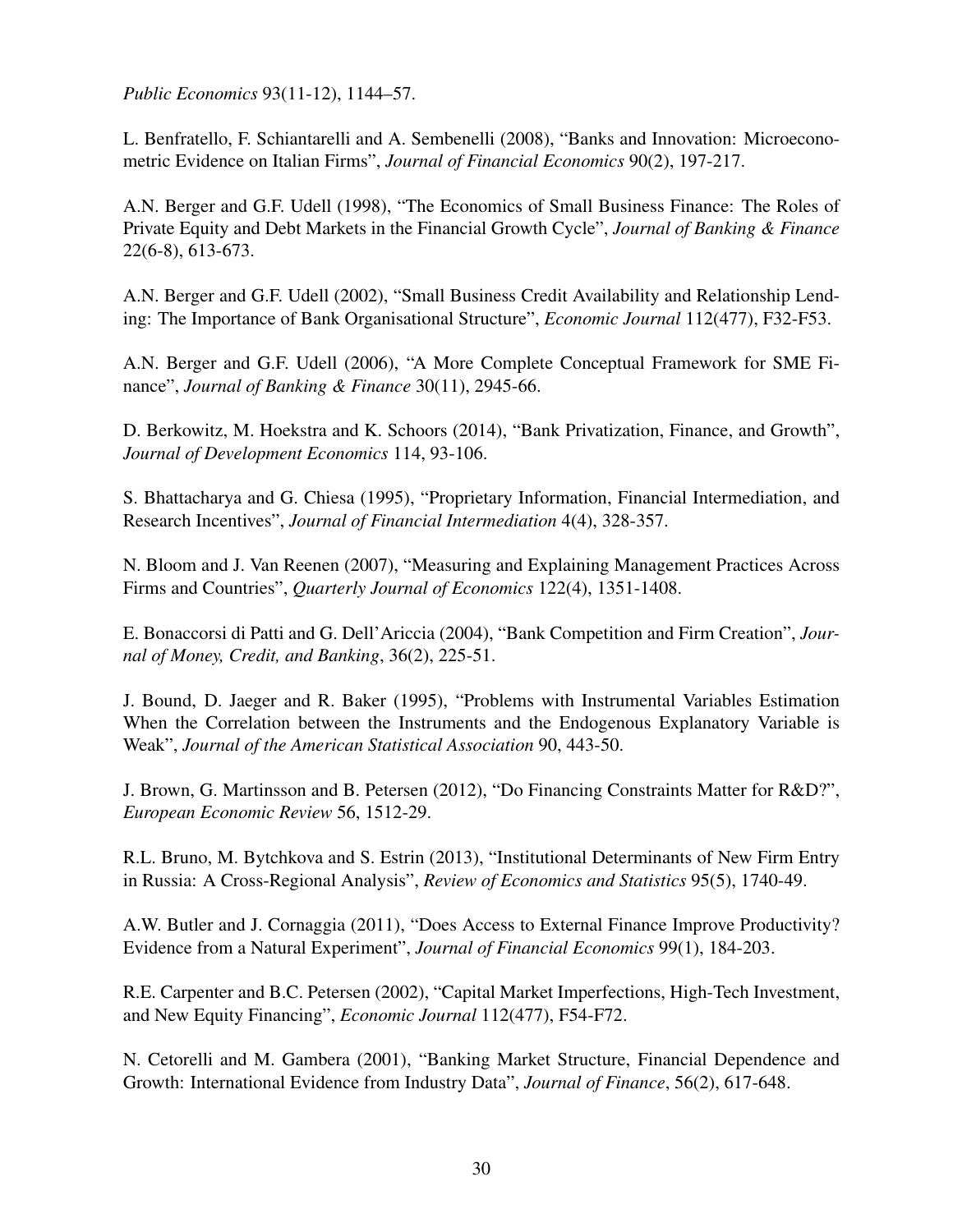*Public Economics* 93(11-12), 1144–57.

L. Benfratello, F. Schiantarelli and A. Sembenelli (2008), "Banks and Innovation: Microeconometric Evidence on Italian Firms", *Journal of Financial Economics* 90(2), 197-217.

A.N. Berger and G.F. Udell (1998), "The Economics of Small Business Finance: The Roles of Private Equity and Debt Markets in the Financial Growth Cycle", *Journal of Banking & Finance* 22(6-8), 613-673.

A.N. Berger and G.F. Udell (2002), "Small Business Credit Availability and Relationship Lending: The Importance of Bank Organisational Structure", *Economic Journal* 112(477), F32-F53.

A.N. Berger and G.F. Udell (2006), "A More Complete Conceptual Framework for SME Finance", *Journal of Banking & Finance* 30(11), 2945-66.

D. Berkowitz, M. Hoekstra and K. Schoors (2014), "Bank Privatization, Finance, and Growth", *Journal of Development Economics* 114, 93-106.

S. Bhattacharya and G. Chiesa (1995), "Proprietary Information, Financial Intermediation, and Research Incentives", *Journal of Financial Intermediation* 4(4), 328-357.

N. Bloom and J. Van Reenen (2007), "Measuring and Explaining Management Practices Across Firms and Countries", *Quarterly Journal of Economics* 122(4), 1351-1408.

E. Bonaccorsi di Patti and G. Dell'Ariccia (2004), "Bank Competition and Firm Creation", *Journal of Money, Credit, and Banking*, 36(2), 225-51.

J. Bound, D. Jaeger and R. Baker (1995), "Problems with Instrumental Variables Estimation When the Correlation between the Instruments and the Endogenous Explanatory Variable is Weak", *Journal of the American Statistical Association* 90, 443-50.

J. Brown, G. Martinsson and B. Petersen (2012), "Do Financing Constraints Matter for R&D?", *European Economic Review* 56, 1512-29.

R.L. Bruno, M. Bytchkova and S. Estrin (2013), "Institutional Determinants of New Firm Entry in Russia: A Cross-Regional Analysis", *Review of Economics and Statistics* 95(5), 1740-49.

A.W. Butler and J. Cornaggia (2011), "Does Access to External Finance Improve Productivity? Evidence from a Natural Experiment", *Journal of Financial Economics* 99(1), 184-203.

R.E. Carpenter and B.C. Petersen (2002), "Capital Market Imperfections, High-Tech Investment, and New Equity Financing", *Economic Journal* 112(477), F54-F72.

N. Cetorelli and M. Gambera (2001), "Banking Market Structure, Financial Dependence and Growth: International Evidence from Industry Data", *Journal of Finance*, 56(2), 617-648.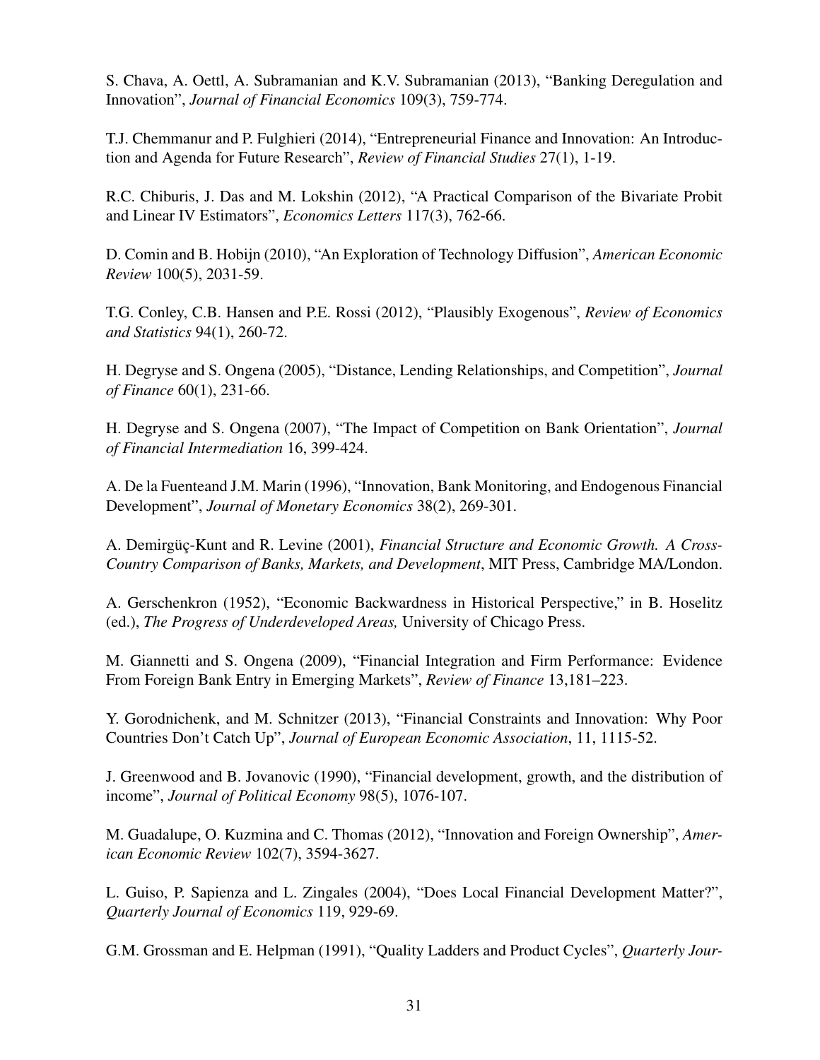S. Chava, A. Oettl, A. Subramanian and K.V. Subramanian (2013), "Banking Deregulation and Innovation", *Journal of Financial Economics* 109(3), 759-774.

T.J. Chemmanur and P. Fulghieri (2014), "Entrepreneurial Finance and Innovation: An Introduction and Agenda for Future Research", *Review of Financial Studies* 27(1), 1-19.

R.C. Chiburis, J. Das and M. Lokshin (2012), "A Practical Comparison of the Bivariate Probit and Linear IV Estimators", *Economics Letters* 117(3), 762-66.

D. Comin and B. Hobijn (2010), "An Exploration of Technology Diffusion", *American Economic Review* 100(5), 2031-59.

T.G. Conley, C.B. Hansen and P.E. Rossi (2012), "Plausibly Exogenous", *Review of Economics and Statistics* 94(1), 260-72.

H. Degryse and S. Ongena (2005), "Distance, Lending Relationships, and Competition", *Journal of Finance* 60(1), 231-66.

H. Degryse and S. Ongena (2007), "The Impact of Competition on Bank Orientation", *Journal of Financial Intermediation* 16, 399-424.

A. De la Fuenteand J.M. Marin (1996), "Innovation, Bank Monitoring, and Endogenous Financial Development", *Journal of Monetary Economics* 38(2), 269-301.

A. Demirgüç-Kunt and R. Levine (2001), *Financial Structure and Economic Growth. A Cross-Country Comparison of Banks, Markets, and Development*, MIT Press, Cambridge MA/London.

A. Gerschenkron (1952), "Economic Backwardness in Historical Perspective," in B. Hoselitz (ed.), *The Progress of Underdeveloped Areas,* University of Chicago Press.

M. Giannetti and S. Ongena (2009), "Financial Integration and Firm Performance: Evidence From Foreign Bank Entry in Emerging Markets", *Review of Finance* 13,181–223.

Y. Gorodnichenk, and M. Schnitzer (2013), "Financial Constraints and Innovation: Why Poor Countries Don't Catch Up", *Journal of European Economic Association*, 11, 1115-52.

J. Greenwood and B. Jovanovic (1990), "Financial development, growth, and the distribution of income", *Journal of Political Economy* 98(5), 1076-107.

M. Guadalupe, O. Kuzmina and C. Thomas (2012), "Innovation and Foreign Ownership", *American Economic Review* 102(7), 3594-3627.

L. Guiso, P. Sapienza and L. Zingales (2004), "Does Local Financial Development Matter?", *Quarterly Journal of Economics* 119, 929-69.

G.M. Grossman and E. Helpman (1991), "Quality Ladders and Product Cycles", *Quarterly Jour-*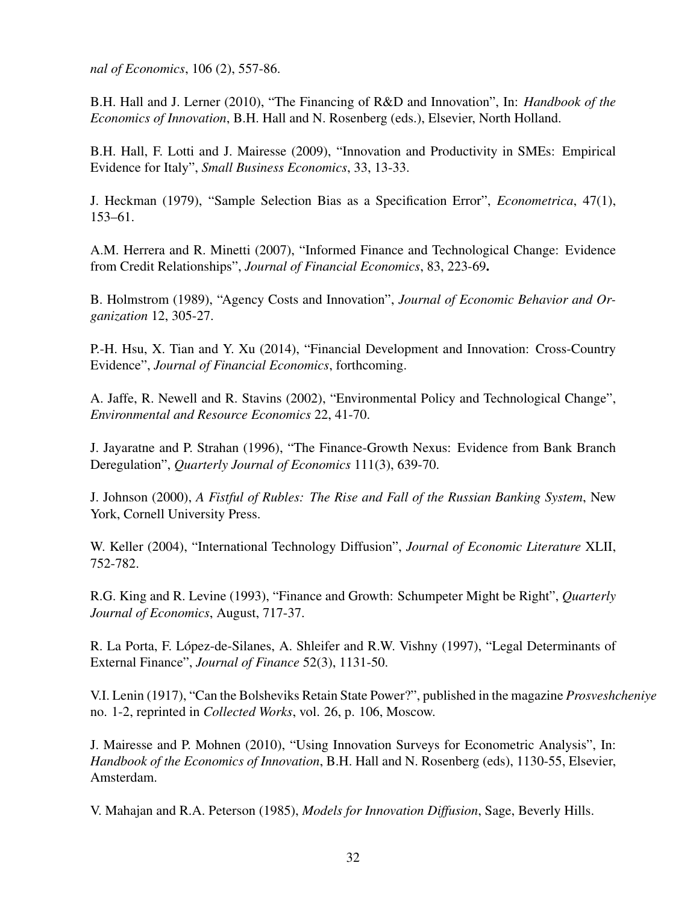*nal of Economics*, 106 (2), 557-86.

B.H. Hall and J. Lerner (2010), "The Financing of R&D and Innovation", In: *Handbook of the Economics of Innovation*, B.H. Hall and N. Rosenberg (eds.), Elsevier, North Holland.

B.H. Hall, F. Lotti and J. Mairesse (2009), "Innovation and Productivity in SMEs: Empirical Evidence for Italy", *Small Business Economics*, 33, 13-33.

J. Heckman (1979), "Sample Selection Bias as a Specification Error", *Econometrica*, 47(1), 153–61.

A.M. Herrera and R. Minetti (2007), "Informed Finance and Technological Change: Evidence from Credit Relationships", *Journal of Financial Economics*, 83, 223-69**.**

B. Holmstrom (1989), "Agency Costs and Innovation", *Journal of Economic Behavior and Organization* 12, 305-27.

P.-H. Hsu, X. Tian and Y. Xu (2014), "Financial Development and Innovation: Cross-Country Evidence", *Journal of Financial Economics*, forthcoming.

A. Jaffe, R. Newell and R. Stavins (2002), "Environmental Policy and Technological Change", *Environmental and Resource Economics* 22, 41-70.

J. Jayaratne and P. Strahan (1996), "The Finance-Growth Nexus: Evidence from Bank Branch Deregulation", *Quarterly Journal of Economics* 111(3), 639-70.

J. Johnson (2000), *A Fistful of Rubles: The Rise and Fall of the Russian Banking System*, New York, Cornell University Press.

W. Keller (2004), "International Technology Diffusion", *Journal of Economic Literature* XLII, 752-782.

R.G. King and R. Levine (1993), "Finance and Growth: Schumpeter Might be Right", *Quarterly Journal of Economics*, August, 717-37.

R. La Porta, F. López-de-Silanes, A. Shleifer and R.W. Vishny (1997), "Legal Determinants of External Finance", *Journal of Finance* 52(3), 1131-50.

V.I. Lenin (1917), "Can the Bolsheviks Retain State Power?", published in the magazine *Prosveshcheniye* no. 1-2, reprinted in *Collected Works*, vol. 26, p. 106, Moscow.

J. Mairesse and P. Mohnen (2010), "Using Innovation Surveys for Econometric Analysis", In: *Handbook of the Economics of Innovation*, B.H. Hall and N. Rosenberg (eds), 1130-55, Elsevier, Amsterdam.

V. Mahajan and R.A. Peterson (1985), *Models for Innovation Diffusion*, Sage, Beverly Hills.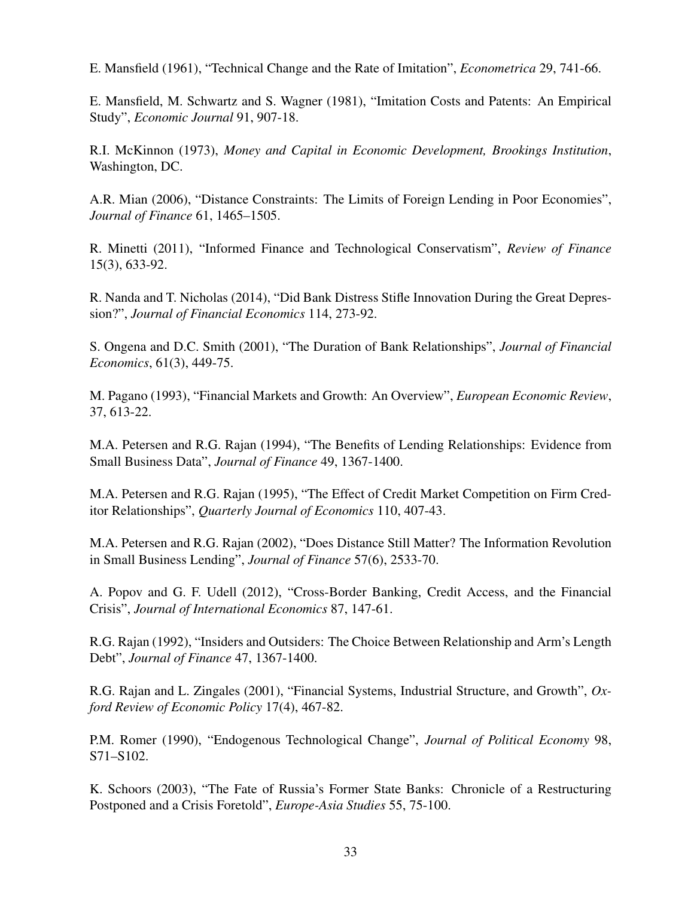E. Mansfield (1961), "Technical Change and the Rate of Imitation", *Econometrica* 29, 741-66.

E. Mansfield, M. Schwartz and S. Wagner (1981), "Imitation Costs and Patents: An Empirical Study", *Economic Journal* 91, 907-18.

R.I. McKinnon (1973), *Money and Capital in Economic Development, Brookings Institution*, Washington, DC.

A.R. Mian (2006), "Distance Constraints: The Limits of Foreign Lending in Poor Economies", *Journal of Finance* 61, 1465–1505.

R. Minetti (2011), "Informed Finance and Technological Conservatism", *Review of Finance* 15(3), 633-92.

R. Nanda and T. Nicholas (2014), "Did Bank Distress Stifle Innovation During the Great Depression?", *Journal of Financial Economics* 114, 273-92.

S. Ongena and D.C. Smith (2001), "The Duration of Bank Relationships", *Journal of Financial Economics*, 61(3), 449-75.

M. Pagano (1993), "Financial Markets and Growth: An Overview", *European Economic Review*, 37, 613-22.

M.A. Petersen and R.G. Rajan (1994), "The Benefits of Lending Relationships: Evidence from Small Business Data", *Journal of Finance* 49, 1367-1400.

M.A. Petersen and R.G. Rajan (1995), "The Effect of Credit Market Competition on Firm Creditor Relationships", *Quarterly Journal of Economics* 110, 407-43.

M.A. Petersen and R.G. Rajan (2002), "Does Distance Still Matter? The Information Revolution in Small Business Lending", *Journal of Finance* 57(6), 2533-70.

A. Popov and G. F. Udell (2012), "Cross-Border Banking, Credit Access, and the Financial Crisis", *Journal of International Economics* 87, 147-61.

R.G. Rajan (1992), "Insiders and Outsiders: The Choice Between Relationship and Arm's Length Debt", *Journal of Finance* 47, 1367-1400.

R.G. Rajan and L. Zingales (2001), "Financial Systems, Industrial Structure, and Growth", *Oxford Review of Economic Policy* 17(4), 467-82.

P.M. Romer (1990), "Endogenous Technological Change", *Journal of Political Economy* 98, S71–S102.

K. Schoors (2003), "The Fate of Russia's Former State Banks: Chronicle of a Restructuring Postponed and a Crisis Foretold", *Europe-Asia Studies* 55, 75-100.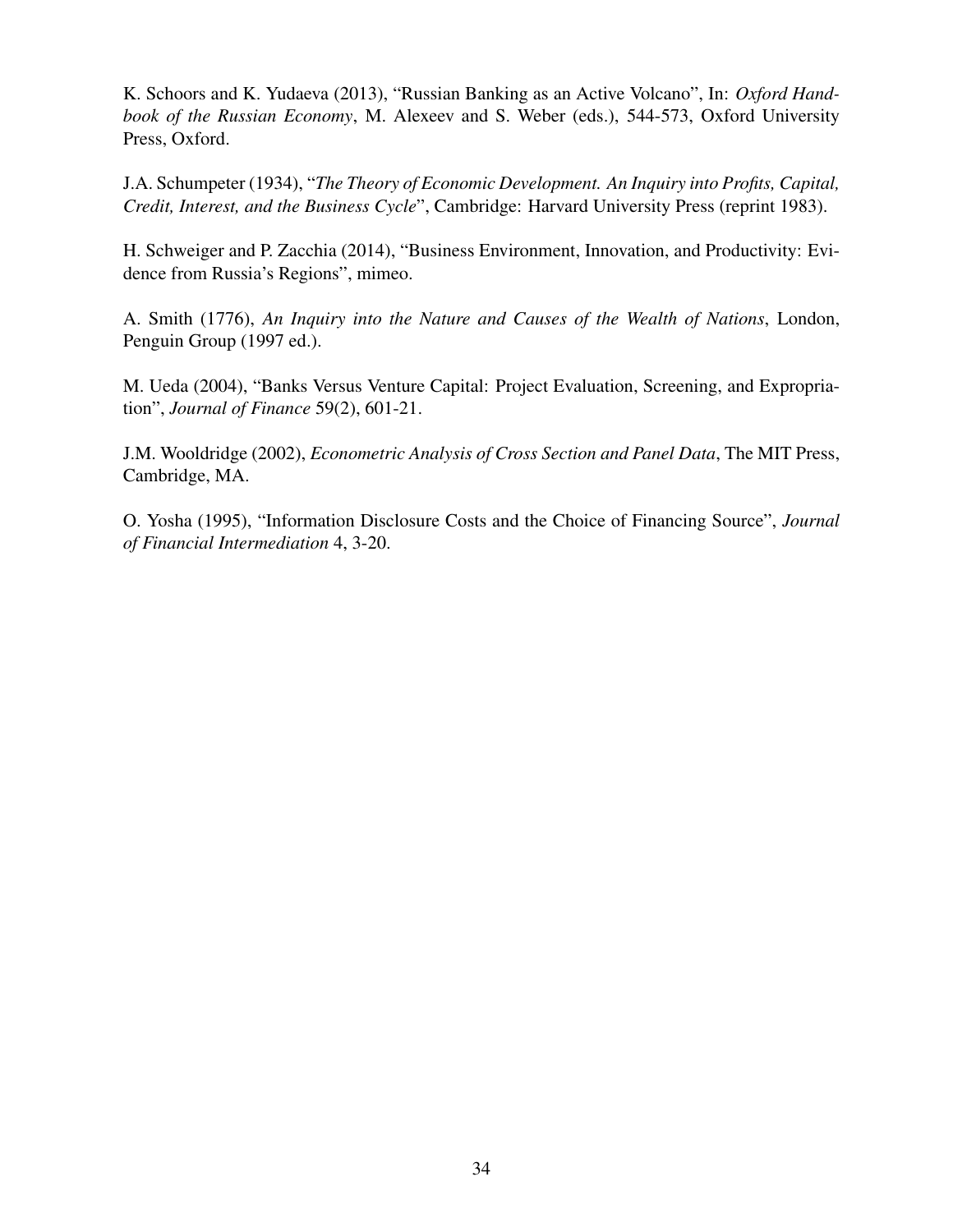K. Schoors and K. Yudaeva (2013), "Russian Banking as an Active Volcano", In: *Oxford Handbook of the Russian Economy*, M. Alexeev and S. Weber (eds.), 544-573, Oxford University Press, Oxford.

J.A. Schumpeter (1934), "*The Theory of Economic Development. An Inquiry into Profits, Capital, Credit, Interest, and the Business Cycle*", Cambridge: Harvard University Press (reprint 1983).

H. Schweiger and P. Zacchia (2014), "Business Environment, Innovation, and Productivity: Evidence from Russia's Regions", mimeo.

A. Smith (1776), *An Inquiry into the Nature and Causes of the Wealth of Nations*, London, Penguin Group (1997 ed.).

M. Ueda (2004), "Banks Versus Venture Capital: Project Evaluation, Screening, and Expropriation", *Journal of Finance* 59(2), 601-21.

J.M. Wooldridge (2002), *Econometric Analysis of Cross Section and Panel Data*, The MIT Press, Cambridge, MA.

O. Yosha (1995), "Information Disclosure Costs and the Choice of Financing Source", *Journal of Financial Intermediation* 4, 3-20.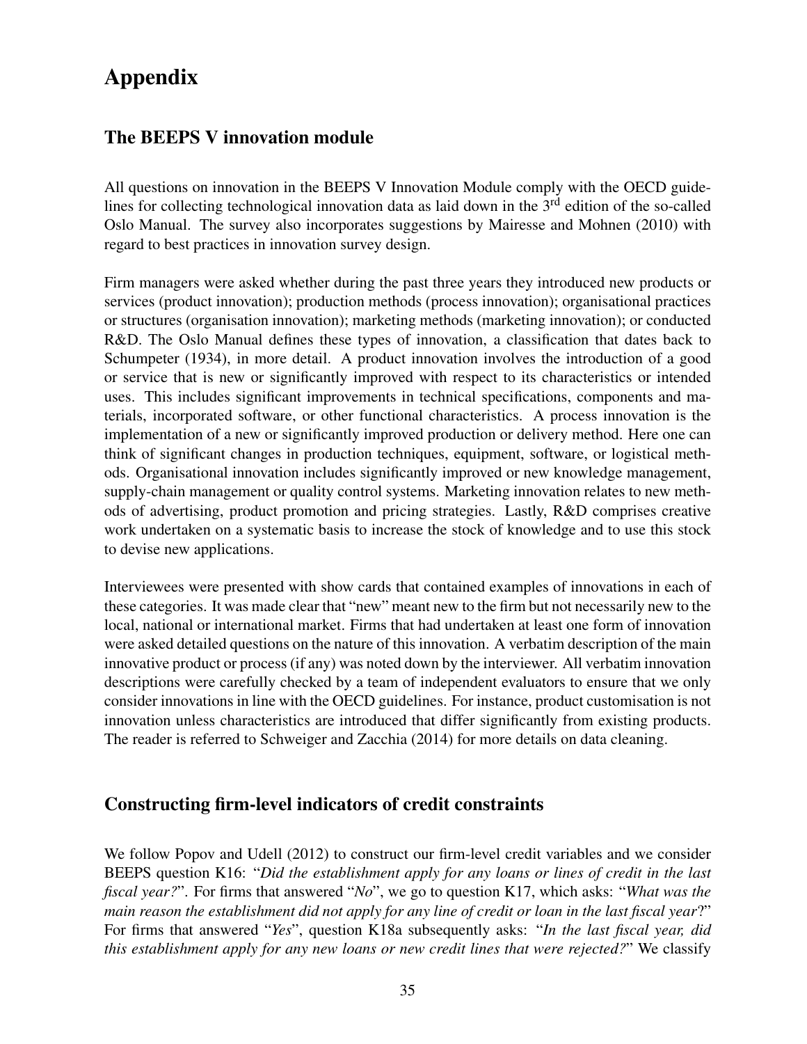# Appendix

## The BEEPS V innovation module

All questions on innovation in the BEEPS V Innovation Module comply with the OECD guidelines for collecting technological innovation data as laid down in the 3rd edition of the so-called Oslo Manual. The survey also incorporates suggestions by Mairesse and Mohnen (2010) with regard to best practices in innovation survey design.

Firm managers were asked whether during the past three years they introduced new products or services (product innovation); production methods (process innovation); organisational practices or structures (organisation innovation); marketing methods (marketing innovation); or conducted R&D. The Oslo Manual defines these types of innovation, a classification that dates back to Schumpeter (1934), in more detail. A product innovation involves the introduction of a good or service that is new or significantly improved with respect to its characteristics or intended uses. This includes significant improvements in technical specifications, components and materials, incorporated software, or other functional characteristics. A process innovation is the implementation of a new or significantly improved production or delivery method. Here one can think of significant changes in production techniques, equipment, software, or logistical methods. Organisational innovation includes significantly improved or new knowledge management, supply-chain management or quality control systems. Marketing innovation relates to new methods of advertising, product promotion and pricing strategies. Lastly, R&D comprises creative work undertaken on a systematic basis to increase the stock of knowledge and to use this stock to devise new applications.

Interviewees were presented with show cards that contained examples of innovations in each of these categories. It was made clear that "new" meant new to the firm but not necessarily new to the local, national or international market. Firms that had undertaken at least one form of innovation were asked detailed questions on the nature of this innovation. A verbatim description of the main innovative product or process (if any) was noted down by the interviewer. All verbatim innovation descriptions were carefully checked by a team of independent evaluators to ensure that we only consider innovations in line with the OECD guidelines. For instance, product customisation is not innovation unless characteristics are introduced that differ significantly from existing products. The reader is referred to Schweiger and Zacchia (2014) for more details on data cleaning.

## Constructing firm-level indicators of credit constraints

We follow Popov and Udell (2012) to construct our firm-level credit variables and we consider BEEPS question K16: "*Did the establishment apply for any loans or lines of credit in the last fiscal year?*". For firms that answered "*No*", we go to question K17, which asks: "*What was the main reason the establishment did not apply for any line of credit or loan in the last fiscal year?*" For firms that answered "*Yes*", question K18a subsequently asks: "*In the last fiscal year, did this establishment apply for any new loans or new credit lines that were rejected?*" We classify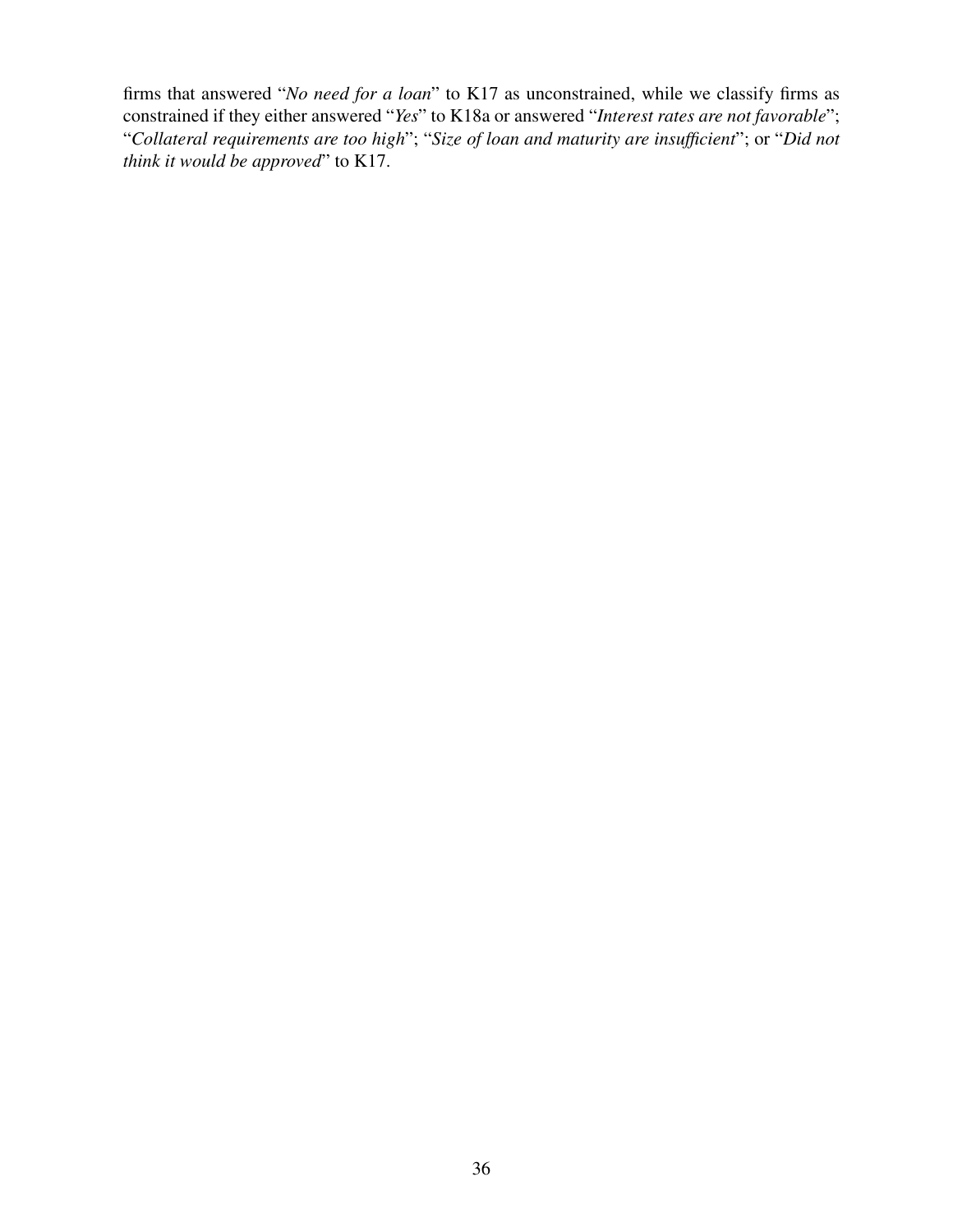firms that answered "*No need for a loan*" to K17 as unconstrained, while we classify firms as constrained if they either answered "*Yes*" to K18a or answered "*Interest rates are not favorable*"; "*Collateral requirements are too high*"; "*Size of loan and maturity are insufficient*"; or "*Did not think it would be approved*" to K17.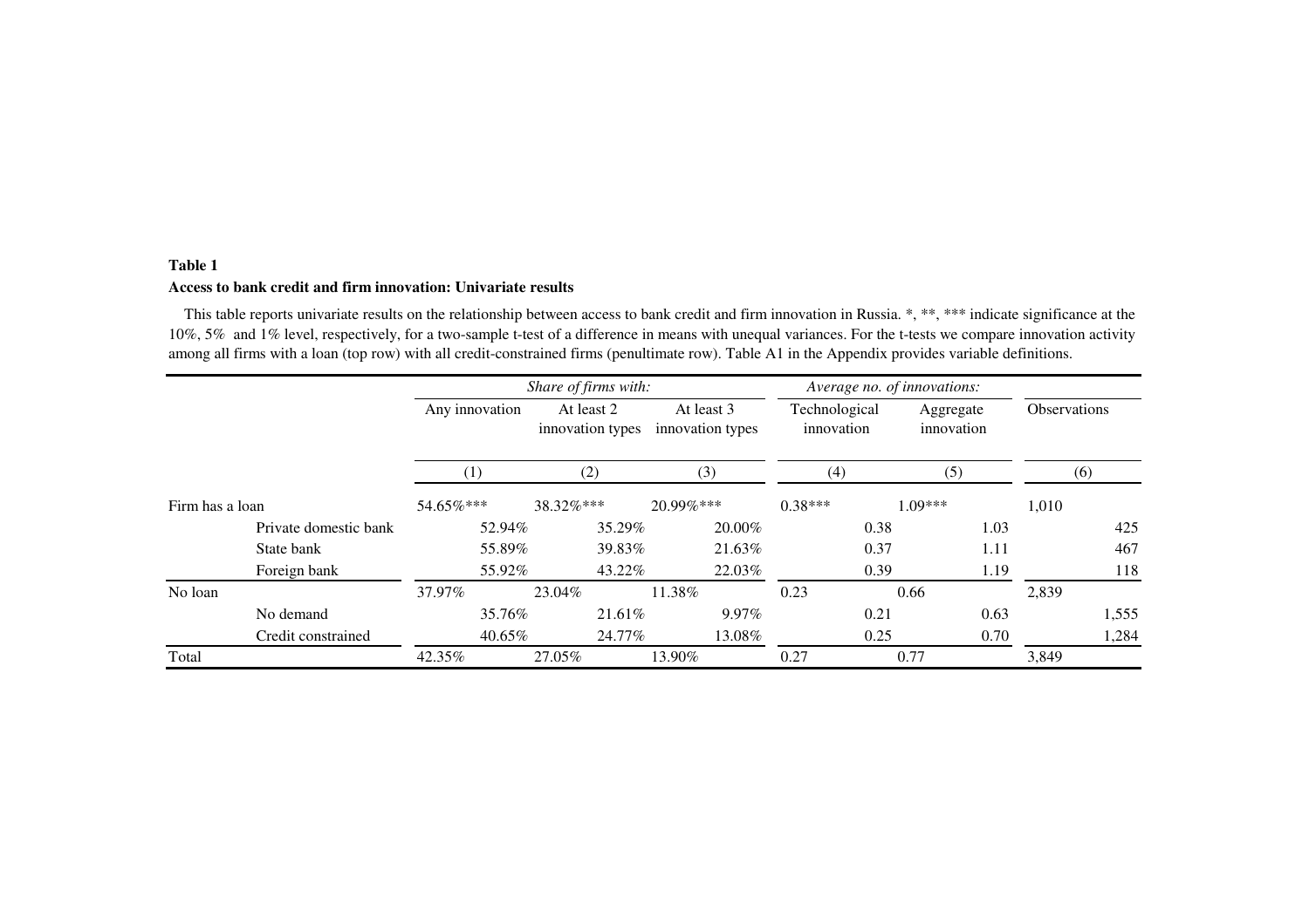**Table 1**

**Access to bank credit and firm innovation: Univariate results**

This table reports univariate results on the relationship between access to bank credit and firm innovation in Russia. *, **, *** indicate significance at the 10%, 5% and 1% level, respectively, for a two-sample t-test of a difference in means with unequal variances. For the t-tests we compare innovation activity among all firms with a loan (top row) with all credit-constrained firms (penultimate row). Table A1 in the Appendix provides variable definitions.

| | *Share of firms with:* | | | *Average no. of innovations:* | | |
|---|---|---|---|---|---|---|
| | Any innovation | At least 2 innovation types | At least 3 innovation types | Technological innovation | Aggregate innovation | Observations |
| | (1) | (2) | (3) | (4) | (5) | (6) |
| Firm has a loan | 54.65%*** | 38.32%*** | 20.99%*** | 0.38*** | 1.09*** | 1,010 |
| Private domestic bank | 52.94% | 35.29% | 20.00% | 0.38 | 1.03 | 425 |
| State bank | 55.89% | 39.83% | 21.63% | 0.37 | 1.11 | 467 |
| Foreign bank | 55.92% | 43.22% | 22.03% | 0.39 | 1.19 | 118 |
| No loan | 37.97% | 23.04% | 11.38% | 0.23 | 0.66 | 2,839 |
| No demand | 35.76% | 21.61% | 9.97% | 0.21 | 0.63 | 1,555 |
| Credit constrained | 40.65% | 24.77% | 13.08% | 0.25 | 0.70 | 1,284 |
| Total | 42.35% | 27.05% | 13.90% | 0.27 | 0.77 | 3,849 |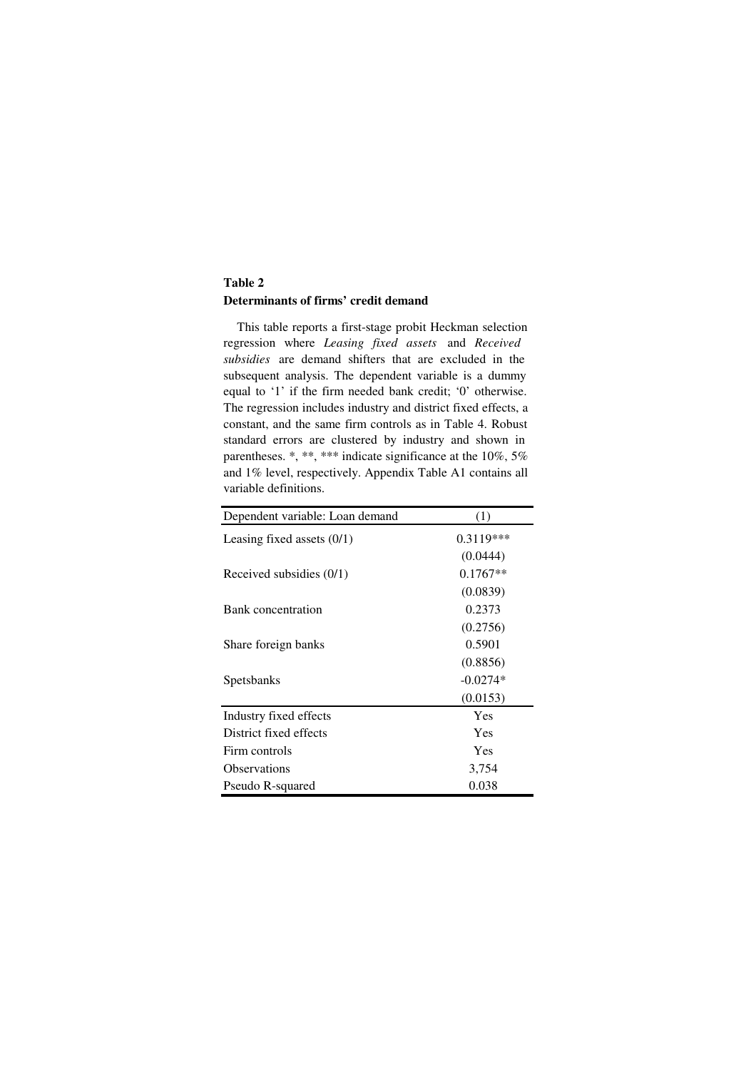**Table 2**
**Determinants of firms' credit demand**

This table reports a first-stage probit Heckman selection regression where *Leasing fixed assets* and *Received subsidies* are demand shifters that are excluded in the subsequent analysis. The dependent variable is a dummy equal to '1' if the firm needed bank credit; '0' otherwise. The regression includes industry and district fixed effects, a constant, and the same firm controls as in Table 4. Robust standard errors are clustered by industry and shown in parentheses. *, **, *** indicate significance at the 10%, 5% and 1% level, respectively. Appendix Table A1 contains all variable definitions.

| Dependent variable: Loan demand | (1) |
|---|---|
| Leasing fixed assets (0/1) | 0.3119*** |
| | (0.0444) |
| Received subsidies (0/1) | 0.1767** |
| | (0.0839) |
| Bank concentration | 0.2373 |
| | (0.2756) |
| Share foreign banks | 0.5901 |
| | (0.8856) |
| Spetsbanks | -0.0274* |
| | (0.0153) |
| Industry fixed effects | Yes |
| District fixed effects | Yes |
| Firm controls | Yes |
| Observations | 3,754 |
| Pseudo R-squared | 0.038 |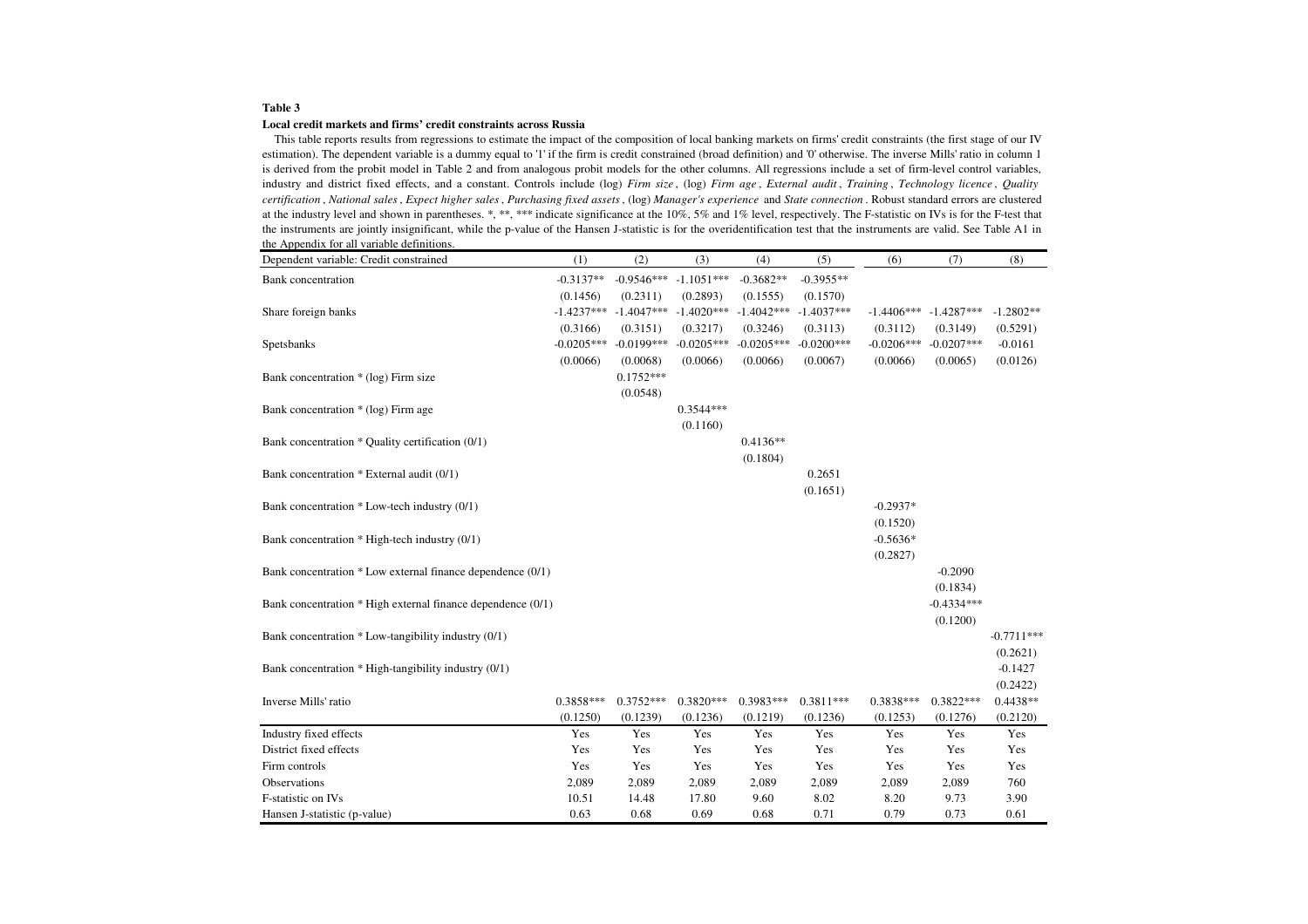**Table 3**

**Local credit markets and firms' credit constraints across Russia**

This table reports results from regressions to estimate the impact of the composition of local banking markets on firms' credit constraints (the first stage of our IV estimation). The dependent variable is a dummy equal to '1' if the firm is credit constrained (broad definition) and '0' otherwise. The inverse Mills' ratio in column 1 is derived from the probit model in Table 2 and from analogous probit models for the other columns. All regressions include a set of firm-level control variables, industry and district fixed effects, and a constant. Controls include (log) *Firm size*, (log) *Firm age*, *External audit*, *Training*, *Technology licence*, *Quality certification*, *National sales*, *Expect higher sales*, *Purchasing fixed assets*, (log) *Manager's experience* and *State connection*. Robust standard errors are clustered at the industry level and shown in parentheses. *, **, *** indicate significance at the 10%, 5% and 1% level, respectively. The F-statistic on IVs is for the F-test that the instruments are jointly insignificant, while the p-value of the Hansen J-statistic is for the overidentification test that the instruments are valid. See Table A1 in the Appendix for all variable definitions.

| Dependent variable: Credit constrained | (1) | (2) | (3) | (4) | (5) | (6) | (7) | (8) |
|---|---|---|---|---|---|---|---|---|
| Bank concentration | -0.3137** | -0.9546*** | -1.1051*** | -0.3682** | -0.3955** | | | |
| | (0.1456) | (0.2311) | (0.2893) | (0.1555) | (0.1570) | | | |
| Share foreign banks | -1.4237*** | -1.4047*** | -1.4020*** | -1.4042*** | -1.4037*** | -1.4406*** | -1.4287*** | -1.2802** |
| | (0.3166) | (0.3151) | (0.3217) | (0.3246) | (0.3113) | (0.3112) | (0.3149) | (0.5291) |
| Spetsbanks | -0.0205*** | -0.0199*** | -0.0205*** | -0.0205*** | -0.0200*** | -0.0206*** | -0.0207*** | -0.0161 |
| | (0.0066) | (0.0068) | (0.0066) | (0.0066) | (0.0067) | (0.0066) | (0.0065) | (0.0126) |
| Bank concentration * (log) Firm size | | 0.1752*** | | | | | | |
| | | (0.0548) | | | | | | |
| Bank concentration * (log) Firm age | | | 0.3544*** | | | | | |
| | | | (0.1160) | | | | | |
| Bank concentration * Quality certification (0/1) | | | | 0.4136** | | | | |
| | | | | (0.1804) | | | | |
| Bank concentration * External audit (0/1) | | | | | 0.2651 | | | |
| | | | | | (0.1651) | | | |
| Bank concentration * Low-tech industry (0/1) | | | | | | -0.2937* | | |
| | | | | | | (0.1520) | | |
| Bank concentration * High-tech industry (0/1) | | | | | | -0.5636* | | |
| | | | | | | (0.2827) | | |
| Bank concentration * Low external finance dependence (0/1) | | | | | | | -0.2090 | |
| | | | | | | | (0.1834) | |
| Bank concentration * High external finance dependence (0/1) | | | | | | | -0.4334*** | |
| | | | | | | | (0.1200) | |
| Bank concentration * Low-tangibility industry (0/1) | | | | | | | | -0.7711*** |
| | | | | | | | | (0.2621) |
| Bank concentration * High-tangibility industry (0/1) | | | | | | | | -0.1427 |
| | | | | | | | | (0.2422) |
| Inverse Mills' ratio | 0.3858*** | 0.3752*** | 0.3820*** | 0.3983*** | 0.3811*** | 0.3838*** | 0.3822*** | 0.4438** |
| | (0.1250) | (0.1239) | (0.1236) | (0.1219) | (0.1236) | (0.1253) | (0.1276) | (0.2120) |
| Industry fixed effects | Yes | Yes | Yes | Yes | Yes | Yes | Yes | Yes |
| District fixed effects | Yes | Yes | Yes | Yes | Yes | Yes | Yes | Yes |
| Firm controls | Yes | Yes | Yes | Yes | Yes | Yes | Yes | Yes |
| Observations | 2,089 | 2,089 | 2,089 | 2,089 | 2,089 | 2,089 | 2,089 | 760 |
| F-statistic on IVs | 10.51 | 14.48 | 17.80 | 9.60 | 8.02 | 8.20 | 9.73 | 3.90 |
| Hansen J-statistic (p-value) | 0.63 | 0.68 | 0.69 | 0.68 | 0.71 | 0.79 | 0.73 | 0.61 |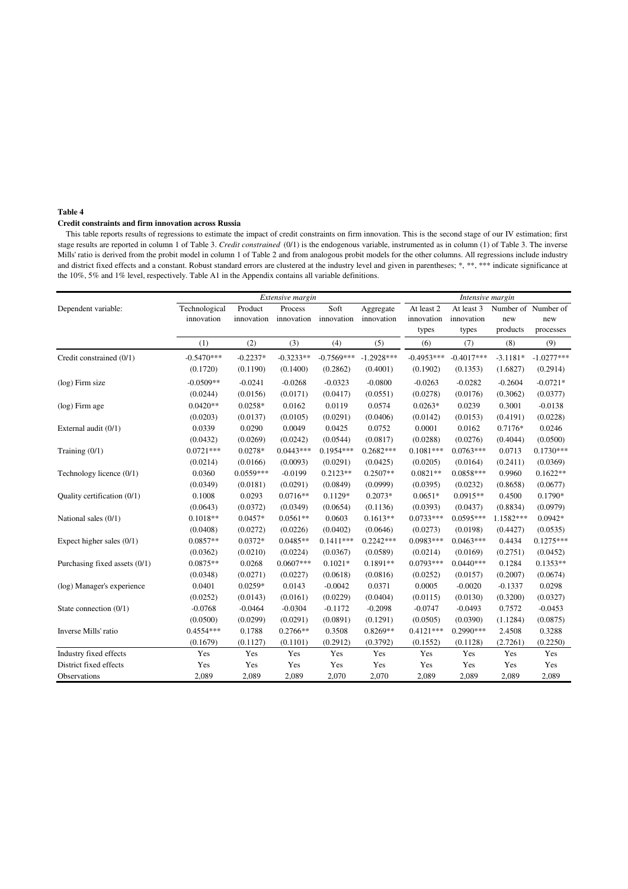**Table 4**

**Credit constraints and firm innovation across Russia**

This table reports results of regressions to estimate the impact of credit constraints on firm innovation. This is the second stage of our IV estimation; first stage results are reported in column 1 of Table 3. *Credit constrained* (0/1) is the endogenous variable, instrumented as in column (1) of Table 3. The inverse Mills' ratio is derived from the probit model in column 1 of Table 2 and from analogous probit models for the other columns. All regressions include industry and district fixed effects and a constant. Robust standard errors are clustered at the industry level and given in parentheses; *, **, *** indicate significance at the 10%, 5% and 1% level, respectively. Table A1 in the Appendix contains all variable definitions.

| | *Extensive margin* | | | | | *Intensive margin* | | | |
|---|---|---|---|---|---|---|---|---|---|
| Dependent variable: | Technological innovation | Product innovation | Process innovation | Soft innovation | Aggregate innovation | At least 2 innovation types | At least 3 innovation types | Number of new products | Number of new processes |
| | (1) | (2) | (3) | (4) | (5) | (6) | (7) | (8) | (9) |
| Credit constrained (0/1) | -0.5470*** | -0.2237* | -0.3233** | -0.7569*** | -1.2928*** | -0.4953*** | -0.4017*** | -3.1181* | -1.0277*** |
| | (0.1720) | (0.1190) | (0.1400) | (0.2862) | (0.4001) | (0.1902) | (0.1353) | (1.6827) | (0.2914) |
| (log) Firm size | -0.0509** | -0.0241 | -0.0268 | -0.0323 | -0.0800 | -0.0263 | -0.0282 | -0.2604 | -0.0721* |
| | (0.0244) | (0.0156) | (0.0171) | (0.0417) | (0.0551) | (0.0278) | (0.0176) | (0.3062) | (0.0377) |
| (log) Firm age | 0.0420** | 0.0258* | 0.0162 | 0.0119 | 0.0574 | 0.0263* | 0.0239 | 0.3001 | -0.0138 |
| | (0.0203) | (0.0137) | (0.0105) | (0.0291) | (0.0406) | (0.0142) | (0.0153) | (0.4191) | (0.0228) |
| External audit (0/1) | 0.0339 | 0.0290 | 0.0049 | 0.0425 | 0.0752 | 0.0001 | 0.0162 | 0.7176* | 0.0246 |
| | (0.0432) | (0.0269) | (0.0242) | (0.0544) | (0.0817) | (0.0288) | (0.0276) | (0.4044) | (0.0500) |
| Training (0/1) | 0.0721*** | 0.0278* | 0.0443*** | 0.1954*** | 0.2682*** | 0.1081*** | 0.0763*** | 0.0713 | 0.1730*** |
| | (0.0214) | (0.0166) | (0.0093) | (0.0291) | (0.0425) | (0.0205) | (0.0164) | (0.2411) | (0.0369) |
| Technology licence (0/1) | 0.0360 | 0.0559*** | -0.0199 | 0.2123** | 0.2507** | 0.0821** | 0.0858*** | 0.9960 | 0.1622** |
| | (0.0349) | (0.0181) | (0.0291) | (0.0849) | (0.0999) | (0.0395) | (0.0232) | (0.8658) | (0.0677) |
| Quality certification (0/1) | 0.1008 | 0.0293 | 0.0716** | 0.1129* | 0.2073* | 0.0651* | 0.0915** | 0.4500 | 0.1790* |
| | (0.0643) | (0.0372) | (0.0349) | (0.0654) | (0.1136) | (0.0393) | (0.0437) | (0.8834) | (0.0979) |
| National sales (0/1) | 0.1018** | 0.0457* | 0.0561** | 0.0603 | 0.1613** | 0.0733*** | 0.0595*** | 1.1582*** | 0.0942* |
| | (0.0408) | (0.0272) | (0.0226) | (0.0402) | (0.0646) | (0.0273) | (0.0198) | (0.4427) | (0.0535) |
| Expect higher sales (0/1) | 0.0857** | 0.0372* | 0.0485** | 0.1411*** | 0.2242*** | 0.0983*** | 0.0463*** | 0.4434 | 0.1275*** |
| | (0.0362) | (0.0210) | (0.0224) | (0.0367) | (0.0589) | (0.0214) | (0.0169) | (0.2751) | (0.0452) |
| Purchasing fixed assets (0/1) | 0.0875** | 0.0268 | 0.0607*** | 0.1021* | 0.1891** | 0.0793*** | 0.0440*** | 0.1284 | 0.1353** |
| | (0.0348) | (0.0271) | (0.0227) | (0.0618) | (0.0816) | (0.0252) | (0.0157) | (0.2007) | (0.0674) |
| (log) Manager's experience | 0.0401 | 0.0259* | 0.0143 | -0.0042 | 0.0371 | 0.0005 | -0.0020 | -0.1337 | 0.0298 |
| | (0.0252) | (0.0143) | (0.0161) | (0.0229) | (0.0404) | (0.0115) | (0.0130) | (0.3200) | (0.0327) |
| State connection (0/1) | -0.0768 | -0.0464 | -0.0304 | -0.1172 | -0.2098 | -0.0747 | -0.0493 | 0.7572 | -0.0453 |
| | (0.0500) | (0.0299) | (0.0291) | (0.0891) | (0.1291) | (0.0505) | (0.0390) | (1.1284) | (0.0875) |
| Inverse Mills' ratio | 0.4554*** | 0.1788 | 0.2766** | 0.3508 | 0.8269** | 0.4121*** | 0.2990*** | 2.4508 | 0.3288 |
| | (0.1679) | (0.1127) | (0.1101) | (0.2912) | (0.3792) | (0.1552) | (0.1128) | (2.7261) | (0.2250) |
| Industry fixed effects | Yes | Yes | Yes | Yes | Yes | Yes | Yes | Yes | Yes |
| District fixed effects | Yes | Yes | Yes | Yes | Yes | Yes | Yes | Yes | Yes |
| Observations | 2,089 | 2,089 | 2,089 | 2,070 | 2,070 | 2,089 | 2,089 | 2,089 | 2,089 |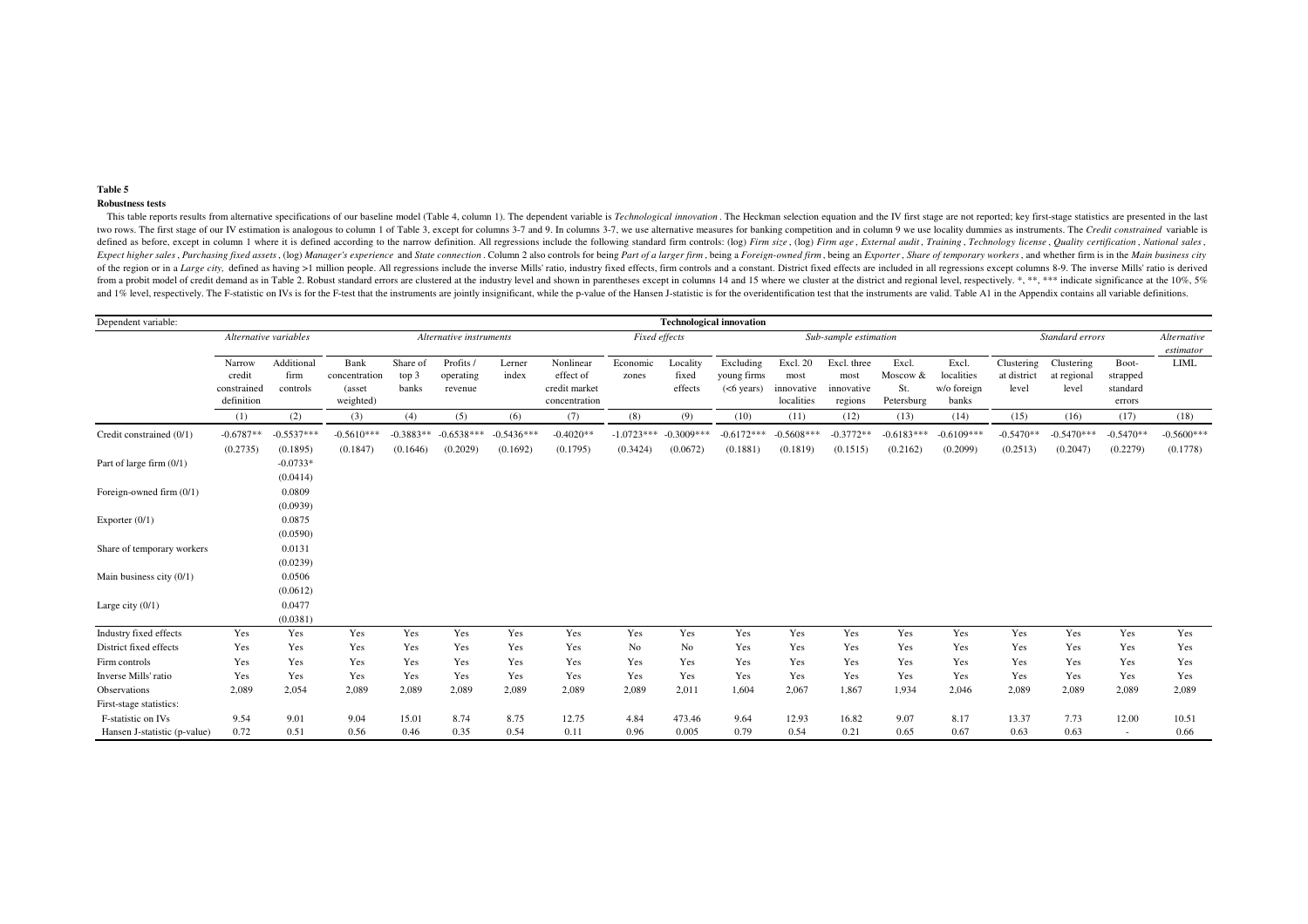**Table 5**

**Robustness tests**

This table reports results from alternative specifications of our baseline model (Table 4, column 1). The dependent variable is *Technological innovation*. The Heckman selection equation and the IV first stage are not reported; key first-stage statistics are presented in the last two rows. The first stage of our IV estimation is analogous to column 1 of Table 3, except for columns 3-7 and 9. In columns 3-7, we use alternative measures for banking competition and in column 9 we use locality dummies as instruments. The *Credit constrained* variable is defined as before, except in column 1 where it is defined according to the narrow definition. All regressions include the following standard firm controls: (log) *Firm size*, (log) *Firm age*, *External audit*, *Training*, *Technology license*, *Quality certification*, *National sales*, *Expect higher sales*, *Purchasing fixed assets*, (log) *Manager's experience* and *State connection*. Column 2 also controls for being *Part of a larger firm*, being a *Foreign-owned firm*, being an *Exporter*, *Share of temporary workers*, and whether firm is in the *Main business city* of the region or in a *Large city*, defined as having >1 million people. All regressions include the inverse Mills' ratio, industry fixed effects, firm controls and a constant. District fixed effects are included in all regressions except columns 8-9. The inverse Mills' ratio is derived from a probit model of credit demand as in Table 2. Robust standard errors are clustered at the industry level and shown in parentheses except in columns 15 and 16 where we cluster at the district and regional level, respectively. *, **, *** indicate significance at the 10%, 5% and 1% level, respectively. The F-statistic on IVs is for the F-test that the instruments are jointly insignificant, while the p-value of the Hansen J-statistic is for the overidentification test that the instruments are valid. Table A1 in the Appendix contains all variable definitions.

| Dependent variable: | Technological innovation | | | | | | | | | | | | | | | | | |
|---|---|---|---|---|---|---|---|---|---|---|---|---|---|---|---|---|---|---|
| | *Alternative variables* | | *Alternative instruments* | | | | | *Fixed effects* | | *Sub-sample estimation* | | | | | *Standard errors* | | | *Alternative estimator* |
| | Narrow credit constrained definition | Additional firm controls | Bank concentration (asset weighted) | Share of top 3 banks | Profits / operating revenue | Lerner index | Nonlinear effect of credit market concentration | Economic zones | Locality fixed effects | Excluding young firms (<6 years) | Excl. 20 most innovative localities | Excl. three most innovative regions | Excl. Moscow & St. Petersburg | Excl. localities w/o foreign banks | Clustering at district level | Clustering at regional level | Boot-strapped standard errors | LIML |
| | (1) | (2) | (3) | (4) | (5) | (6) | (7) | (8) | (9) | (10) | (11) | (12) | (13) | (14) | (15) | (16) | (17) | (18) |
| Credit constrained (0/1) | -0.6787** | -0.5537*** | -0.5610*** | -0.3883** | -0.6538*** | -0.5436*** | -0.4020** | -1.0723*** | -0.3009*** | -0.6172*** | -0.5608*** | -0.3772** | -0.6183*** | -0.6109*** | -0.5470** | -0.5470*** | -0.5470** | -0.5600*** |
| | (0.2735) | (0.1895) | (0.1847) | (0.1646) | (0.2029) | (0.1692) | (0.1795) | (0.3424) | (0.0672) | (0.1881) | (0.1819) | (0.1515) | (0.2162) | (0.2099) | (0.2513) | (0.2047) | (0.2279) | (0.1778) |
| Part of large firm (0/1) | | -0.0733* | | | | | | | | | | | | | | | | |
| | | (0.0414) | | | | | | | | | | | | | | | | |
| Foreign-owned firm (0/1) | | 0.0809 | | | | | | | | | | | | | | | | |
| | | (0.0939) | | | | | | | | | | | | | | | | |
| Exporter (0/1) | | 0.0875 | | | | | | | | | | | | | | | | |
| | | (0.0590) | | | | | | | | | | | | | | | | |
| Share of temporary workers | | 0.0131 | | | | | | | | | | | | | | | | |
| | | (0.0239) | | | | | | | | | | | | | | | | |
| Main business city (0/1) | | 0.0506 | | | | | | | | | | | | | | | | |
| | | (0.0612) | | | | | | | | | | | | | | | | |
| Large city (0/1) | | 0.0477 | | | | | | | | | | | | | | | | |
| | | (0.0381) | | | | | | | | | | | | | | | | |
| Industry fixed effects | Yes | Yes | Yes | Yes | Yes | Yes | Yes | Yes | Yes | Yes | Yes | Yes | Yes | Yes | Yes | Yes | Yes | Yes |
| District fixed effects | Yes | Yes | Yes | Yes | Yes | Yes | Yes | No | No | Yes | Yes | Yes | Yes | Yes | Yes | Yes | Yes | Yes |
| Firm controls | Yes | Yes | Yes | Yes | Yes | Yes | Yes | Yes | Yes | Yes | Yes | Yes | Yes | Yes | Yes | Yes | Yes | Yes |
| Inverse Mills' ratio | Yes | Yes | Yes | Yes | Yes | Yes | Yes | Yes | Yes | Yes | Yes | Yes | Yes | Yes | Yes | Yes | Yes | Yes |
| Observations | 2,089 | 2,054 | 2,089 | 2,089 | 2,089 | 2,089 | 2,089 | 2,089 | 2,011 | 1,604 | 2,067 | 1,867 | 1,934 | 2,046 | 2,089 | 2,089 | 2,089 | 2,089 |
| First-stage statistics: | | | | | | | | | | | | | | | | | | |
| F-statistic on IVs | 9.54 | 9.01 | 9.04 | 15.01 | 8.74 | 8.75 | 12.75 | 4.84 | 473.46 | 9.64 | 12.93 | 16.82 | 9.07 | 8.17 | 13.37 | 7.73 | 12.00 | 10.51 |
| Hansen J-statistic (p-value) | 0.72 | 0.51 | 0.56 | 0.46 | 0.35 | 0.54 | 0.11 | 0.96 | 0.005 | 0.79 | 0.54 | 0.21 | 0.65 | 0.67 | 0.63 | 0.63 | - | 0.66 |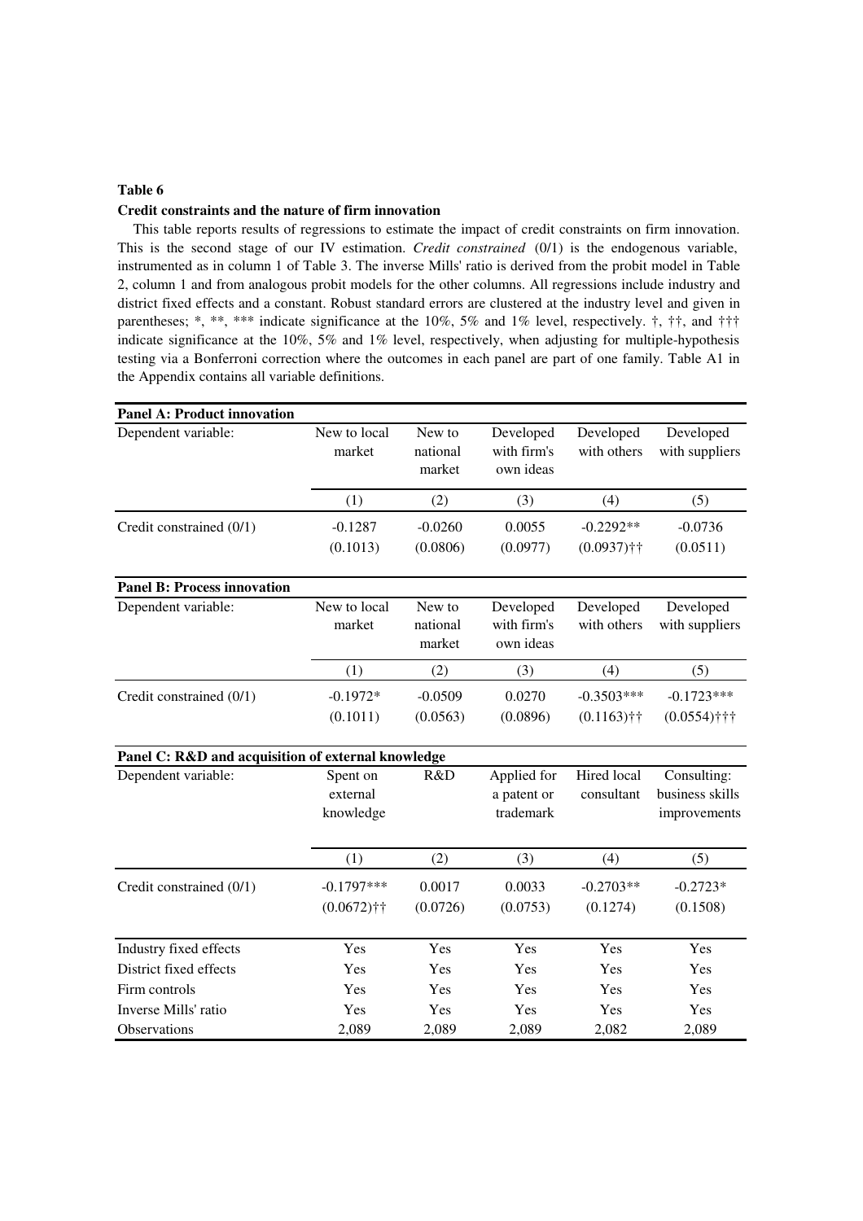**Table 6**

**Credit constraints and the nature of firm innovation**

This table reports results of regressions to estimate the impact of credit constraints on firm innovation. This is the second stage of our IV estimation. *Credit constrained* (0/1) is the endogenous variable, instrumented as in column 1 of Table 3. The inverse Mills' ratio is derived from the probit model in Table 2, column 1 and from analogous probit models for the other columns. All regressions include industry and district fixed effects and a constant. Robust standard errors are clustered at the industry level and given in parentheses; *, **, *** indicate significance at the 10%, 5% and 1% level, respectively. †, ††, and ††† indicate significance at the 10%, 5% and 1% level, respectively, when adjusting for multiple-hypothesis testing via a Bonferroni correction where the outcomes in each panel are part of one family. Table A1 in the Appendix contains all variable definitions.

| **Panel A: Product innovation** | | | | | |
|---|---|---|---|---|---|
| Dependent variable: | New to local market | New to national market | Developed with firm's own ideas | Developed with others | Developed with suppliers |
| | (1) | (2) | (3) | (4) | (5) |
| Credit constrained (0/1) | -0.1287 | -0.0260 | 0.0055 | -0.2292** | -0.0736 |
| | (0.1013) | (0.0806) | (0.0977) | (0.0937)†† | (0.0511) |
| **Panel B: Process innovation** | | | | | |
| Dependent variable: | New to local market | New to national market | Developed with firm's own ideas | Developed with others | Developed with suppliers |
| | (1) | (2) | (3) | (4) | (5) |
| Credit constrained (0/1) | -0.1972* | -0.0509 | 0.0270 | -0.3503*** | -0.1723*** |
| | (0.1011) | (0.0563) | (0.0896) | (0.1163)†† | (0.0554)††† |
| **Panel C: R&D and acquisition of external knowledge** | | | | | |
| Dependent variable: | Spent on external knowledge | R&D | Applied for a patent or trademark | Hired local consultant | Consulting: business skills improvements |
| | (1) | (2) | (3) | (4) | (5) |
| Credit constrained (0/1) | -0.1797*** | 0.0017 | 0.0033 | -0.2703** | -0.2723* |
| | (0.0672)†† | (0.0726) | (0.0753) | (0.1274) | (0.1508) |
| Industry fixed effects | Yes | Yes | Yes | Yes | Yes |
| District fixed effects | Yes | Yes | Yes | Yes | Yes |
| Firm controls | Yes | Yes | Yes | Yes | Yes |
| Inverse Mills' ratio | Yes | Yes | Yes | Yes | Yes |
| Observations | 2,089 | 2,089 | 2,089 | 2,082 | 2,089 |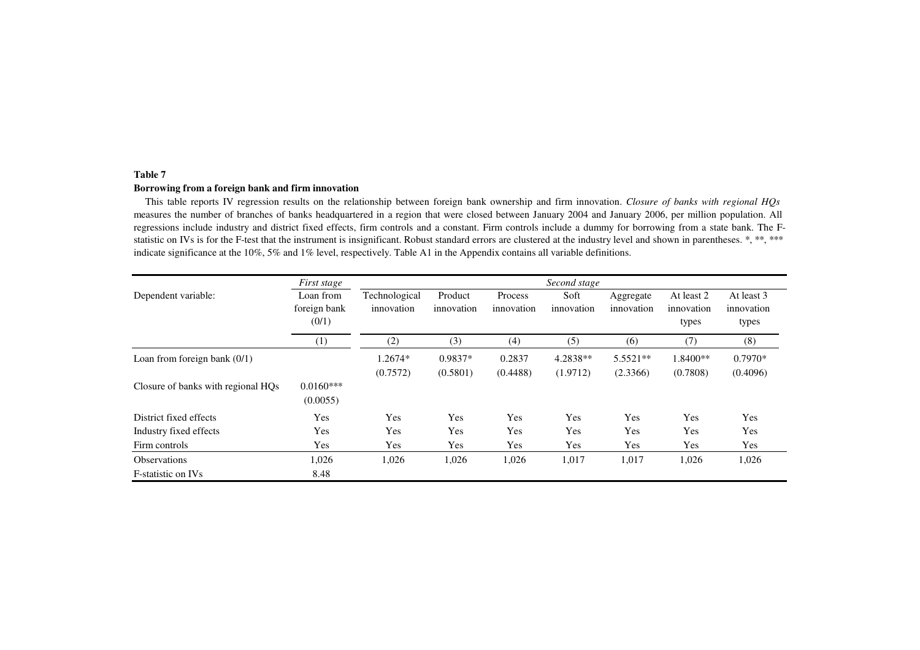**Table 7**

**Borrowing from a foreign bank and firm innovation**

This table reports IV regression results on the relationship between foreign bank ownership and firm innovation. *Closure of banks with regional HQs* measures the number of branches of banks headquartered in a region that were closed between January 2004 and January 2006, per million population. All regressions include industry and district fixed effects, firm controls and a constant. Firm controls include a dummy for borrowing from a state bank. The F-statistic on IVs is for the F-test that the instrument is insignificant. Robust standard errors are clustered at the industry level and shown in parentheses. *, **, *** indicate significance at the 10%, 5% and 1% level, respectively. Table A1 in the Appendix contains all variable definitions.

| | *First stage* | *Second stage* | | | | | | |
|---|---|---|---|---|---|---|---|---|
| Dependent variable: | Loan from foreign bank (0/1) | Technological innovation | Product innovation | Process innovation | Soft innovation | Aggregate innovation | At least 2 innovation types | At least 3 innovation types |
| | (1) | (2) | (3) | (4) | (5) | (6) | (7) | (8) |
| Loan from foreign bank (0/1) | | 1.2674* | 0.9837* | 0.2837 | 4.2838** | 5.5521** | 1.8400** | 0.7970* |
| | | (0.7572) | (0.5801) | (0.4488) | (1.9712) | (2.3366) | (0.7808) | (0.4096) |
| Closure of banks with regional HQs | 0.0160*** | | | | | | | |
| | (0.0055) | | | | | | | |
| District fixed effects | Yes | Yes | Yes | Yes | Yes | Yes | Yes | Yes |
| Industry fixed effects | Yes | Yes | Yes | Yes | Yes | Yes | Yes | Yes |
| Firm controls | Yes | Yes | Yes | Yes | Yes | Yes | Yes | Yes |
| Observations | 1,026 | 1,026 | 1,026 | 1,026 | 1,017 | 1,017 | 1,026 | 1,026 |
| F-statistic on IVs | 8.48 | | | | | | | |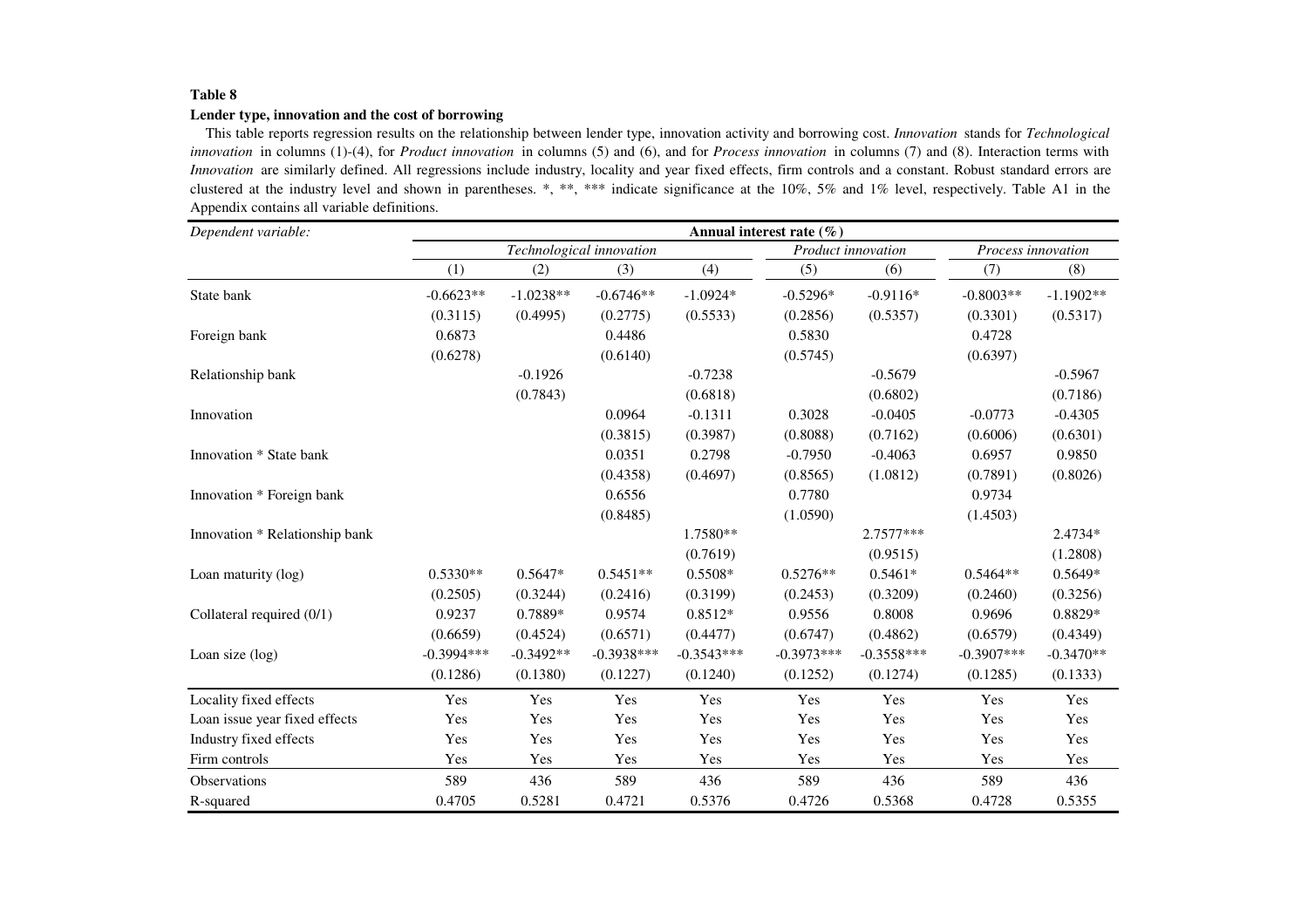**Table 8**

**Lender type, innovation and the cost of borrowing**

This table reports regression results on the relationship between lender type, innovation activity and borrowing cost. *Innovation* stands for *Technological innovation* in columns (1)-(4), for *Product innovation* in columns (5) and (6), and for *Process innovation* in columns (7) and (8). Interaction terms with *Innovation* are similarly defined. All regressions include industry, locality and year fixed effects, firm controls and a constant. Robust standard errors are clustered at the industry level and shown in parentheses. *, **, *** indicate significance at the 10%, 5% and 1% level, respectively. Table A1 in the Appendix contains all variable definitions.

| *Dependent variable:* | **Annual interest rate (%)** | | | | | | | |
|---|---|---|---|---|---|---|---|---|
| | *Technological innovation* | | | | *Product innovation* | | *Process innovation* | |
| | (1) | (2) | (3) | (4) | (5) | (6) | (7) | (8) |
| State bank | -0.6623** | -1.0238** | -0.6746** | -1.0924* | -0.5296* | -0.9116* | -0.8003** | -1.1902** |
| | (0.3115) | (0.4995) | (0.2775) | (0.5533) | (0.2856) | (0.5357) | (0.3301) | (0.5317) |
| Foreign bank | 0.6873 | | 0.4486 | | 0.5830 | | 0.4728 | |
| | (0.6278) | | (0.6140) | | (0.5745) | | (0.6397) | |
| Relationship bank | | -0.1926 | | -0.7238 | | -0.5679 | | -0.5967 |
| | | (0.7843) | | (0.6818) | | (0.6802) | | (0.7186) |
| Innovation | | | 0.0964 | -0.1311 | 0.3028 | -0.0405 | -0.0773 | -0.4305 |
| | | | (0.3815) | (0.3987) | (0.8088) | (0.7162) | (0.6006) | (0.6301) |
| Innovation * State bank | | | 0.0351 | 0.2798 | -0.7950 | -0.4063 | 0.6957 | 0.9850 |
| | | | (0.4358) | (0.4697) | (0.8565) | (1.0812) | (0.7891) | (0.8026) |
| Innovation * Foreign bank | | | 0.6556 | | 0.7780 | | 0.9734 | |
| | | | (0.8485) | | (1.0590) | | (1.4503) | |
| Innovation * Relationship bank | | | | 1.7580** | | 2.7577*** | | 2.4734* |
| | | | | (0.7619) | | (0.9515) | | (1.2808) |
| Loan maturity (log) | 0.5330** | 0.5647* | 0.5451** | 0.5508* | 0.5276** | 0.5461* | 0.5464** | 0.5649* |
| | (0.2505) | (0.3244) | (0.2416) | (0.3199) | (0.2453) | (0.3209) | (0.2460) | (0.3256) |
| Collateral required (0/1) | 0.9237 | 0.7889* | 0.9574 | 0.8512* | 0.9556 | 0.8008 | 0.9696 | 0.8829* |
| | (0.6659) | (0.4524) | (0.6571) | (0.4477) | (0.6747) | (0.4862) | (0.6579) | (0.4349) |
| Loan size (log) | -0.3994*** | -0.3492** | -0.3938*** | -0.3543*** | -0.3973*** | -0.3558*** | -0.3907*** | -0.3470** |
| | (0.1286) | (0.1380) | (0.1227) | (0.1240) | (0.1252) | (0.1274) | (0.1285) | (0.1333) |
| Locality fixed effects | Yes | Yes | Yes | Yes | Yes | Yes | Yes | Yes |
| Loan issue year fixed effects | Yes | Yes | Yes | Yes | Yes | Yes | Yes | Yes |
| Industry fixed effects | Yes | Yes | Yes | Yes | Yes | Yes | Yes | Yes |
| Firm controls | Yes | Yes | Yes | Yes | Yes | Yes | Yes | Yes |
| Observations | 589 | 436 | 589 | 436 | 589 | 436 | 589 | 436 |
| R-squared | 0.4705 | 0.5281 | 0.4721 | 0.5376 | 0.4726 | 0.5368 | 0.4728 | 0.5355 |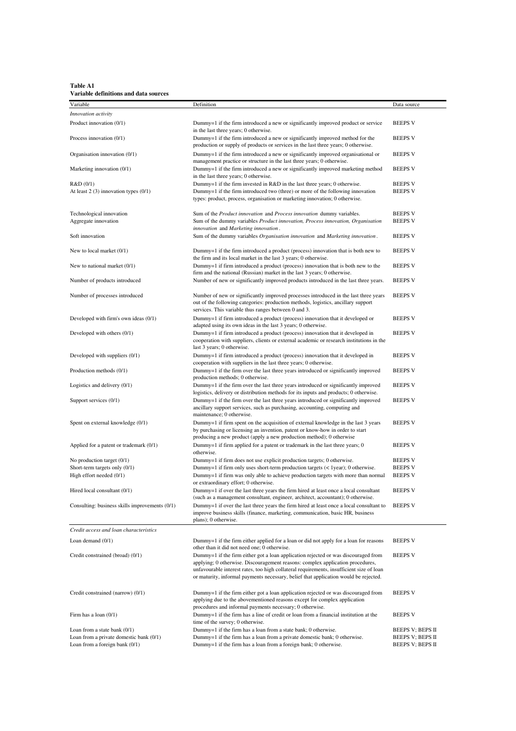**Table A1**
**Variable definitions and data sources**

| Variable | Definition | Data source |
|---|---|---|
| *Innovation activity* | | |
| Product innovation (0/1) | Dummy=1 if the firm introduced a new or significantly improved product or service in the last three years; 0 otherwise. | BEEPS V |
| Process innovation (0/1) | Dummy=1 if the firm introduced a new or significantly improved method for the production or supply of products or services in the last three years; 0 otherwise. | BEEPS V |
| Organisation innovation (0/1) | Dummy=1 if the firm introduced a new or significantly improved organisational or management practice or structure in the last three years; 0 otherwise. | BEEPS V |
| Marketing innovation (0/1) | Dummy=1 if the firm introduced a new or significantly improved marketing method in the last three years; 0 otherwise. | BEEPS V |
| R&D (0/1) | Dummy=1 if the firm invested in R&D in the last three years; 0 otherwise. | BEEPS V |
| At least 2 (3) innovation types (0/1) | Dummy=1 if the firm introduced two (three) or more of the following innovation types: product, process, organisation or marketing innovation; 0 otherwise. | BEEPS V |
| Technological innovation | Sum of the *Product innovation* and *Process innovation* dummy variables. | BEEPS V |
| Aggregate innovation | Sum of the dummy variables *Product innovation, Process innovation, Organisation innovation* and *Marketing innovation*. | BEEPS V |
| Soft innovation | Sum of the dummy variables *Organisation innovation* and *Marketing innovation*. | BEEPS V |
| New to local market (0/1) | Dummy=1 if the firm introduced a product (process) innovation that is both new to the firm and its local market in the last 3 years; 0 otherwise. | BEEPS V |
| New to national market (0/1) | Dummy=1 if firm introduced a product (process) innovation that is both new to the firm and the national (Russian) market in the last 3 years; 0 otherwise. | BEEPS V |
| Number of products introduced | Number of new or significantly improved products introduced in the last three years. | BEEPS V |
| Number of processes introduced | Number of new or significantly improved processes introduced in the last three years out of the following categories: production methods, logistics, ancillary support services. This variable thus ranges between 0 and 3. | BEEPS V |
| Developed with firm's own ideas (0/1) | Dummy=1 if firm introduced a product (process) innovation that it developed or adapted using its own ideas in the last 3 years; 0 otherwise. | BEEPS V |
| Developed with others (0/1) | Dummy=1 if firm introduced a product (process) innovation that it developed in cooperation with suppliers, clients or external academic or research institutions in the last 3 years; 0 otherwise. | BEEPS V |
| Developed with suppliers (0/1) | Dummy=1 if firm introduced a product (process) innovation that it developed in cooperation with suppliers in the last three years; 0 otherwise. | BEEPS V |
| Production methods (0/1) | Dummy=1 if the firm over the last three years introduced or significantly improved production methods; 0 otherwise. | BEEPS V |
| Logistics and delivery (0/1) | Dummy=1 if the firm over the last three years introduced or significantly improved logistics, delivery or distribution methods for its inputs and products; 0 otherwise. | BEEPS V |
| Support services (0/1) | Dummy=1 if the firm over the last three years introduced or significantly improved ancillary support services, such as purchasing, accounting, computing and maintenance; 0 otherwise. | BEEPS V |
| Spent on external knowledge (0/1) | Dummy=1 if firm spent on the acquisition of external knowledge in the last 3 years by purchasing or licensing an invention, patent or know-how in order to start producing a new product (apply a new production method); 0 otherwise | BEEPS V |
| Applied for a patent or trademark (0/1) | Dummy=1 if firm applied for a patent or trademark in the last three years; 0 otherwise. | BEEPS V |
| No production target (0/1) | Dummy=1 if firm does not use explicit production targets; 0 otherwise. | BEEPS V |
| Short-term targets only (0/1) | Dummy=1 if firm only uses short-term production targets (< 1year); 0 otherwise. | BEEPS V |
| High effort needed (0/1) | Dummy=1 if firm was only able to achieve production targets with more than normal or extraordinary effort; 0 otherwise. | BEEPS V |
| Hired local consultant (0/1) | Dummy=1 if over the last three years the firm hired at least once a local consultant (such as a management consultant, engineer, architect, accountant); 0 otherwise. | BEEPS V |
| Consulting: business skills improvements (0/1) | Dummy=1 if over the last three years the firm hired at least once a local consultant to improve business skills (finance, marketing, communication, basic HR, business plans); 0 otherwise. | BEEPS V |
| *Credit access and loan characteristics* | | |
| Loan demand (0/1) | Dummy=1 if the firm either applied for a loan or did not apply for a loan for reasons other than it did not need one; 0 otherwise. | BEEPS V |
| Credit constrained (broad) (0/1) | Dummy=1 if the firm either got a loan application rejected or was discouraged from applying; 0 otherwise. Discouragement reasons: complex application procedures, unfavourable interest rates, too high collateral requirements, insufficient size of loan or maturity, informal payments necessary, belief that application would be rejected. | BEEPS V |
| Credit constrained (narrow) (0/1) | Dummy=1 if the firm either got a loan application rejected or was discouraged from applying due to the abovementioned reasons except for complex application procedures and informal payments necessary; 0 otherwise. | BEEPS V |
| Firm has a loan (0/1) | Dummy=1 if the firm has a line of credit or loan from a financial institution at the time of the survey; 0 otherwise. | BEEPS V |
| Loan from a state bank (0/1) | Dummy=1 if the firm has a loan from a state bank; 0 otherwise. | BEEPS V; BEPS II |
| Loan from a private domestic bank (0/1) | Dummy=1 if the firm has a loan from a private domestic bank; 0 otherwise. | BEEPS V; BEPS II |
| Loan from a foreign bank (0/1) | Dummy=1 if the firm has a loan from a foreign bank; 0 otherwise. | BEEPS V; BEPS II |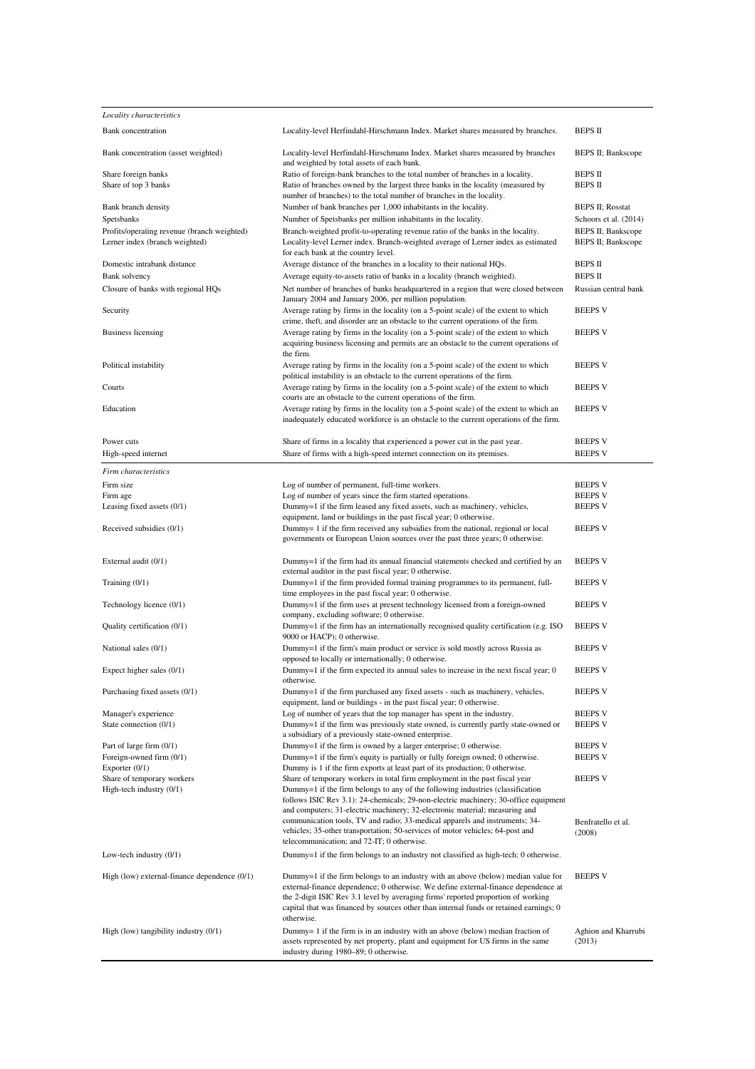| | | |
|---|---|---|
| *Locality characteristics* | | |
| Bank concentration | Locality-level Herfindahl-Hirschmann Index. Market shares measured by branches. | BEPS II |
| Bank concentration (asset weighted) | Locality-level Herfindahl-Hirschmann Index. Market shares measured by branches and weighted by total assets of each bank. | BEPS II; Bankscope |
| Share foreign banks | Ratio of foreign-bank branches to the total number of branches in a locality. | BEPS II |
| Share of top 3 banks | Ratio of branches owned by the largest three banks in the locality (measured by number of branches) to the total number of branches in the locality. | BEPS II |
| Bank branch density | Number of bank branches per 1,000 inhabitants in the locality. | BEPS II; Rosstat |
| Spetsbanks | Number of Spetsbanks per million inhabitants in the locality. | Schoors et al. (2014) |
| Profits/operating revenue (branch weighted) | Branch-weighted profit-to-operating revenue ratio of the banks in the locality. | BEPS II; Bankscope |
| Lerner index (branch weighted) | Locality-level Lerner index. Branch-weighted average of Lerner index as estimated for each bank at the country level. | BEPS II; Bankscope |
| Domestic intrabank distance | Average distance of the branches in a locality to their national HQs. | BEPS II |
| Bank solvency | Average equity-to-assets ratio of banks in a locality (branch weighted). | BEPS II |
| Closure of banks with regional HQs | Net number of branches of banks headquartered in a region that were closed between January 2004 and January 2006, per million population. | Russian central bank |
| Security | Average rating by firms in the locality (on a 5-point scale) of the extent to which crime, theft, and disorder are an obstacle to the current operations of the firm. | BEEPS V |
| Business licensing | Average rating by firms in the locality (on a 5-point scale) of the extent to which acquiring business licensing and permits are an obstacle to the current operations of the firm. | BEEPS V |
| Political instability | Average rating by firms in the locality (on a 5-point scale) of the extent to which political instability is an obstacle to the current operations of the firm. | BEEPS V |
| Courts | Average rating by firms in the locality (on a 5-point scale) of the extent to which courts are an obstacle to the current operations of the firm. | BEEPS V |
| Education | Average rating by firms in the locality (on a 5-point scale) of the extent to which an inadequately educated workforce is an obstacle to the current operations of the firm. | BEEPS V |
| Power cuts | Share of firms in a locality that experienced a power cut in the past year. | BEEPS V |
| High-speed internet | Share of firms with a high-speed internet connection on its premises. | BEEPS V |
| *Firm characteristics* | | |
| Firm size | Log of number of permanent, full-time workers. | BEEPS V |
| Firm age | Log of number of years since the firm started operations. | BEEPS V |
| Leasing fixed assets (0/1) | Dummy=1 if the firm leased any fixed assets, such as machinery, vehicles, equipment, land or buildings in the past fiscal year; 0 otherwise. | BEEPS V |
| Received subsidies (0/1) | Dummy= 1 if the firm received any subsidies from the national, regional or local governments or European Union sources over the past three years; 0 otherwise. | BEEPS V |
| External audit (0/1) | Dummy=1 if the firm had its annual financial statements checked and certified by an external auditor in the past fiscal year; 0 otherwise. | BEEPS V |
| Training (0/1) | Dummy=1 if the firm provided formal training programmes to its permanent, full-time employees in the past fiscal year; 0 otherwise. | BEEPS V |
| Technology licence (0/1) | Dummy=1 if the firm uses at present technology licensed from a foreign-owned company, excluding software; 0 otherwise. | BEEPS V |
| Quality certification (0/1) | Dummy=1 if the firm has an internationally recognised quality certification (e.g. ISO 9000 or HACP); 0 otherwise. | BEEPS V |
| National sales (0/1) | Dummy=1 if the firm's main product or service is sold mostly across Russia as opposed to locally or internationally; 0 otherwise. | BEEPS V |
| Expect higher sales (0/1) | Dummy=1 if the firm expected its annual sales to increase in the next fiscal year; 0 otherwise. | BEEPS V |
| Purchasing fixed assets (0/1) | Dummy=1 if the firm purchased any fixed assets - such as machinery, vehicles, equipment, land or buildings - in the past fiscal year; 0 otherwise. | BEEPS V |
| Manager's experience | Log of number of years that the top manager has spent in the industry. | BEEPS V |
| State connection (0/1) | Dummy=1 if the firm was previously state owned, is currently partly state-owned or a subsidiary of a previously state-owned enterprise. | BEEPS V |
| Part of large firm (0/1) | Dummy=1 if the firm is owned by a larger enterprise; 0 otherwise. | BEEPS V |
| Foreign-owned firm (0/1) | Dummy=1 if the firm's equity is partially or fully foreign owned; 0 otherwise. | BEEPS V |
| Exporter (0/1) | Dummy is 1 if the firm exports at least part of its production; 0 otherwise. | BEEPS V |
| Share of temporary workers | Share of temporary workers in total firm employment in the past fiscal year | BEEPS V |
| High-tech industry (0/1) | Dummy=1 if the firm belongs to any of the following industries (classification follows ISIC Rev 3.1): 24-chemicals; 29-non-electric machinery; 30-office equipment and computers; 31-electric machinery; 32-electronic material; measuring and communication tools, TV and radio; 33-medical apparels and instruments; 34-vehicles; 35-other transportation; 50-services of motor vehicles; 64-post and telecommunication; and 72-IT; 0 otherwise. | Benfratello et al. (2008) |
| Low-tech industry (0/1) | Dummy=1 if the firm belongs to an industry not classified as high-tech; 0 otherwise. | |
| High (low) external-finance dependence (0/1) | Dummy=1 if the firm belongs to an industry with an above (below) median value for external-finance dependence; 0 otherwise. We define external-finance dependence at the 2-digit ISIC Rev 3.1 level by averaging firms' reported proportion of working capital that was financed by sources other than internal funds or retained earnings; 0 otherwise. | BEEPS V |
| High (low) tangibility industry (0/1) | Dummy= 1 if the firm is in an industry with an above (below) median fraction of assets represented by net property, plant and equipment for US firms in the same industry during 1980–89; 0 otherwise. | Aghion and Kharrubi (2013) |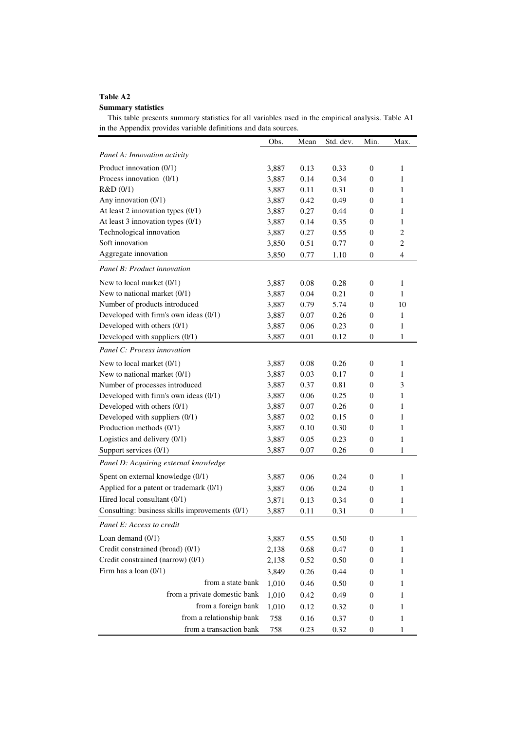**Table A2**

**Summary statistics**

This table presents summary statistics for all variables used in the empirical analysis. Table A1 in the Appendix provides variable definitions and data sources.

| | Obs. | Mean | Std. dev. | Min. | Max. |
|---|---|---|---|---|---|
| *Panel A: Innovation activity* | | | | | |
| Product innovation (0/1) | 3,887 | 0.13 | 0.33 | 0 | 1 |
| Process innovation (0/1) | 3,887 | 0.14 | 0.34 | 0 | 1 |
| R&D (0/1) | 3,887 | 0.11 | 0.31 | 0 | 1 |
| Any innovation (0/1) | 3,887 | 0.42 | 0.49 | 0 | 1 |
| At least 2 innovation types (0/1) | 3,887 | 0.27 | 0.44 | 0 | 1 |
| At least 3 innovation types (0/1) | 3,887 | 0.14 | 0.35 | 0 | 1 |
| Technological innovation | 3,887 | 0.27 | 0.55 | 0 | 2 |
| Soft innovation | 3,850 | 0.51 | 0.77 | 0 | 2 |
| Aggregate innovation | 3,850 | 0.77 | 1.10 | 0 | 4 |
| *Panel B: Product innovation* | | | | | |
| New to local market (0/1) | 3,887 | 0.08 | 0.28 | 0 | 1 |
| New to national market (0/1) | 3,887 | 0.04 | 0.21 | 0 | 1 |
| Number of products introduced | 3,887 | 0.79 | 5.74 | 0 | 10 |
| Developed with firm's own ideas (0/1) | 3,887 | 0.07 | 0.26 | 0 | 1 |
| Developed with others (0/1) | 3,887 | 0.06 | 0.23 | 0 | 1 |
| Developed with suppliers (0/1) | 3,887 | 0.01 | 0.12 | 0 | 1 |
| *Panel C: Process innovation* | | | | | |
| New to local market (0/1) | 3,887 | 0.08 | 0.26 | 0 | 1 |
| New to national market (0/1) | 3,887 | 0.03 | 0.17 | 0 | 1 |
| Number of processes introduced | 3,887 | 0.37 | 0.81 | 0 | 3 |
| Developed with firm's own ideas (0/1) | 3,887 | 0.06 | 0.25 | 0 | 1 |
| Developed with others (0/1) | 3,887 | 0.07 | 0.26 | 0 | 1 |
| Developed with suppliers (0/1) | 3,887 | 0.02 | 0.15 | 0 | 1 |
| Production methods (0/1) | 3,887 | 0.10 | 0.30 | 0 | 1 |
| Logistics and delivery (0/1) | 3,887 | 0.05 | 0.23 | 0 | 1 |
| Support services (0/1) | 3,887 | 0.07 | 0.26 | 0 | 1 |
| *Panel D: Acquiring external knowledge* | | | | | |
| Spent on external knowledge (0/1) | 3,887 | 0.06 | 0.24 | 0 | 1 |
| Applied for a patent or trademark (0/1) | 3,887 | 0.06 | 0.24 | 0 | 1 |
| Hired local consultant (0/1) | 3,871 | 0.13 | 0.34 | 0 | 1 |
| Consulting: business skills improvements (0/1) | 3,887 | 0.11 | 0.31 | 0 | 1 |
| *Panel E: Access to credit* | | | | | |
| Loan demand (0/1) | 3,887 | 0.55 | 0.50 | 0 | 1 |
| Credit constrained (broad) (0/1) | 2,138 | 0.68 | 0.47 | 0 | 1 |
| Credit constrained (narrow) (0/1) | 2,138 | 0.52 | 0.50 | 0 | 1 |
| Firm has a loan (0/1) | 3,849 | 0.26 | 0.44 | 0 | 1 |
| from a state bank | 1,010 | 0.46 | 0.50 | 0 | 1 |
| from a private domestic bank | 1,010 | 0.42 | 0.49 | 0 | 1 |
| from a foreign bank | 1,010 | 0.12 | 0.32 | 0 | 1 |
| from a relationship bank | 758 | 0.16 | 0.37 | 0 | 1 |
| from a transaction bank | 758 | 0.23 | 0.32 | 0 | 1 |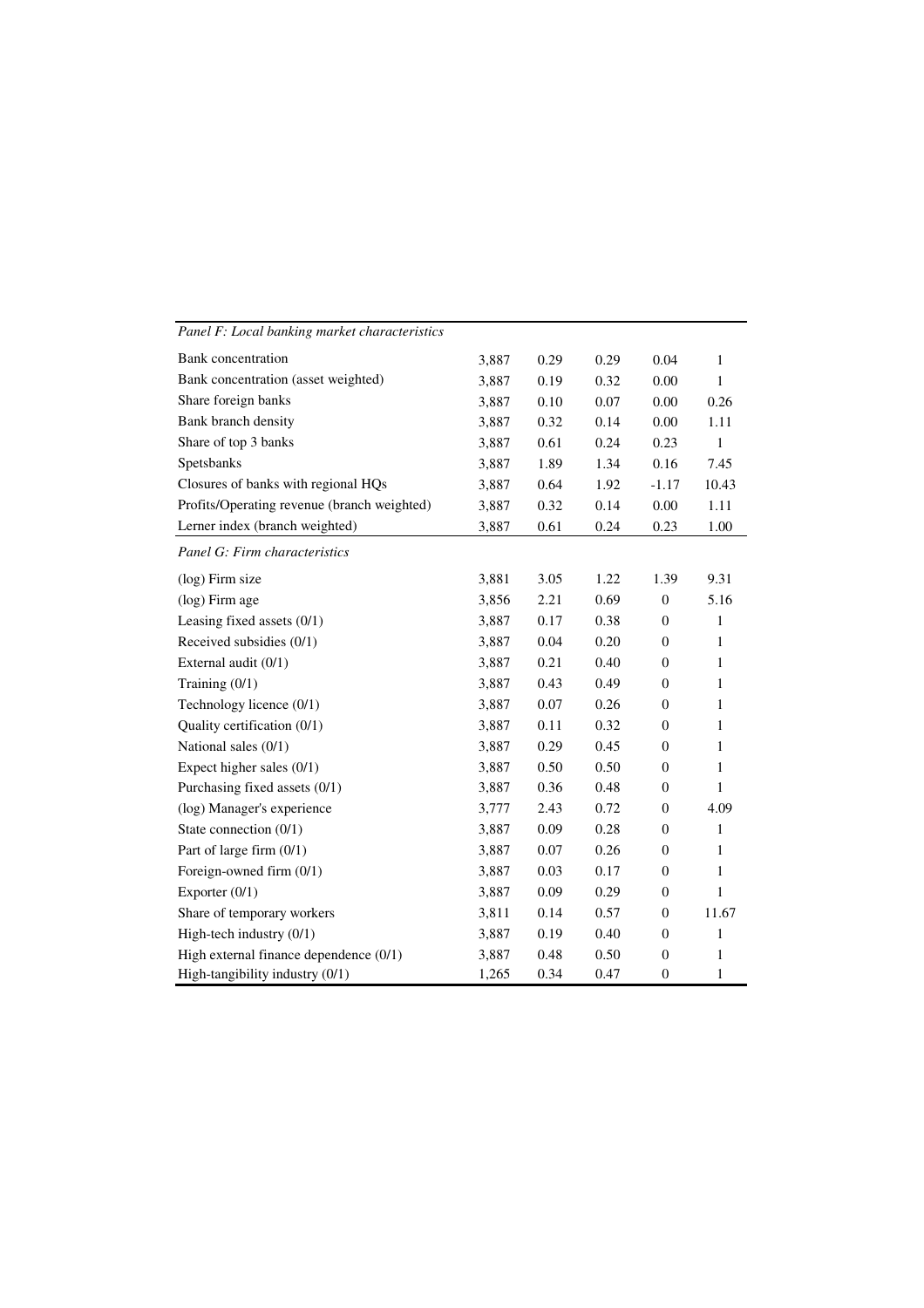| | | | | | |
|---|---|---|---|---|---|
| *Panel F: Local banking market characteristics* | | | | | |
| Bank concentration | 3,887 | 0.29 | 0.29 | 0.04 | 1 |
| Bank concentration (asset weighted) | 3,887 | 0.19 | 0.32 | 0.00 | 1 |
| Share foreign banks | 3,887 | 0.10 | 0.07 | 0.00 | 0.26 |
| Bank branch density | 3,887 | 0.32 | 0.14 | 0.00 | 1.11 |
| Share of top 3 banks | 3,887 | 0.61 | 0.24 | 0.23 | 1 |
| Spetsbanks | 3,887 | 1.89 | 1.34 | 0.16 | 7.45 |
| Closures of banks with regional HQs | 3,887 | 0.64 | 1.92 | -1.17 | 10.43 |
| Profits/Operating revenue (branch weighted) | 3,887 | 0.32 | 0.14 | 0.00 | 1.11 |
| Lerner index (branch weighted) | 3,887 | 0.61 | 0.24 | 0.23 | 1.00 |
| *Panel G: Firm characteristics* | | | | | |
| (log) Firm size | 3,881 | 3.05 | 1.22 | 1.39 | 9.31 |
| (log) Firm age | 3,856 | 2.21 | 0.69 | 0 | 5.16 |
| Leasing fixed assets (0/1) | 3,887 | 0.17 | 0.38 | 0 | 1 |
| Received subsidies (0/1) | 3,887 | 0.04 | 0.20 | 0 | 1 |
| External audit (0/1) | 3,887 | 0.21 | 0.40 | 0 | 1 |
| Training (0/1) | 3,887 | 0.43 | 0.49 | 0 | 1 |
| Technology licence (0/1) | 3,887 | 0.07 | 0.26 | 0 | 1 |
| Quality certification (0/1) | 3,887 | 0.11 | 0.32 | 0 | 1 |
| National sales (0/1) | 3,887 | 0.29 | 0.45 | 0 | 1 |
| Expect higher sales (0/1) | 3,887 | 0.50 | 0.50 | 0 | 1 |
| Purchasing fixed assets (0/1) | 3,887 | 0.36 | 0.48 | 0 | 1 |
| (log) Manager's experience | 3,777 | 2.43 | 0.72 | 0 | 4.09 |
| State connection (0/1) | 3,887 | 0.09 | 0.28 | 0 | 1 |
| Part of large firm (0/1) | 3,887 | 0.07 | 0.26 | 0 | 1 |
| Foreign-owned firm (0/1) | 3,887 | 0.03 | 0.17 | 0 | 1 |
| Exporter (0/1) | 3,887 | 0.09 | 0.29 | 0 | 1 |
| Share of temporary workers | 3,811 | 0.14 | 0.57 | 0 | 11.67 |
| High-tech industry (0/1) | 3,887 | 0.19 | 0.40 | 0 | 1 |
| High external finance dependence (0/1) | 3,887 | 0.48 | 0.50 | 0 | 1 |
| High-tangibility industry (0/1) | 1,265 | 0.34 | 0.47 | 0 | 1 |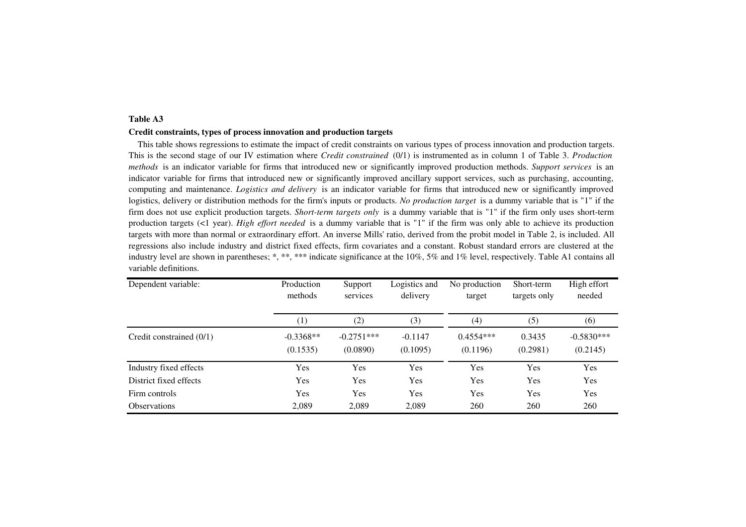**Table A3**

**Credit constraints, types of process innovation and production targets**

This table shows regressions to estimate the impact of credit constraints on various types of process innovation and production targets. This is the second stage of our IV estimation where *Credit constrained* (0/1) is instrumented as in column 1 of Table 3. *Production methods* is an indicator variable for firms that introduced new or significantly improved production methods. *Support services* is an indicator variable for firms that introduced new or significantly improved ancillary support services, such as purchasing, accounting, computing and maintenance. *Logistics and delivery* is an indicator variable for firms that introduced new or significantly improved logistics, delivery or distribution methods for the firm's inputs or products. *No production target* is a dummy variable that is "1" if the firm does not use explicit production targets. *Short-term targets only* is a dummy variable that is "1" if the firm only uses short-term production targets (<1 year). *High effort needed* is a dummy variable that is "1" if the firm was only able to achieve its production targets with more than normal or extraordinary effort. An inverse Mills' ratio, derived from the probit model in Table 2, is included. All regressions also include industry and district fixed effects, firm covariates and a constant. Robust standard errors are clustered at the industry level are shown in parentheses; *, **, *** indicate significance at the 10%, 5% and 1% level, respectively. Table A1 contains all variable definitions.

| Dependent variable: | Production methods | Support services | Logistics and delivery | No production target | Short-term targets only | High effort needed |
|---|---|---|---|---|---|---|
| | (1) | (2) | (3) | (4) | (5) | (6) |
| Credit constrained (0/1) | -0.3368** | -0.2751*** | -0.1147 | 0.4554*** | 0.3435 | -0.5830*** |
| | (0.1535) | (0.0890) | (0.1095) | (0.1196) | (0.2981) | (0.2145) |
| Industry fixed effects | Yes | Yes | Yes | Yes | Yes | Yes |
| District fixed effects | Yes | Yes | Yes | Yes | Yes | Yes |
| Firm controls | Yes | Yes | Yes | Yes | Yes | Yes |
| Observations | 2,089 | 2,089 | 2,089 | 260 | 260 | 260 |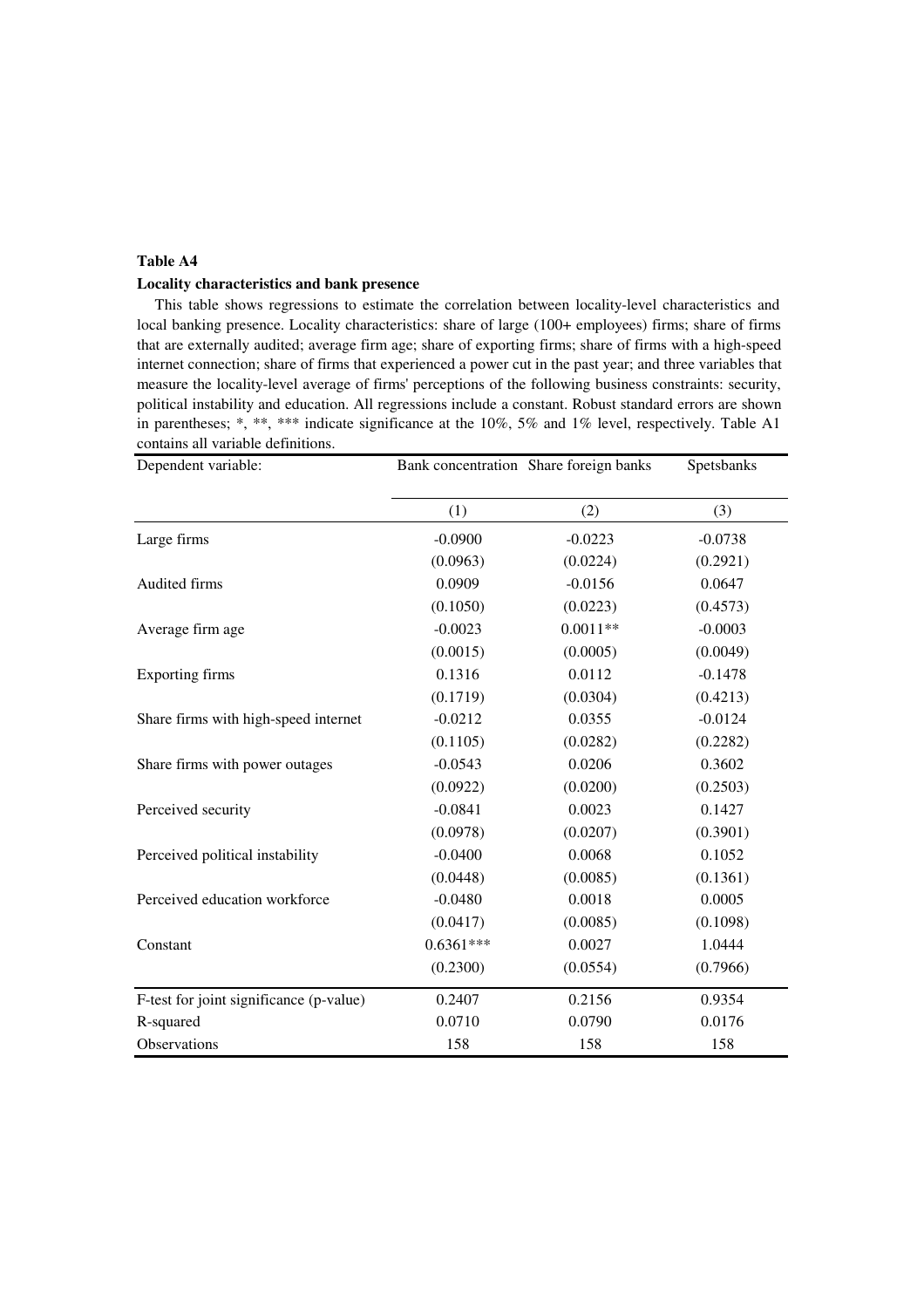**Table A4**

**Locality characteristics and bank presence**

This table shows regressions to estimate the correlation between locality-level characteristics and local banking presence. Locality characteristics: share of large (100+ employees) firms; share of firms that are externally audited; average firm age; share of exporting firms; share of firms with a high-speed internet connection; share of firms that experienced a power cut in the past year; and three variables that measure the locality-level average of firms' perceptions of the following business constraints: security, political instability and education. All regressions include a constant. Robust standard errors are shown in parentheses; *, **, *** indicate significance at the 10%, 5% and 1% level, respectively. Table A1 contains all variable definitions.

| Dependent variable: | Bank concentration | Share foreign banks | Spetsbanks |
|---|---|---|---|
| | (1) | (2) | (3) |
| Large firms | -0.0900 | -0.0223 | -0.0738 |
| | (0.0963) | (0.0224) | (0.2921) |
| Audited firms | 0.0909 | -0.0156 | 0.0647 |
| | (0.1050) | (0.0223) | (0.4573) |
| Average firm age | -0.0023 | 0.0011** | -0.0003 |
| | (0.0015) | (0.0005) | (0.0049) |
| Exporting firms | 0.1316 | 0.0112 | -0.1478 |
| | (0.1719) | (0.0304) | (0.4213) |
| Share firms with high-speed internet | -0.0212 | 0.0355 | -0.0124 |
| | (0.1105) | (0.0282) | (0.2282) |
| Share firms with power outages | -0.0543 | 0.0206 | 0.3602 |
| | (0.0922) | (0.0200) | (0.2503) |
| Perceived security | -0.0841 | 0.0023 | 0.1427 |
| | (0.0978) | (0.0207) | (0.3901) |
| Perceived political instability | -0.0400 | 0.0068 | 0.1052 |
| | (0.0448) | (0.0085) | (0.1361) |
| Perceived education workforce | -0.0480 | 0.0018 | 0.0005 |
| | (0.0417) | (0.0085) | (0.1098) |
| Constant | 0.6361*** | 0.0027 | 1.0444 |
| | (0.2300) | (0.0554) | (0.7966) |
| F-test for joint significance (p-value) | 0.2407 | 0.2156 | 0.9354 |
| R-squared | 0.0710 | 0.0790 | 0.0176 |
| Observations | 158 | 158 | 158 |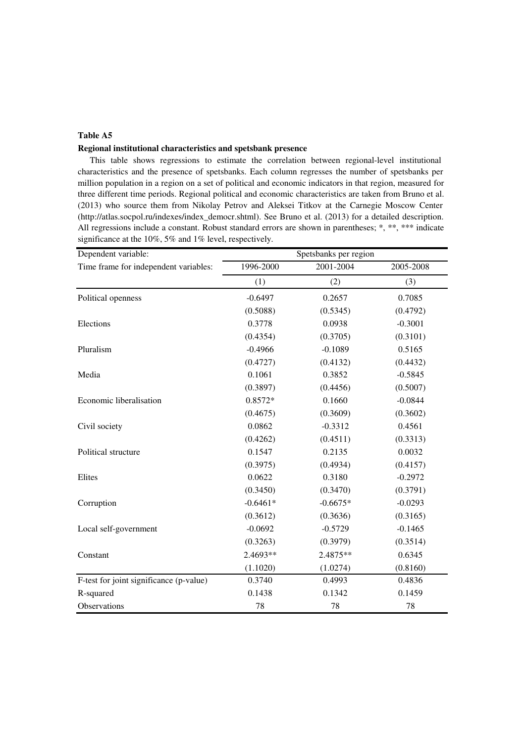**Table A5**

**Regional institutional characteristics and spetsbank presence**

This table shows regressions to estimate the correlation between regional-level institutional characteristics and the presence of spetsbanks. Each column regresses the number of spetsbanks per million population in a region on a set of political and economic indicators in that region, measured for three different time periods. Regional political and economic characteristics are taken from Bruno et al. (2013) who source them from Nikolay Petrov and Aleksei Titkov at the Carnegie Moscow Center (http://atlas.socpol.ru/indexes/index_democr.shtml). See Bruno et al. (2013) for a detailed description. All regressions include a constant. Robust standard errors are shown in parentheses; *, **, *** indicate significance at the 10%, 5% and 1% level, respectively.

| Dependent variable: | Spetsbanks per region | | |
|---|---|---|---|
| Time frame for independent variables: | 1996-2000 | 2001-2004 | 2005-2008 |
| | (1) | (2) | (3) |
| Political openness | -0.6497 | 0.2657 | 0.7085 |
| | (0.5088) | (0.5345) | (0.4792) |
| Elections | 0.3778 | 0.0938 | -0.3001 |
| | (0.4354) | (0.3705) | (0.3101) |
| Pluralism | -0.4966 | -0.1089 | 0.5165 |
| | (0.4727) | (0.4132) | (0.4432) |
| Media | 0.1061 | 0.3852 | -0.5845 |
| | (0.3897) | (0.4456) | (0.5007) |
| Economic liberalisation | 0.8572* | 0.1660 | -0.0844 |
| | (0.4675) | (0.3609) | (0.3602) |
| Civil society | 0.0862 | -0.3312 | 0.4561 |
| | (0.4262) | (0.4511) | (0.3313) |
| Political structure | 0.1547 | 0.2135 | 0.0032 |
| | (0.3975) | (0.4934) | (0.4157) |
| Elites | 0.0622 | 0.3180 | -0.2972 |
| | (0.3450) | (0.3470) | (0.3791) |
| Corruption | -0.6461* | -0.6675* | -0.0293 |
| | (0.3612) | (0.3636) | (0.3165) |
| Local self-government | -0.0692 | -0.5729 | -0.1465 |
| | (0.3263) | (0.3979) | (0.3514) |
| Constant | 2.4693** | 2.4875** | 0.6345 |
| | (1.1020) | (1.0274) | (0.8160) |
| F-test for joint significance (p-value) | 0.3740 | 0.4993 | 0.4836 |
| R-squared | 0.1438 | 0.1342 | 0.1459 |
| Observations | 78 | 78 | 78 |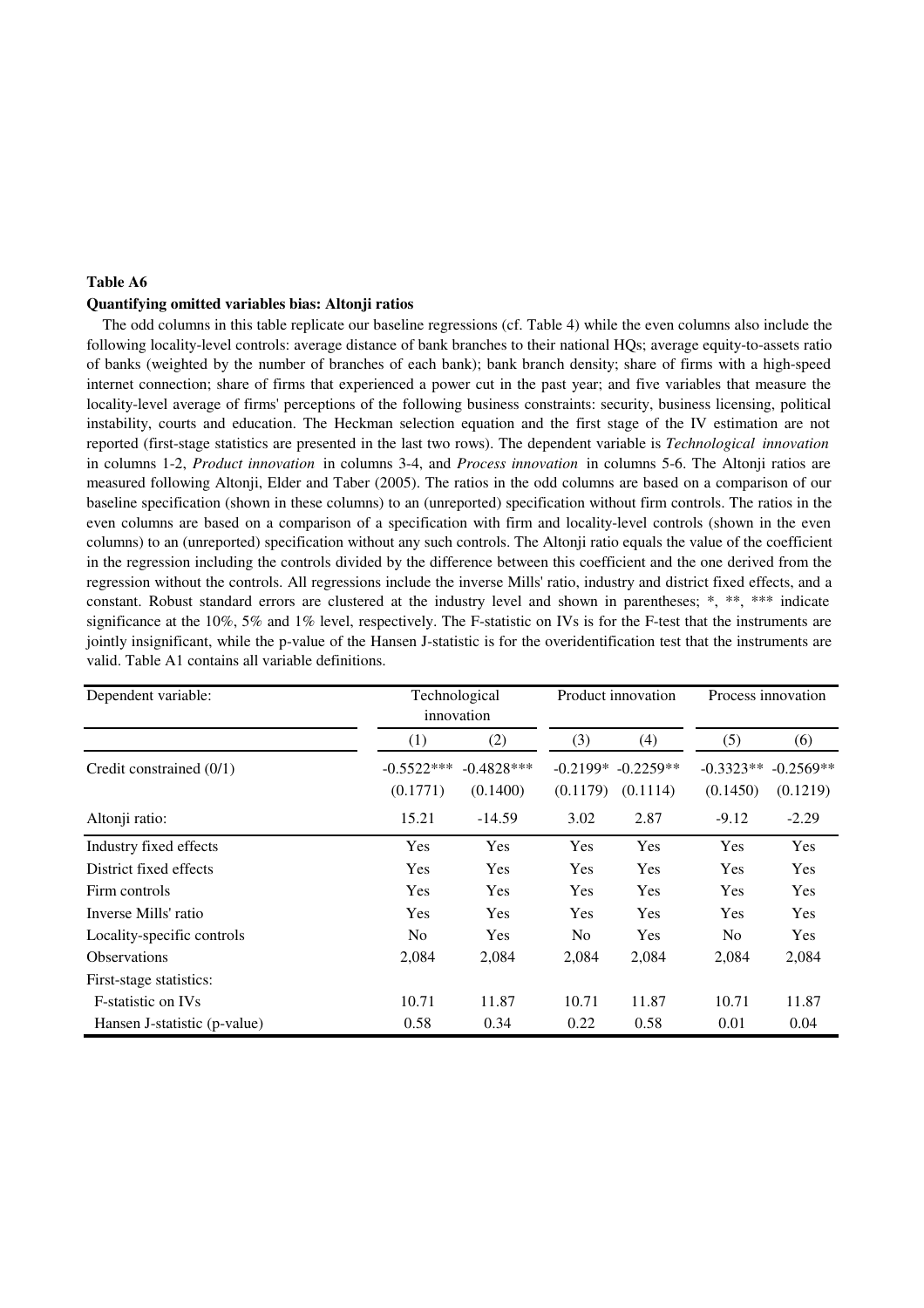**Table A6**

**Quantifying omitted variables bias: Altonji ratios**

The odd columns in this table replicate our baseline regressions (cf. Table 4) while the even columns also include the following locality-level controls: average distance of bank branches to their national HQs; average equity-to-assets ratio of banks (weighted by the number of branches of each bank); bank branch density; share of firms with a high-speed internet connection; share of firms that experienced a power cut in the past year; and five variables that measure the locality-level average of firms' perceptions of the following business constraints: security, business licensing, political instability, courts and education. The Heckman selection equation and the first stage of the IV estimation are not reported (first-stage statistics are presented in the last two rows). The dependent variable is *Technological innovation* in columns 1-2, *Product innovation* in columns 3-4, and *Process innovation* in columns 5-6. The Altonji ratios are measured following Altonji, Elder and Taber (2005). The ratios in the odd columns are based on a comparison of our baseline specification (shown in these columns) to an (unreported) specification without firm controls. The ratios in the even columns are based on a comparison of a specification with firm and locality-level controls (shown in the even columns) to an (unreported) specification without any such controls. The Altonji ratio equals the value of the coefficient in the regression including the controls divided by the difference between this coefficient and the one derived from the regression without the controls. All regressions include the inverse Mills' ratio, industry and district fixed effects, and a constant. Robust standard errors are clustered at the industry level and shown in parentheses; *, **, *** indicate significance at the 10%, 5% and 1% level, respectively. The F-statistic on IVs is for the F-test that the instruments are jointly insignificant, while the p-value of the Hansen J-statistic is for the overidentification test that the instruments are valid. Table A1 contains all variable definitions.

| Dependent variable: | Technological innovation | | Product innovation | | Process innovation | |
|---|---|---|---|---|---|---|
| | (1) | (2) | (3) | (4) | (5) | (6) |
| Credit constrained (0/1) | -0.5522*** | -0.4828*** | -0.2199* | -0.2259** | -0.3323** | -0.2569** |
| | (0.1771) | (0.1400) | (0.1179) | (0.1114) | (0.1450) | (0.1219) |
| Altonji ratio: | 15.21 | -14.59 | 3.02 | 2.87 | -9.12 | -2.29 |
| Industry fixed effects | Yes | Yes | Yes | Yes | Yes | Yes |
| District fixed effects | Yes | Yes | Yes | Yes | Yes | Yes |
| Firm controls | Yes | Yes | Yes | Yes | Yes | Yes |
| Inverse Mills' ratio | Yes | Yes | Yes | Yes | Yes | Yes |
| Locality-specific controls | No | Yes | No | Yes | No | Yes |
| Observations | 2,084 | 2,084 | 2,084 | 2,084 | 2,084 | 2,084 |
| First-stage statistics: | | | | | | |
| F-statistic on IVs | 10.71 | 11.87 | 10.71 | 11.87 | 10.71 | 11.87 |
| Hansen J-statistic (p-value) | 0.58 | 0.34 | 0.22 | 0.58 | 0.01 | 0.04 |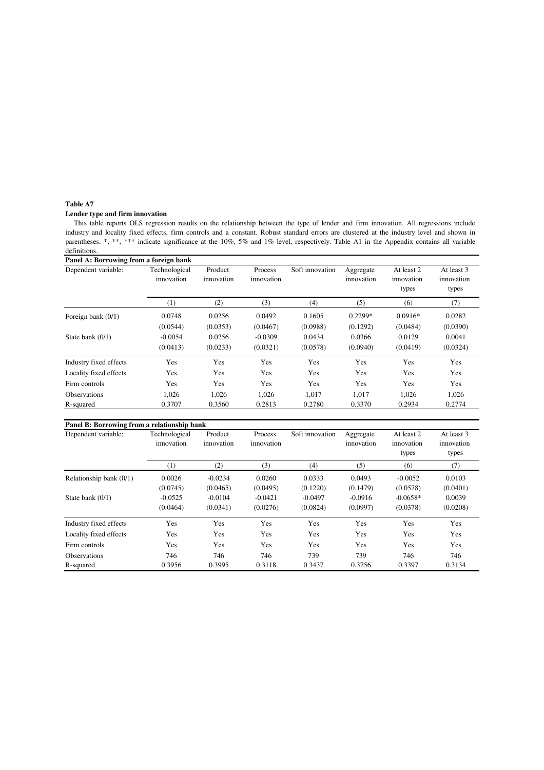**Table A7**

**Lender type and firm innovation**

This table reports OLS regression results on the relationship between the type of lender and firm innovation. All regressions include industry and locality fixed effects, firm controls and a constant. Robust standard errors are clustered at the industry level and shown in parentheses. *, **, *** indicate significance at the 10%, 5% and 1% level, respectively. Table A1 in the Appendix contains all variable definitions.

**Panel A: Borrowing from a foreign bank**

| Dependent variable: | Technological innovation | Product innovation | Process innovation | Soft innovation | Aggregate innovation | At least 2 innovation types | At least 3 innovation types |
|---|---|---|---|---|---|---|---|
| | (1) | (2) | (3) | (4) | (5) | (6) | (7) |
| Foreign bank (0/1) | 0.0748 | 0.0256 | 0.0492 | 0.1605 | 0.2299* | 0.0916* | 0.0282 |
| | (0.0544) | (0.0353) | (0.0467) | (0.0988) | (0.1292) | (0.0484) | (0.0390) |
| State bank (0/1) | -0.0054 | 0.0256 | -0.0309 | 0.0434 | 0.0366 | 0.0129 | 0.0041 |
| | (0.0413) | (0.0233) | (0.0321) | (0.0578) | (0.0940) | (0.0419) | (0.0324) |
| Industry fixed effects | Yes | Yes | Yes | Yes | Yes | Yes | Yes |
| Locality fixed effects | Yes | Yes | Yes | Yes | Yes | Yes | Yes |
| Firm controls | Yes | Yes | Yes | Yes | Yes | Yes | Yes |
| Observations | 1,026 | 1,026 | 1,026 | 1,017 | 1,017 | 1,026 | 1,026 |
| R-squared | 0.3707 | 0.3560 | 0.2813 | 0.2780 | 0.3370 | 0.2934 | 0.2774 |

**Panel B: Borrowing from a relationship bank**

| Dependent variable: | Technological innovation | Product innovation | Process innovation | Soft innovation | Aggregate innovation | At least 2 innovation types | At least 3 innovation types |
|---|---|---|---|---|---|---|---|
| | (1) | (2) | (3) | (4) | (5) | (6) | (7) |
| Relationship bank (0/1) | 0.0026 | -0.0234 | 0.0260 | 0.0333 | 0.0493 | -0.0052 | 0.0103 |
| | (0.0745) | (0.0465) | (0.0495) | (0.1220) | (0.1479) | (0.0578) | (0.0401) |
| State bank (0/1) | -0.0525 | -0.0104 | -0.0421 | -0.0497 | -0.0916 | -0.0658* | 0.0039 |
| | (0.0464) | (0.0341) | (0.0276) | (0.0824) | (0.0997) | (0.0378) | (0.0208) |
| Industry fixed effects | Yes | Yes | Yes | Yes | Yes | Yes | Yes |
| Locality fixed effects | Yes | Yes | Yes | Yes | Yes | Yes | Yes |
| Firm controls | Yes | Yes | Yes | Yes | Yes | Yes | Yes |
| Observations | 746 | 746 | 746 | 739 | 739 | 746 | 746 |
| R-squared | 0.3956 | 0.3995 | 0.3118 | 0.3437 | 0.3756 | 0.3397 | 0.3134 |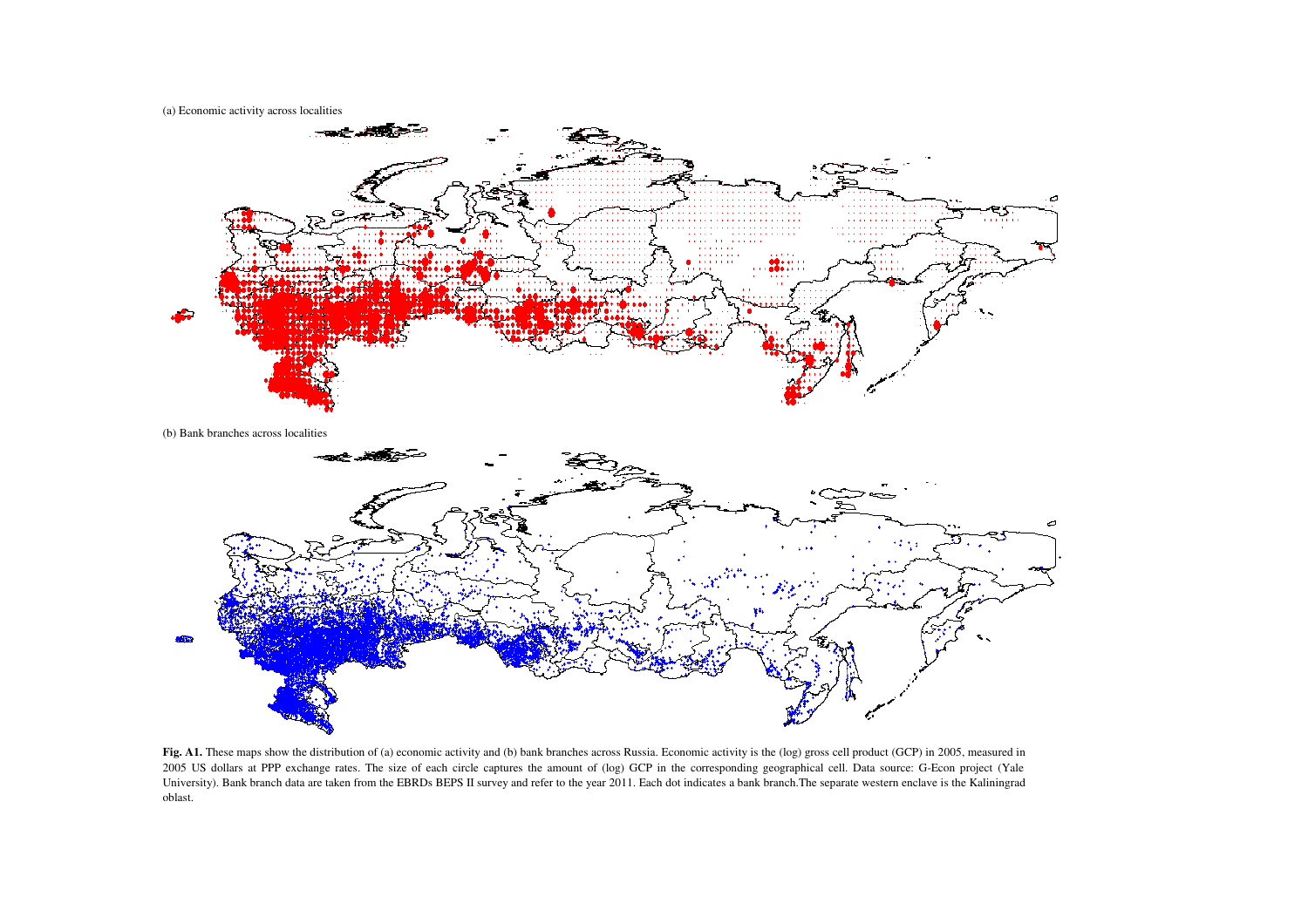(a) Economic activity across localities

(b) Bank branches across localities

**Fig. A1.** These maps show the distribution of (a) economic activity and (b) bank branches across Russia. Economic activity is the (log) gross cell product (GCP) in 2005, measured in 2005 US dollars at PPP exchange rates. The size of each circle captures the amount of (log) GCP in the corresponding geographical cell. Data source: G-Econ project (Yale University). Bank branch data are taken from the EBRDs BEPS II survey and refer to the year 2011. Each dot indicates a bank branch.The separate western enclave is the Kaliningrad oblast.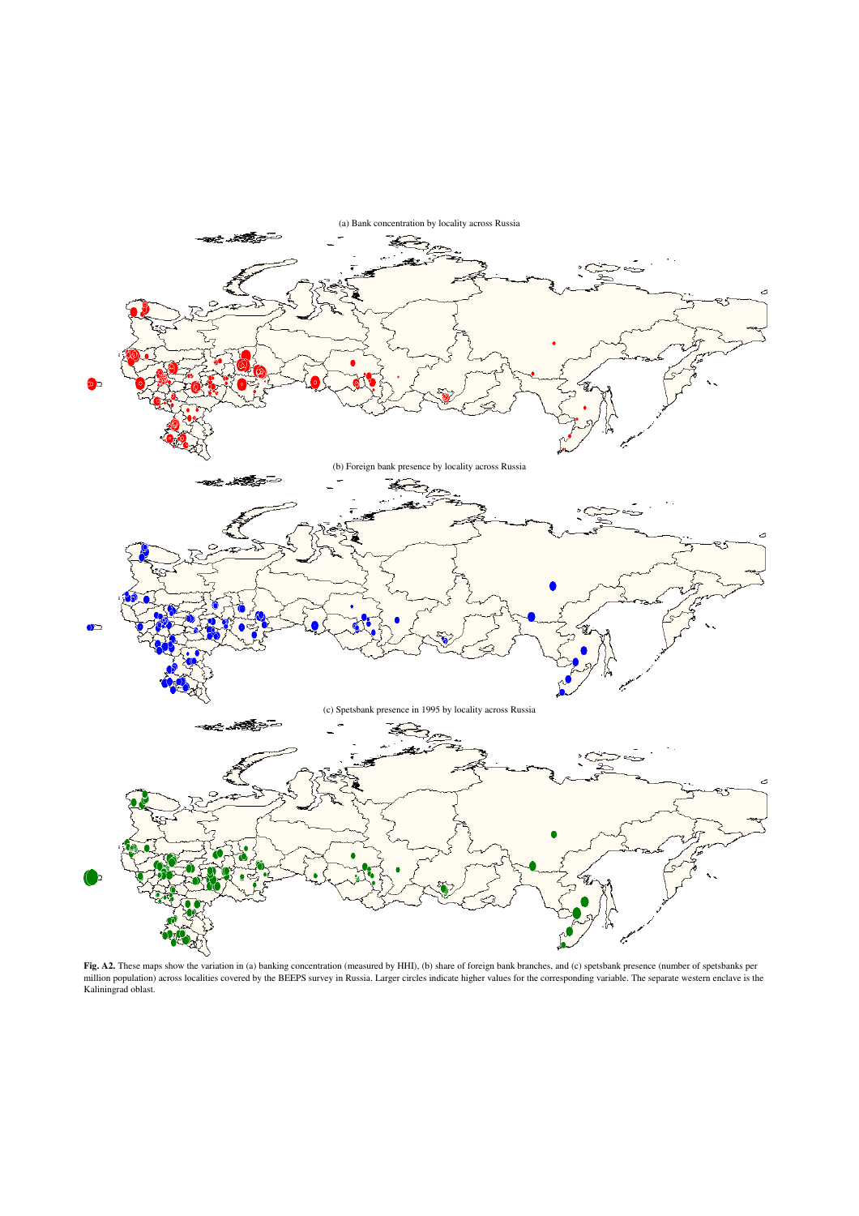(a) Bank concentration by locality across Russia

(b) Foreign bank presence by locality across Russia

(c) Spetsbank presence in 1995 by locality across Russia

**Fig. A2.** These maps show the variation in (a) banking concentration (measured by HHI), (b) share of foreign bank branches, and (c) spetsbank presence (number of spetsbanks per million population) across localities covered by the BEEPS survey in Russia. Larger circles indicate higher values for the corresponding variable. The separate western enclave is the Kaliningrad oblast.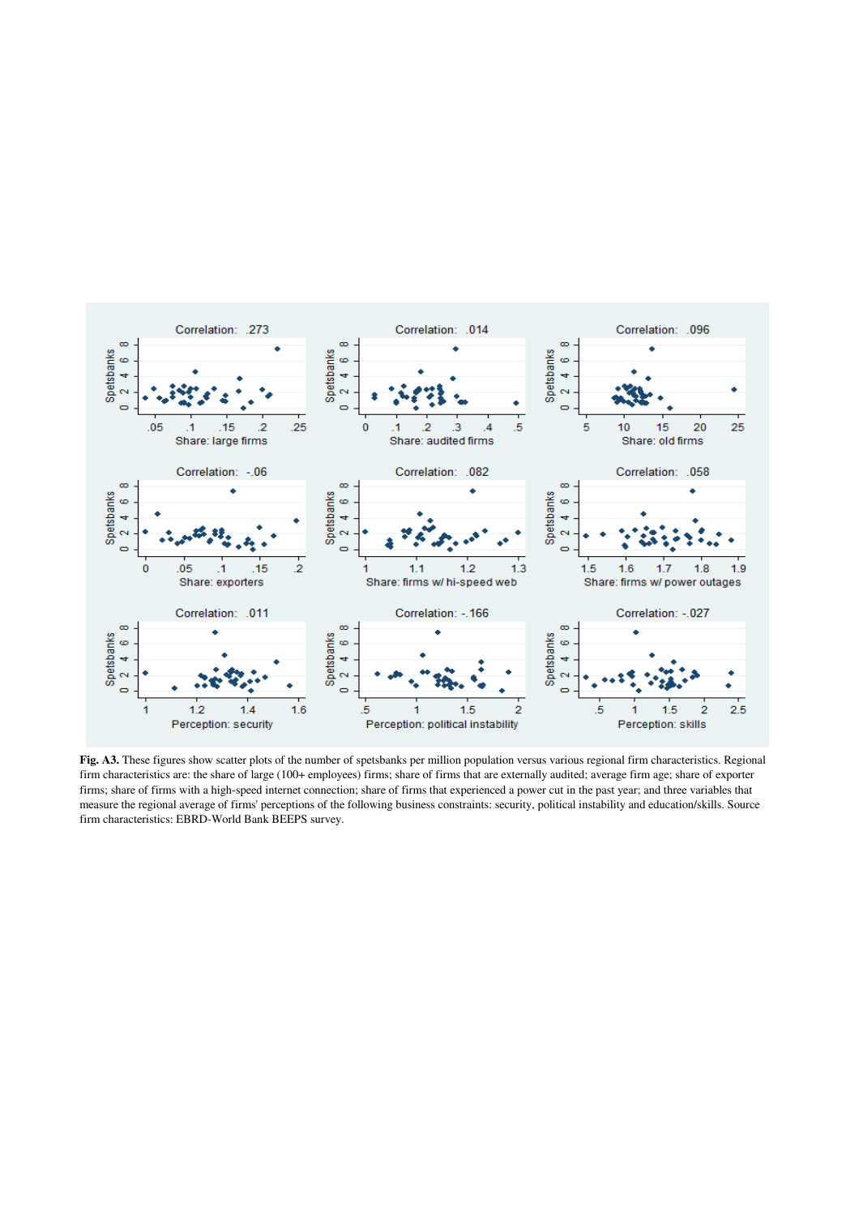Correlation: .273

Spetsbanks

0 2 4 6 8

.05 .1 .15 .2 .25

Share: large firms

Correlation: .014

Spetsbanks

0 2 4 6 8

0 .1 .2 .3 .4 .5

Share: audited firms

Correlation: .096

Spetsbanks

0 2 4 6 8

5 10 15 20 25

Share: old firms

Correlation: -.06

Spetsbanks

0 2 4 6 8

0 .05 .1 .15 .2

Share: exporters

Correlation: .082

Spetsbanks

0 2 4 6 8

1 1.1 1.2 1.3

Share: firms w/ hi-speed web

Correlation: .058

Spetsbanks

0 2 4 6 8

1.5 1.6 1.7 1.8 1.9

Share: firms w/ power outages

Correlation: .011

Spetsbanks

0 2 4 6 8

1 1.2 1.4 1.6

Perception: security

Correlation: -.166

Spetsbanks

0 2 4 6 8

.5 1 1.5 2

Perception: political instability

Correlation: -.027

Spetsbanks

0 2 4 6 8

.5 1 1.5 2 2.5

Perception: skills

**Fig. A3.** These figures show scatter plots of the number of spetsbanks per million population versus various regional firm characteristics. Regional firm characteristics are: the share of large (100+ employees) firms; share of firms that are externally audited; average firm age; share of exporter firms; share of firms with a high-speed internet connection; share of firms that experienced a power cut in the past year; and three variables that measure the regional average of firms' perceptions of the following business constraints: security, political instability and education/skills. Source firm characteristics: EBRD-World Bank BEEPS survey.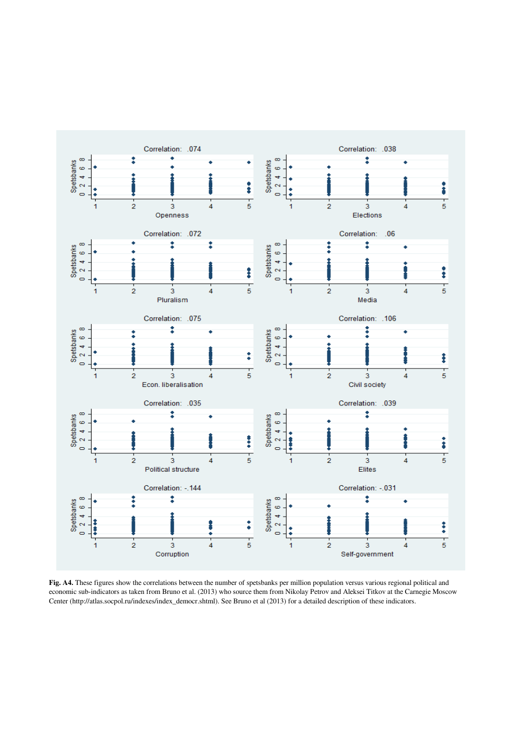Correlation: .074

Spetsbanks

0 2 4 6 8

1 2 3 4 5

Openness

Correlation: .038

Spetsbanks

0 2 4 6 8

1 2 3 4 5

Elections

Correlation: .072

Spetsbanks

0 2 4 6 8

1 2 3 4 5

Pluralism

Correlation: .06

Spetsbanks

0 2 4 6 8

1 2 3 4 5

Media

Correlation: .075

Spetsbanks

0 2 4 6 8

1 2 3 4 5

Econ. liberalisation

Correlation: .106

Spetsbanks

0 2 4 6 8

1 2 3 4 5

Civil society

Correlation: .035

Spetsbanks

0 2 4 6 8

1 2 3 4 5

Political structure

Correlation: .039

Spetsbanks

0 2 4 6 8

1 2 3 4 5

Elites

Correlation: -.144

Spetsbanks

0 2 4 6 8

1 2 3 4 5

Corruption

Correlation: -.031

Spetsbanks

0 2 4 6 8

1 2 3 4 5

Self-government

**Fig. A4.** These figures show the correlations between the number of spetsbanks per million population versus various regional political and economic sub-indicators as taken from Bruno et al. (2013) who source them from Nikolay Petrov and Aleksei Titkov at the Carnegie Moscow Center (http://atlas.socpol.ru/indexes/index_democr.shtml). See Bruno et al (2013) for a detailed description of these indicators.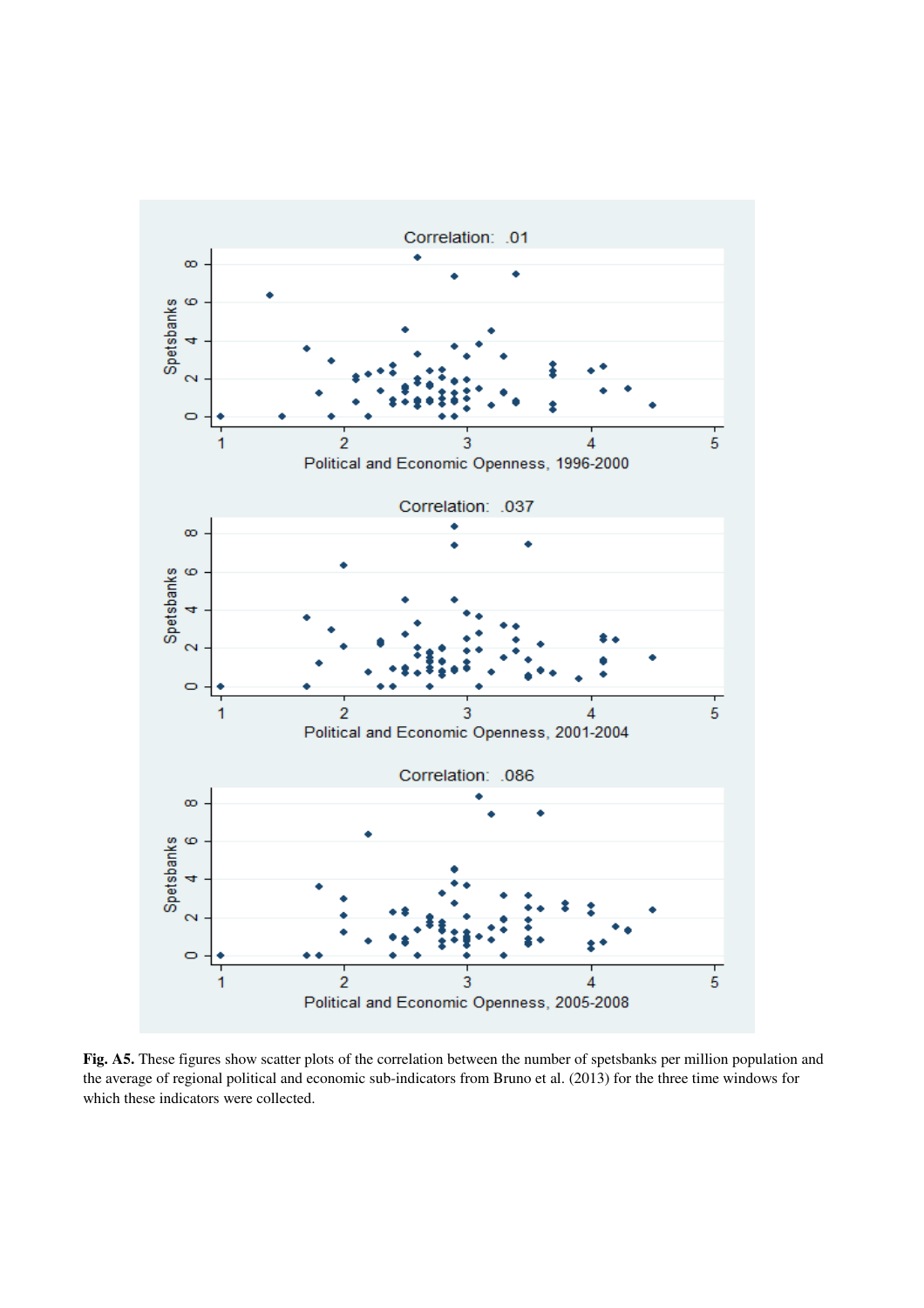**Fig. A5.** These figures show scatter plots of the correlation between the number of spetsbanks per million population and the average of regional political and economic sub-indicators from Bruno et al. (2013) for the three time windows for which these indicators were collected.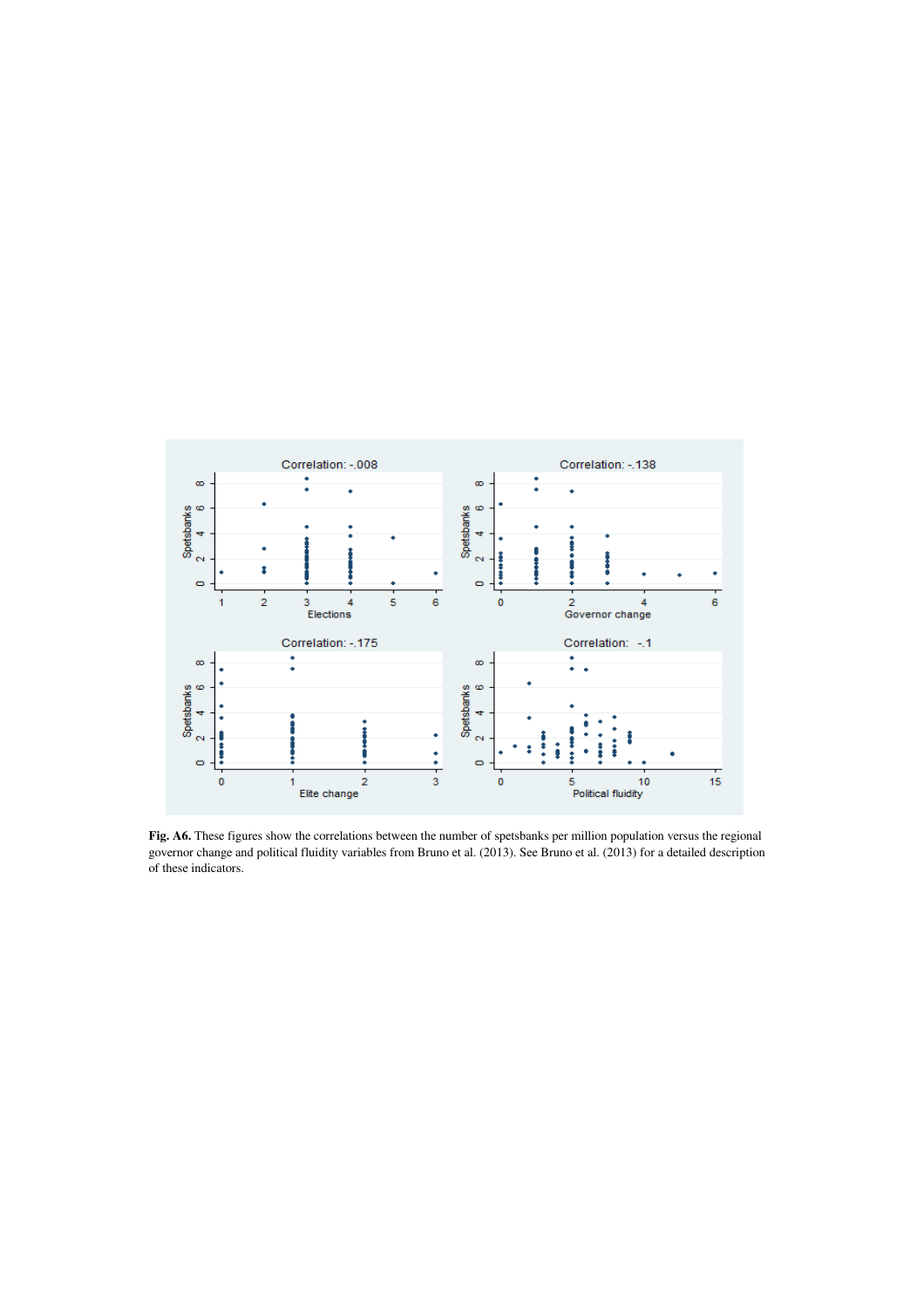**Fig. A6.** These figures show the correlations between the number of spetsbanks per million population versus the regional governor change and political fluidity variables from Bruno et al. (2013). See Bruno et al. (2013) for a detailed description of these indicators.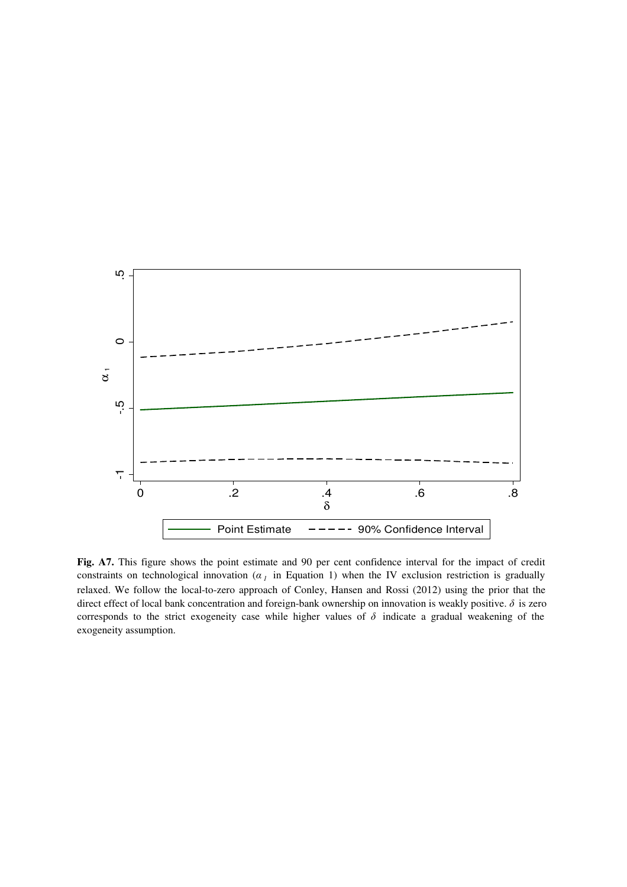.5

0

$\alpha_1$

-.5

-1

0 .2 .4 .6 .8

$\delta$

Point Estimate 90% Confidence Interval

**Fig. A7.** This figure shows the point estimate and 90 per cent confidence interval for the impact of credit constraints on technological innovation ($\alpha_1$ in Equation 1) when the IV exclusion restriction is gradually relaxed. We follow the local-to-zero approach of Conley, Hansen and Rossi (2012) using the prior that the direct effect of local bank concentration and foreign-bank ownership on innovation is weakly positive. $\delta$ is zero corresponds to the strict exogeneity case while higher values of $\delta$ indicate a gradual weakening of the exogeneity assumption.